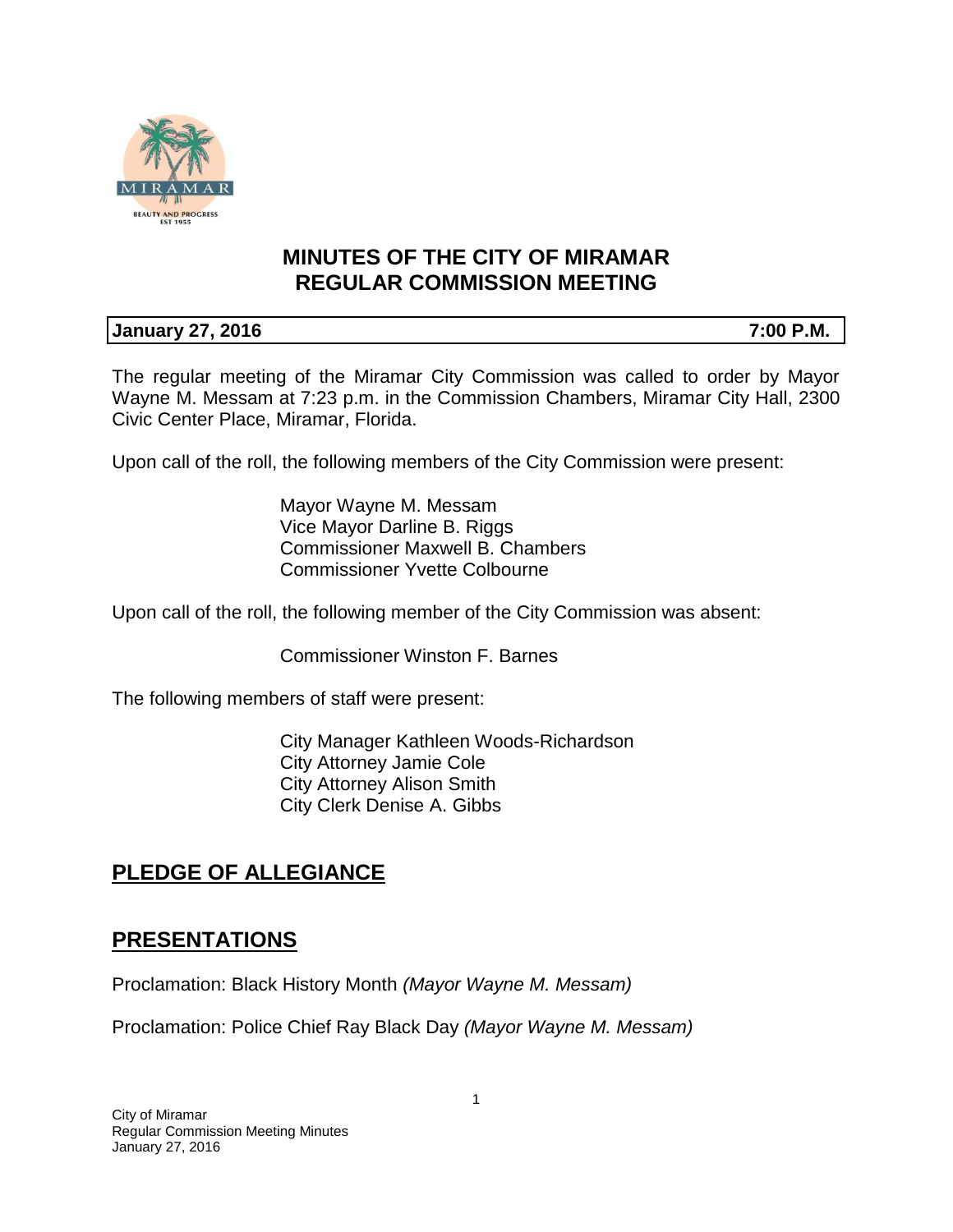# MINUTES OF THE CITY OF MIRAMAR REGULAR COMMISSION MEETING

**January 27, 2016** **7:00 P.M.**

The regular meeting of the Miramar City Commission was called to order by Mayor Wayne M. Messam at 7:23 p.m. in the Commission Chambers, Miramar City Hall, 2300 Civic Center Place, Miramar, Florida.

Upon call of the roll, the following members of the City Commission were present:

Mayor Wayne M. Messam
Vice Mayor Darline B. Riggs
Commissioner Maxwell B. Chambers
Commissioner Yvette Colbourne

Upon call of the roll, the following member of the City Commission was absent:

Commissioner Winston F. Barnes

The following members of staff were present:

City Manager Kathleen Woods-Richardson
City Attorney Jamie Cole
City Attorney Alison Smith
City Clerk Denise A. Gibbs

## PLEDGE OF ALLEGIANCE

## PRESENTATIONS

Proclamation: Black History Month *(Mayor Wayne M. Messam)*

Proclamation: Police Chief Ray Black Day *(Mayor Wayne M. Messam)*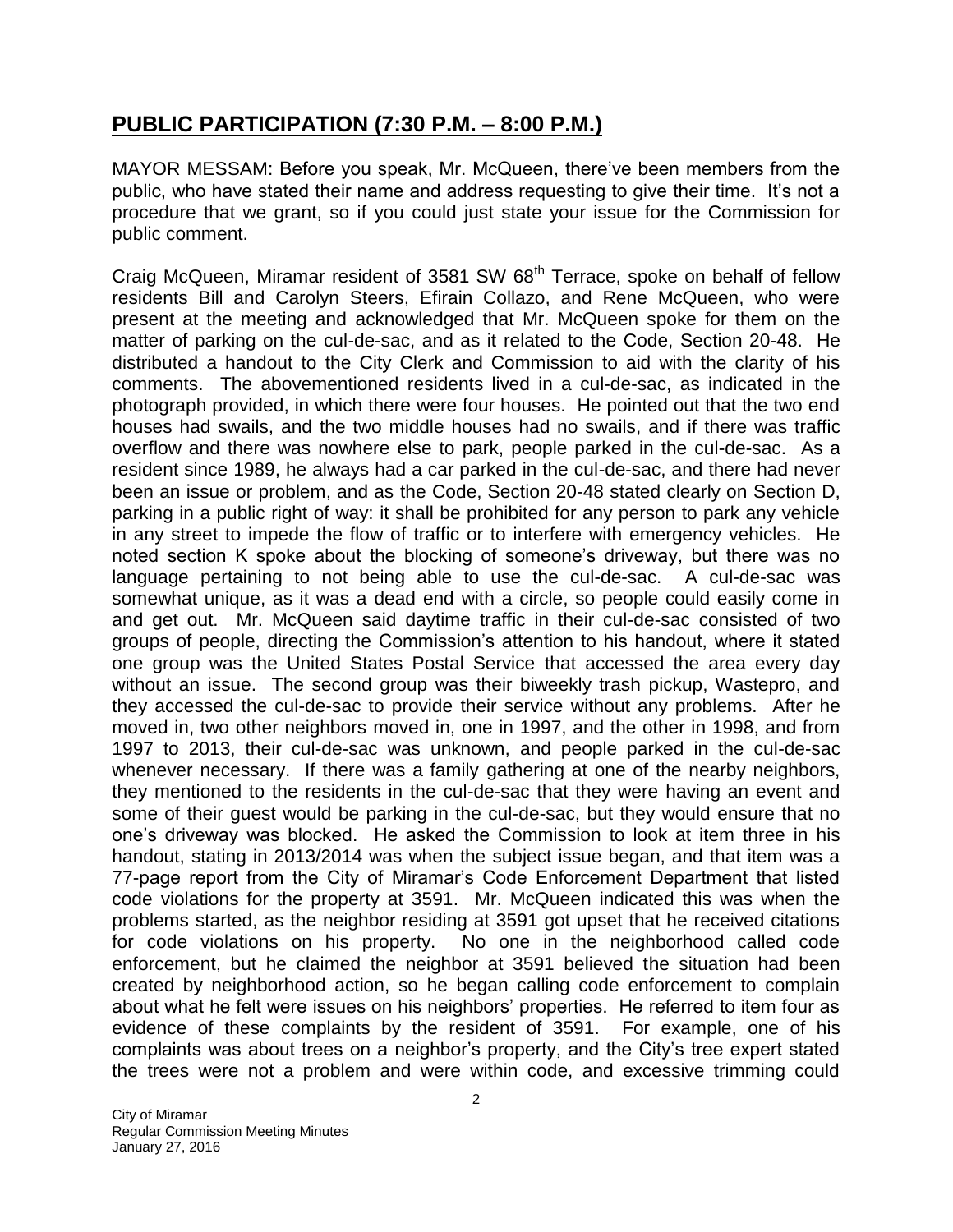## **PUBLIC PARTICIPATION (7:30 P.M. – 8:00 P.M.)**

MAYOR MESSAM: Before you speak, Mr. McQueen, there've been members from the public, who have stated their name and address requesting to give their time. It's not a procedure that we grant, so if you could just state your issue for the Commission for public comment.

Craig McQueen, Miramar resident of 3581 SW 68th Terrace, spoke on behalf of fellow residents Bill and Carolyn Steers, Efirain Collazo, and Rene McQueen, who were present at the meeting and acknowledged that Mr. McQueen spoke for them on the matter of parking on the cul-de-sac, and as it related to the Code, Section 20-48. He distributed a handout to the City Clerk and Commission to aid with the clarity of his comments. The abovementioned residents lived in a cul-de-sac, as indicated in the photograph provided, in which there were four houses. He pointed out that the two end houses had swails, and the two middle houses had no swails, and if there was traffic overflow and there was nowhere else to park, people parked in the cul-de-sac. As a resident since 1989, he always had a car parked in the cul-de-sac, and there had never been an issue or problem, and as the Code, Section 20-48 stated clearly on Section D, parking in a public right of way: it shall be prohibited for any person to park any vehicle in any street to impede the flow of traffic or to interfere with emergency vehicles. He noted section K spoke about the blocking of someone's driveway, but there was no language pertaining to not being able to use the cul-de-sac. A cul-de-sac was somewhat unique, as it was a dead end with a circle, so people could easily come in and get out. Mr. McQueen said daytime traffic in their cul-de-sac consisted of two groups of people, directing the Commission's attention to his handout, where it stated one group was the United States Postal Service that accessed the area every day without an issue. The second group was their biweekly trash pickup, Wastepro, and they accessed the cul-de-sac to provide their service without any problems. After he moved in, two other neighbors moved in, one in 1997, and the other in 1998, and from 1997 to 2013, their cul-de-sac was unknown, and people parked in the cul-de-sac whenever necessary. If there was a family gathering at one of the nearby neighbors, they mentioned to the residents in the cul-de-sac that they were having an event and some of their guest would be parking in the cul-de-sac, but they would ensure that no one's driveway was blocked. He asked the Commission to look at item three in his handout, stating in 2013/2014 was when the subject issue began, and that item was a 77-page report from the City of Miramar's Code Enforcement Department that listed code violations for the property at 3591. Mr. McQueen indicated this was when the problems started, as the neighbor residing at 3591 got upset that he received citations for code violations on his property. No one in the neighborhood called code enforcement, but he claimed the neighbor at 3591 believed the situation had been created by neighborhood action, so he began calling code enforcement to complain about what he felt were issues on his neighbors' properties. He referred to item four as evidence of these complaints by the resident of 3591. For example, one of his complaints was about trees on a neighbor's property, and the City's tree expert stated the trees were not a problem and were within code, and excessive trimming could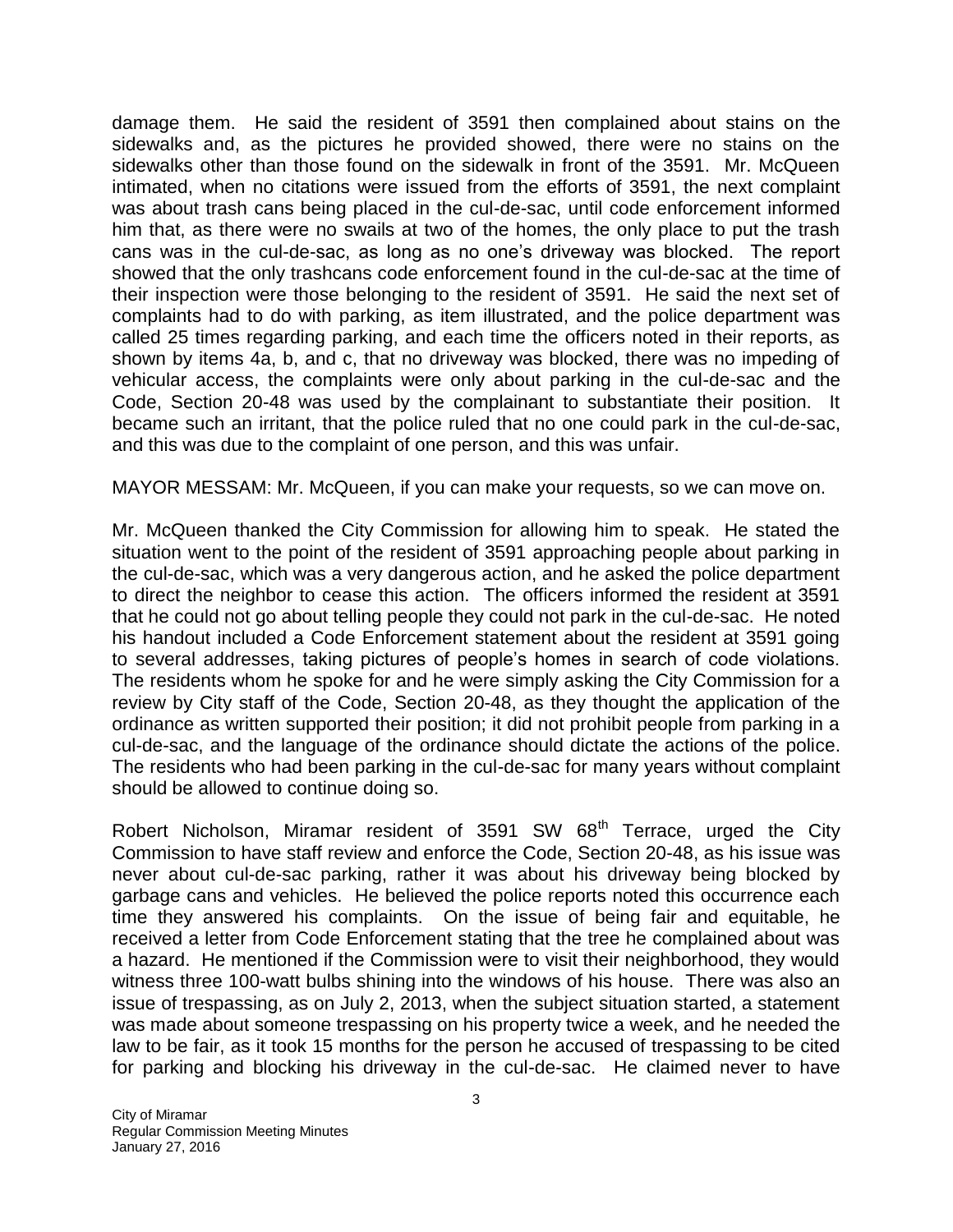damage them. He said the resident of 3591 then complained about stains on the sidewalks and, as the pictures he provided showed, there were no stains on the sidewalks other than those found on the sidewalk in front of the 3591. Mr. McQueen intimated, when no citations were issued from the efforts of 3591, the next complaint was about trash cans being placed in the cul-de-sac, until code enforcement informed him that, as there were no swails at two of the homes, the only place to put the trash cans was in the cul-de-sac, as long as no one's driveway was blocked. The report showed that the only trashcans code enforcement found in the cul-de-sac at the time of their inspection were those belonging to the resident of 3591. He said the next set of complaints had to do with parking, as item illustrated, and the police department was called 25 times regarding parking, and each time the officers noted in their reports, as shown by items 4a, b, and c, that no driveway was blocked, there was no impeding of vehicular access, the complaints were only about parking in the cul-de-sac and the Code, Section 20-48 was used by the complainant to substantiate their position. It became such an irritant, that the police ruled that no one could park in the cul-de-sac, and this was due to the complaint of one person, and this was unfair.

MAYOR MESSAM: Mr. McQueen, if you can make your requests, so we can move on.

Mr. McQueen thanked the City Commission for allowing him to speak. He stated the situation went to the point of the resident of 3591 approaching people about parking in the cul-de-sac, which was a very dangerous action, and he asked the police department to direct the neighbor to cease this action. The officers informed the resident at 3591 that he could not go about telling people they could not park in the cul-de-sac. He noted his handout included a Code Enforcement statement about the resident at 3591 going to several addresses, taking pictures of people's homes in search of code violations. The residents whom he spoke for and he were simply asking the City Commission for a review by City staff of the Code, Section 20-48, as they thought the application of the ordinance as written supported their position; it did not prohibit people from parking in a cul-de-sac, and the language of the ordinance should dictate the actions of the police. The residents who had been parking in the cul-de-sac for many years without complaint should be allowed to continue doing so.

Robert Nicholson, Miramar resident of 3591 SW 68th Terrace, urged the City Commission to have staff review and enforce the Code, Section 20-48, as his issue was never about cul-de-sac parking, rather it was about his driveway being blocked by garbage cans and vehicles. He believed the police reports noted this occurrence each time they answered his complaints. On the issue of being fair and equitable, he received a letter from Code Enforcement stating that the tree he complained about was a hazard. He mentioned if the Commission were to visit their neighborhood, they would witness three 100-watt bulbs shining into the windows of his house. There was also an issue of trespassing, as on July 2, 2013, when the subject situation started, a statement was made about someone trespassing on his property twice a week, and he needed the law to be fair, as it took 15 months for the person he accused of trespassing to be cited for parking and blocking his driveway in the cul-de-sac. He claimed never to have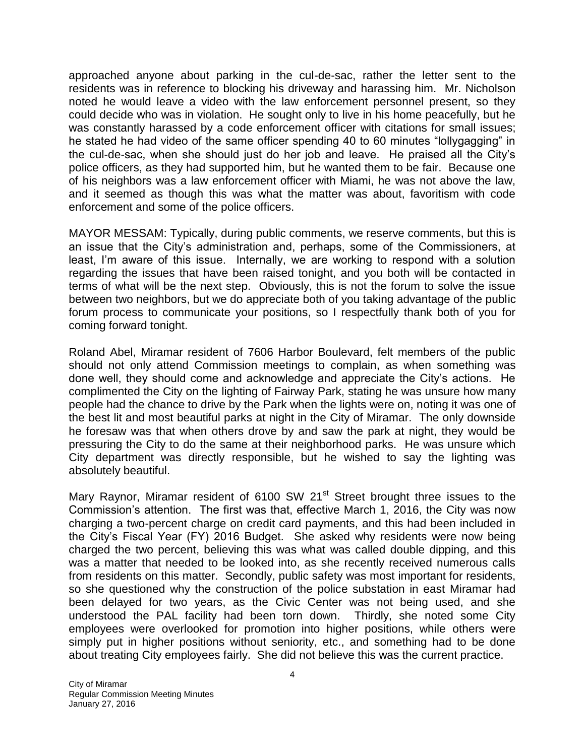approached anyone about parking in the cul-de-sac, rather the letter sent to the residents was in reference to blocking his driveway and harassing him. Mr. Nicholson noted he would leave a video with the law enforcement personnel present, so they could decide who was in violation. He sought only to live in his home peacefully, but he was constantly harassed by a code enforcement officer with citations for small issues; he stated he had video of the same officer spending 40 to 60 minutes "lollygagging" in the cul-de-sac, when she should just do her job and leave. He praised all the City's police officers, as they had supported him, but he wanted them to be fair. Because one of his neighbors was a law enforcement officer with Miami, he was not above the law, and it seemed as though this was what the matter was about, favoritism with code enforcement and some of the police officers.

MAYOR MESSAM: Typically, during public comments, we reserve comments, but this is an issue that the City's administration and, perhaps, some of the Commissioners, at least, I'm aware of this issue. Internally, we are working to respond with a solution regarding the issues that have been raised tonight, and you both will be contacted in terms of what will be the next step. Obviously, this is not the forum to solve the issue between two neighbors, but we do appreciate both of you taking advantage of the public forum process to communicate your positions, so I respectfully thank both of you for coming forward tonight.

Roland Abel, Miramar resident of 7606 Harbor Boulevard, felt members of the public should not only attend Commission meetings to complain, as when something was done well, they should come and acknowledge and appreciate the City's actions. He complimented the City on the lighting of Fairway Park, stating he was unsure how many people had the chance to drive by the Park when the lights were on, noting it was one of the best lit and most beautiful parks at night in the City of Miramar. The only downside he foresaw was that when others drove by and saw the park at night, they would be pressuring the City to do the same at their neighborhood parks. He was unsure which City department was directly responsible, but he wished to say the lighting was absolutely beautiful.

Mary Raynor, Miramar resident of 6100 SW 21st Street brought three issues to the Commission's attention. The first was that, effective March 1, 2016, the City was now charging a two-percent charge on credit card payments, and this had been included in the City's Fiscal Year (FY) 2016 Budget. She asked why residents were now being charged the two percent, believing this was what was called double dipping, and this was a matter that needed to be looked into, as she recently received numerous calls from residents on this matter. Secondly, public safety was most important for residents, so she questioned why the construction of the police substation in east Miramar had been delayed for two years, as the Civic Center was not being used, and she understood the PAL facility had been torn down. Thirdly, she noted some City employees were overlooked for promotion into higher positions, while others were simply put in higher positions without seniority, etc., and something had to be done about treating City employees fairly. She did not believe this was the current practice.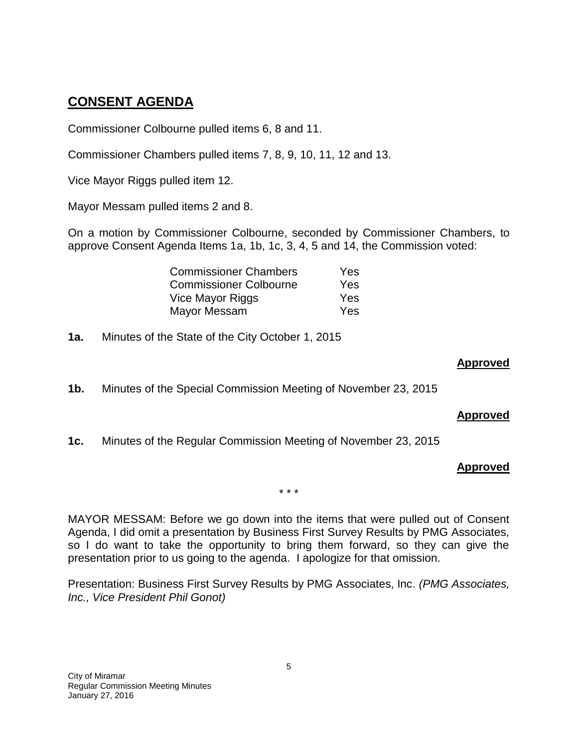## CONSENT AGENDA

Commissioner Colbourne pulled items 6, 8 and 11.

Commissioner Chambers pulled items 7, 8, 9, 10, 11, 12 and 13.

Vice Mayor Riggs pulled item 12.

Mayor Messam pulled items 2 and 8.

On a motion by Commissioner Colbourne, seconded by Commissioner Chambers, to approve Consent Agenda Items 1a, 1b, 1c, 3, 4, 5 and 14, the Commission voted:

| | |
|---|---|
| Commissioner Chambers | Yes |
| Commissioner Colbourne | Yes |
| Vice Mayor Riggs | Yes |
| Mayor Messam | Yes |

**1a.** Minutes of the State of the City October 1, 2015

**Approved**

**1b.** Minutes of the Special Commission Meeting of November 23, 2015

**Approved**

**1c.** Minutes of the Regular Commission Meeting of November 23, 2015

**Approved**

\* \* \*

MAYOR MESSAM: Before we go down into the items that were pulled out of Consent Agenda, I did omit a presentation by Business First Survey Results by PMG Associates, so I do want to take the opportunity to bring them forward, so they can give the presentation prior to us going to the agenda. I apologize for that omission.

Presentation: Business First Survey Results by PMG Associates, Inc. *(PMG Associates, Inc., Vice President Phil Gonot)*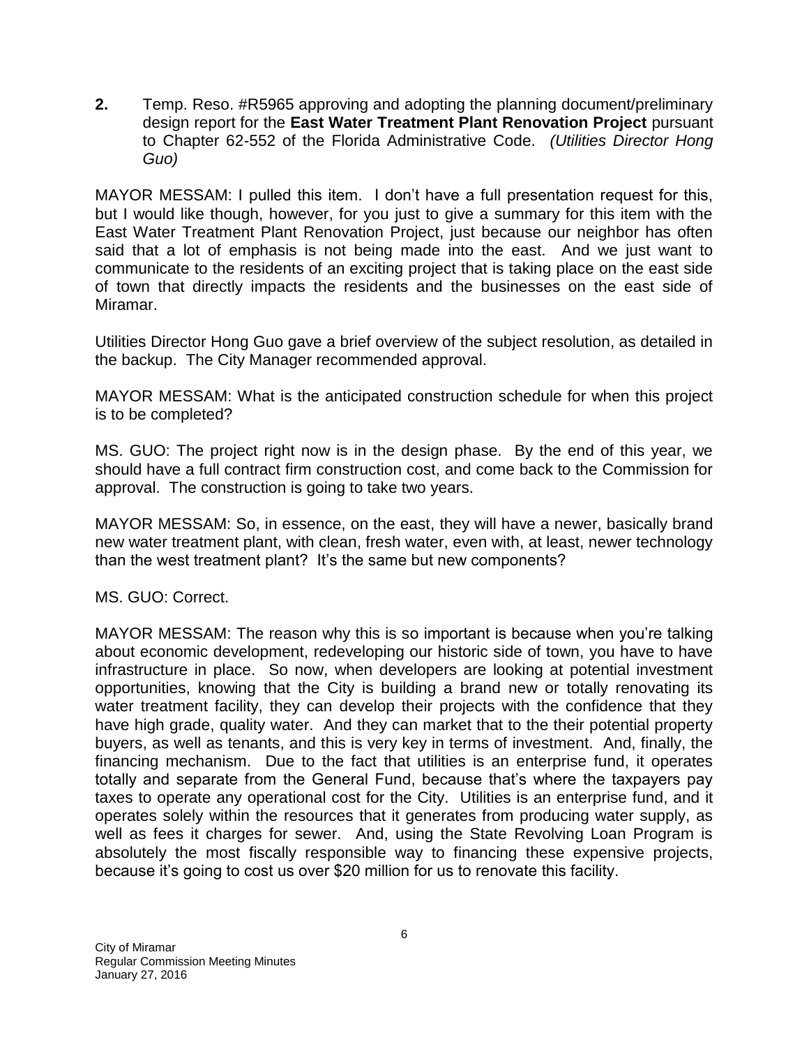**2.** Temp. Reso. #R5965 approving and adopting the planning document/preliminary design report for the **East Water Treatment Plant Renovation Project** pursuant to Chapter 62-552 of the Florida Administrative Code. *(Utilities Director Hong Guo)*

MAYOR MESSAM: I pulled this item. I don't have a full presentation request for this, but I would like though, however, for you just to give a summary for this item with the East Water Treatment Plant Renovation Project, just because our neighbor has often said that a lot of emphasis is not being made into the east. And we just want to communicate to the residents of an exciting project that is taking place on the east side of town that directly impacts the residents and the businesses on the east side of Miramar.

Utilities Director Hong Guo gave a brief overview of the subject resolution, as detailed in the backup. The City Manager recommended approval.

MAYOR MESSAM: What is the anticipated construction schedule for when this project is to be completed?

MS. GUO: The project right now is in the design phase. By the end of this year, we should have a full contract firm construction cost, and come back to the Commission for approval. The construction is going to take two years.

MAYOR MESSAM: So, in essence, on the east, they will have a newer, basically brand new water treatment plant, with clean, fresh water, even with, at least, newer technology than the west treatment plant? It's the same but new components?

MS. GUO: Correct.

MAYOR MESSAM: The reason why this is so important is because when you're talking about economic development, redeveloping our historic side of town, you have to have infrastructure in place. So now, when developers are looking at potential investment opportunities, knowing that the City is building a brand new or totally renovating its water treatment facility, they can develop their projects with the confidence that they have high grade, quality water. And they can market that to the their potential property buyers, as well as tenants, and this is very key in terms of investment. And, finally, the financing mechanism. Due to the fact that utilities is an enterprise fund, it operates totally and separate from the General Fund, because that's where the taxpayers pay taxes to operate any operational cost for the City. Utilities is an enterprise fund, and it operates solely within the resources that it generates from producing water supply, as well as fees it charges for sewer. And, using the State Revolving Loan Program is absolutely the most fiscally responsible way to financing these expensive projects, because it's going to cost us over $20 million for us to renovate this facility.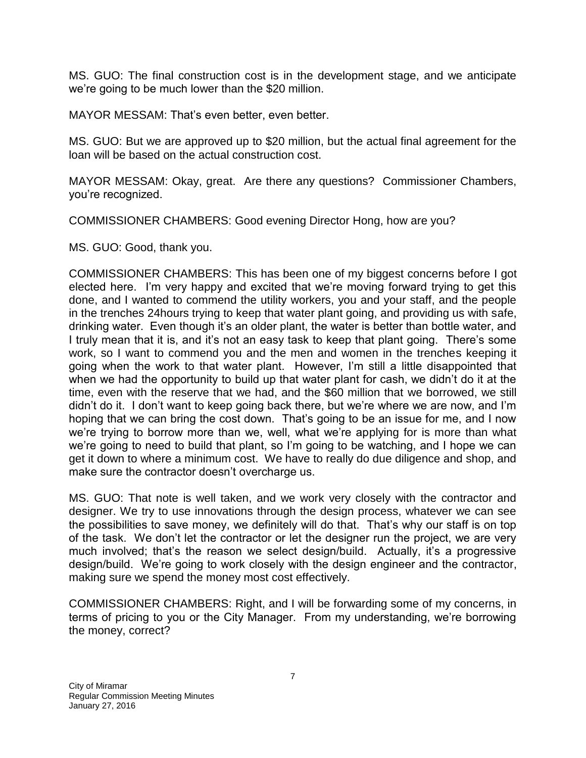MS. GUO: The final construction cost is in the development stage, and we anticipate we're going to be much lower than the $20 million.

MAYOR MESSAM: That's even better, even better.

MS. GUO: But we are approved up to $20 million, but the actual final agreement for the loan will be based on the actual construction cost.

MAYOR MESSAM: Okay, great. Are there any questions? Commissioner Chambers, you're recognized.

COMMISSIONER CHAMBERS: Good evening Director Hong, how are you?

MS. GUO: Good, thank you.

COMMISSIONER CHAMBERS: This has been one of my biggest concerns before I got elected here. I'm very happy and excited that we're moving forward trying to get this done, and I wanted to commend the utility workers, you and your staff, and the people in the trenches 24hours trying to keep that water plant going, and providing us with safe, drinking water. Even though it's an older plant, the water is better than bottle water, and I truly mean that it is, and it's not an easy task to keep that plant going. There's some work, so I want to commend you and the men and women in the trenches keeping it going when the work to that water plant. However, I'm still a little disappointed that when we had the opportunity to build up that water plant for cash, we didn't do it at the time, even with the reserve that we had, and the $60 million that we borrowed, we still didn't do it. I don't want to keep going back there, but we're where we are now, and I'm hoping that we can bring the cost down. That's going to be an issue for me, and I now we're trying to borrow more than we, well, what we're applying for is more than what we're going to need to build that plant, so I'm going to be watching, and I hope we can get it down to where a minimum cost. We have to really do due diligence and shop, and make sure the contractor doesn't overcharge us.

MS. GUO: That note is well taken, and we work very closely with the contractor and designer. We try to use innovations through the design process, whatever we can see the possibilities to save money, we definitely will do that. That's why our staff is on top of the task. We don't let the contractor or let the designer run the project, we are very much involved; that's the reason we select design/build. Actually, it's a progressive design/build. We're going to work closely with the design engineer and the contractor, making sure we spend the money most cost effectively.

COMMISSIONER CHAMBERS: Right, and I will be forwarding some of my concerns, in terms of pricing to you or the City Manager. From my understanding, we're borrowing the money, correct?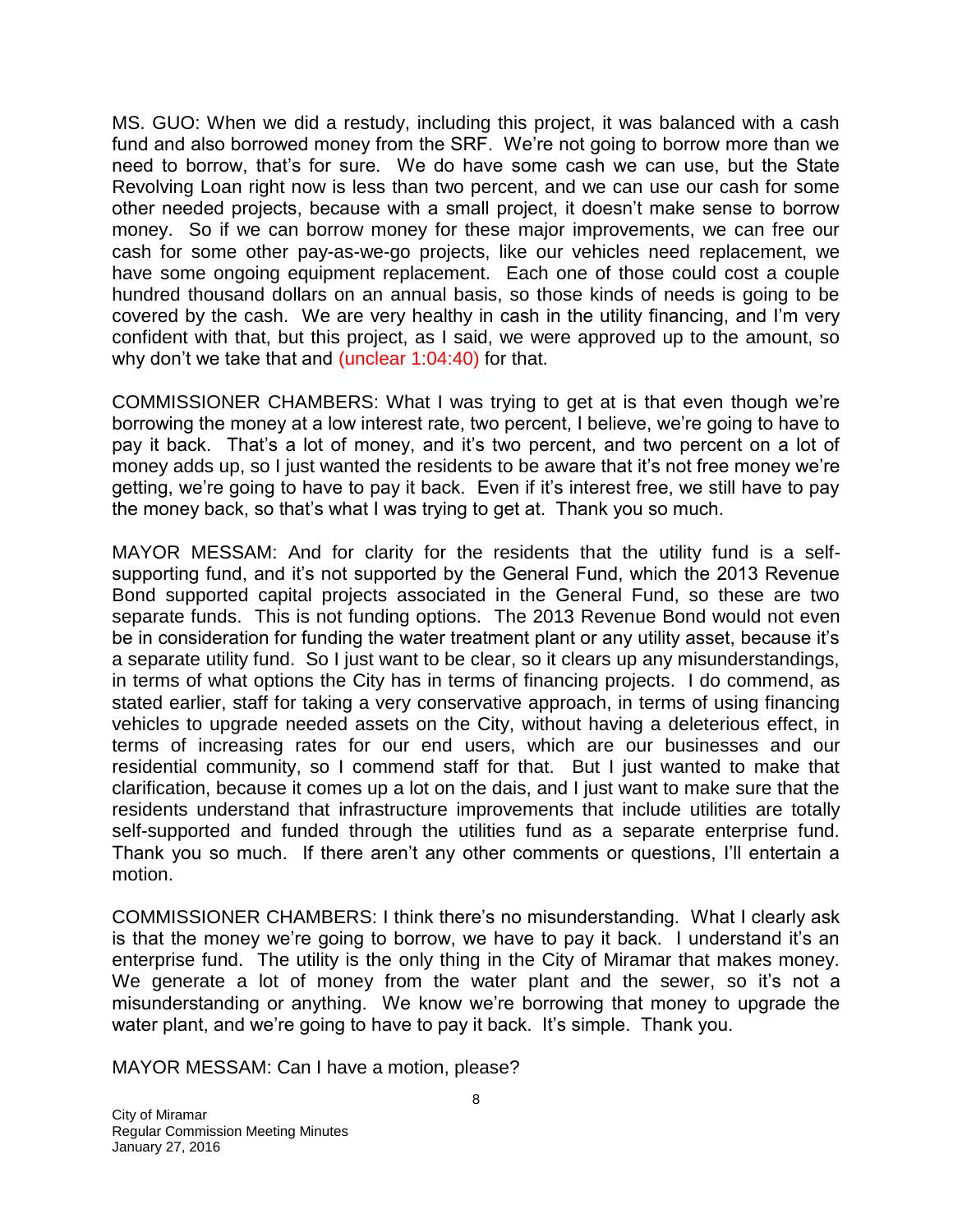MS. GUO: When we did a restudy, including this project, it was balanced with a cash fund and also borrowed money from the SRF. We're not going to borrow more than we need to borrow, that's for sure. We do have some cash we can use, but the State Revolving Loan right now is less than two percent, and we can use our cash for some other needed projects, because with a small project, it doesn't make sense to borrow money. So if we can borrow money for these major improvements, we can free our cash for some other pay-as-we-go projects, like our vehicles need replacement, we have some ongoing equipment replacement. Each one of those could cost a couple hundred thousand dollars on an annual basis, so those kinds of needs is going to be covered by the cash. We are very healthy in cash in the utility financing, and I'm very confident with that, but this project, as I said, we were approved up to the amount, so why don't we take that and (unclear 1:04:40) for that.

COMMISSIONER CHAMBERS: What I was trying to get at is that even though we're borrowing the money at a low interest rate, two percent, I believe, we're going to have to pay it back. That's a lot of money, and it's two percent, and two percent on a lot of money adds up, so I just wanted the residents to be aware that it's not free money we're getting, we're going to have to pay it back. Even if it's interest free, we still have to pay the money back, so that's what I was trying to get at. Thank you so much.

MAYOR MESSAM: And for clarity for the residents that the utility fund is a self-supporting fund, and it's not supported by the General Fund, which the 2013 Revenue Bond supported capital projects associated in the General Fund, so these are two separate funds. This is not funding options. The 2013 Revenue Bond would not even be in consideration for funding the water treatment plant or any utility asset, because it's a separate utility fund. So I just want to be clear, so it clears up any misunderstandings, in terms of what options the City has in terms of financing projects. I do commend, as stated earlier, staff for taking a very conservative approach, in terms of using financing vehicles to upgrade needed assets on the City, without having a deleterious effect, in terms of increasing rates for our end users, which are our businesses and our residential community, so I commend staff for that. But I just wanted to make that clarification, because it comes up a lot on the dais, and I just want to make sure that the residents understand that infrastructure improvements that include utilities are totally self-supported and funded through the utilities fund as a separate enterprise fund. Thank you so much. If there aren't any other comments or questions, I'll entertain a motion.

COMMISSIONER CHAMBERS: I think there's no misunderstanding. What I clearly ask is that the money we're going to borrow, we have to pay it back. I understand it's an enterprise fund. The utility is the only thing in the City of Miramar that makes money. We generate a lot of money from the water plant and the sewer, so it's not a misunderstanding or anything. We know we're borrowing that money to upgrade the water plant, and we're going to have to pay it back. It's simple. Thank you.

MAYOR MESSAM: Can I have a motion, please?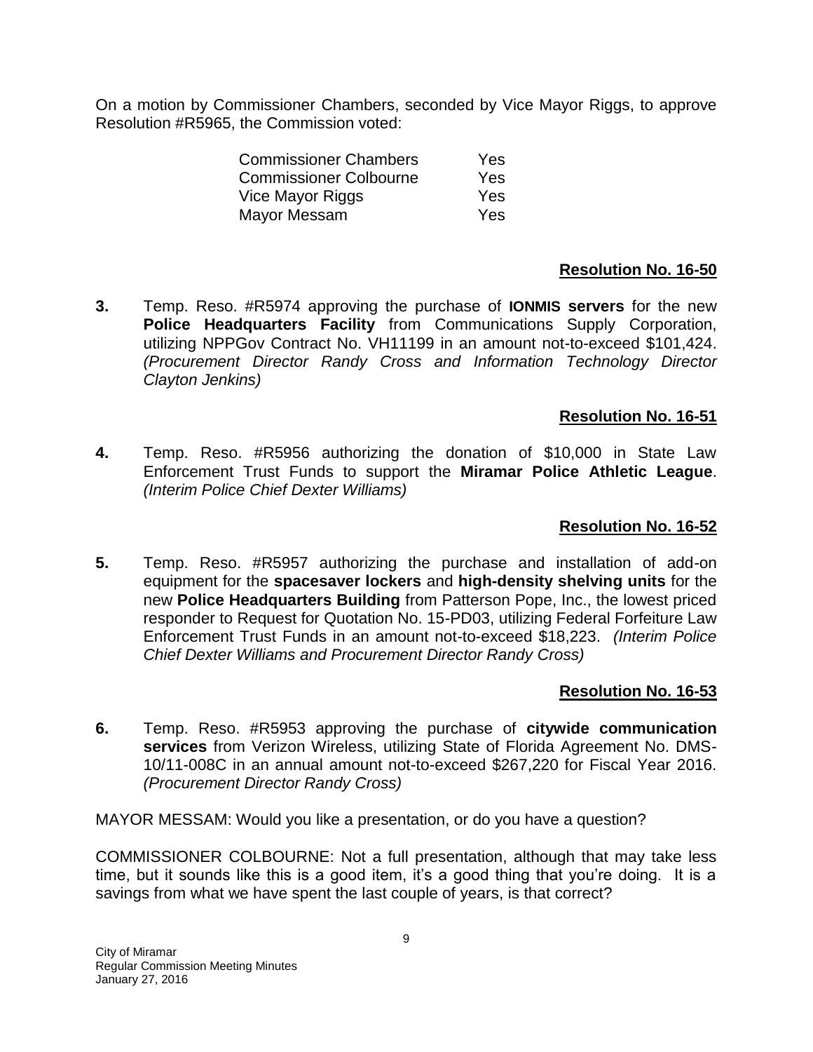On a motion by Commissioner Chambers, seconded by Vice Mayor Riggs, to approve Resolution #R5965, the Commission voted:

| | |
|---|---|
| Commissioner Chambers | Yes |
| Commissioner Colbourne | Yes |
| Vice Mayor Riggs | Yes |
| Mayor Messam | Yes |

**Resolution No. 16-50**

**3.** Temp. Reso. #R5974 approving the purchase of **IONMIS servers** for the new **Police Headquarters Facility** from Communications Supply Corporation, utilizing NPPGov Contract No. VH11199 in an amount not-to-exceed $101,424. *(Procurement Director Randy Cross and Information Technology Director Clayton Jenkins)*

**Resolution No. 16-51**

**4.** Temp. Reso. #R5956 authorizing the donation of $10,000 in State Law Enforcement Trust Funds to support the **Miramar Police Athletic League**. *(Interim Police Chief Dexter Williams)*

**Resolution No. 16-52**

**5.** Temp. Reso. #R5957 authorizing the purchase and installation of add-on equipment for the **spacesaver lockers** and **high-density shelving units** for the new **Police Headquarters Building** from Patterson Pope, Inc., the lowest priced responder to Request for Quotation No. 15-PD03, utilizing Federal Forfeiture Law Enforcement Trust Funds in an amount not-to-exceed $18,223. *(Interim Police Chief Dexter Williams and Procurement Director Randy Cross)*

**Resolution No. 16-53**

**6.** Temp. Reso. #R5953 approving the purchase of **citywide communication services** from Verizon Wireless, utilizing State of Florida Agreement No. DMS-10/11-008C in an annual amount not-to-exceed $267,220 for Fiscal Year 2016. *(Procurement Director Randy Cross)*

MAYOR MESSAM: Would you like a presentation, or do you have a question?

COMMISSIONER COLBOURNE: Not a full presentation, although that may take less time, but it sounds like this is a good item, it's a good thing that you're doing. It is a savings from what we have spent the last couple of years, is that correct?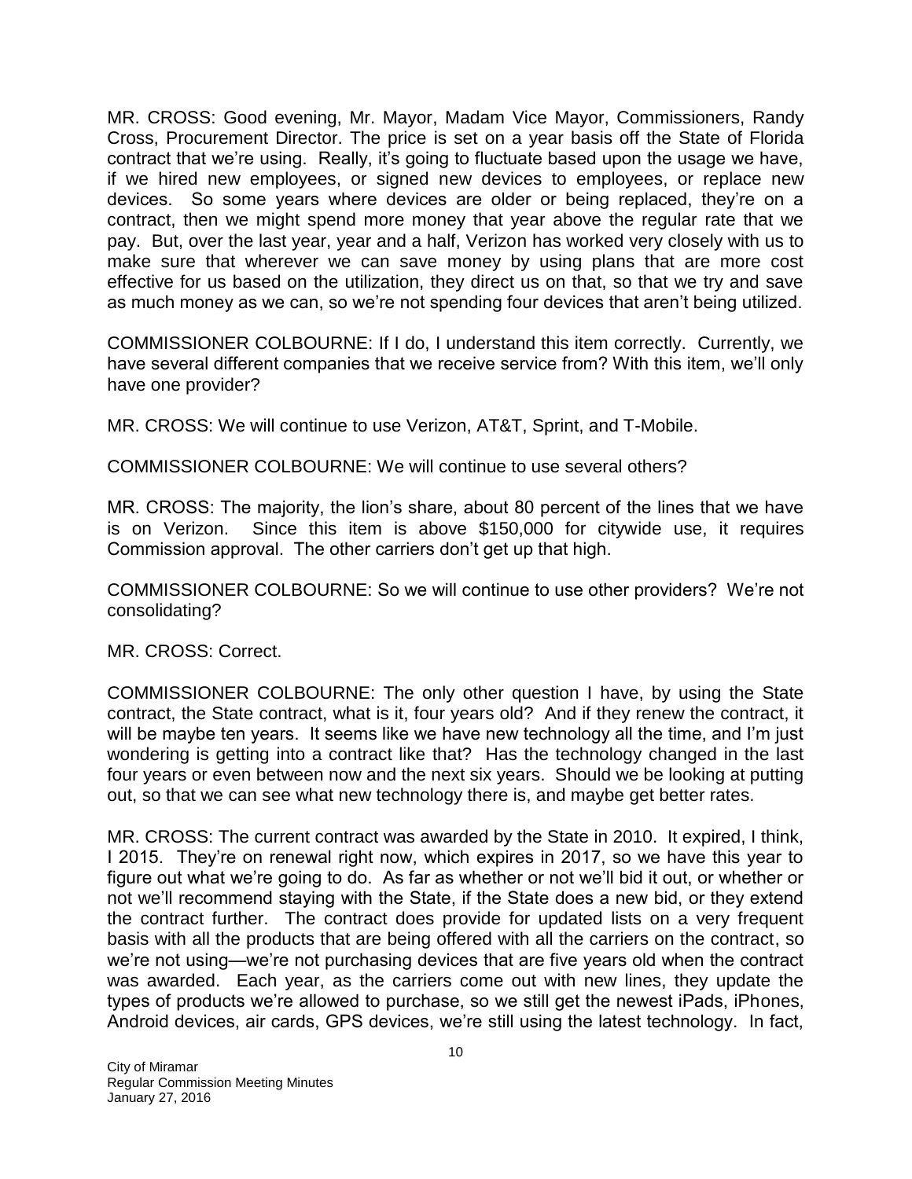MR. CROSS: Good evening, Mr. Mayor, Madam Vice Mayor, Commissioners, Randy Cross, Procurement Director. The price is set on a year basis off the State of Florida contract that we're using. Really, it's going to fluctuate based upon the usage we have, if we hired new employees, or signed new devices to employees, or replace new devices. So some years where devices are older or being replaced, they're on a contract, then we might spend more money that year above the regular rate that we pay. But, over the last year, year and a half, Verizon has worked very closely with us to make sure that wherever we can save money by using plans that are more cost effective for us based on the utilization, they direct us on that, so that we try and save as much money as we can, so we're not spending four devices that aren't being utilized.

COMMISSIONER COLBOURNE: If I do, I understand this item correctly. Currently, we have several different companies that we receive service from? With this item, we'll only have one provider?

MR. CROSS: We will continue to use Verizon, AT&T, Sprint, and T-Mobile.

COMMISSIONER COLBOURNE: We will continue to use several others?

MR. CROSS: The majority, the lion's share, about 80 percent of the lines that we have is on Verizon. Since this item is above $150,000 for citywide use, it requires Commission approval. The other carriers don't get up that high.

COMMISSIONER COLBOURNE: So we will continue to use other providers? We're not consolidating?

MR. CROSS: Correct.

COMMISSIONER COLBOURNE: The only other question I have, by using the State contract, the State contract, what is it, four years old? And if they renew the contract, it will be maybe ten years. It seems like we have new technology all the time, and I'm just wondering is getting into a contract like that? Has the technology changed in the last four years or even between now and the next six years. Should we be looking at putting out, so that we can see what new technology there is, and maybe get better rates.

MR. CROSS: The current contract was awarded by the State in 2010. It expired, I think, I 2015. They're on renewal right now, which expires in 2017, so we have this year to figure out what we're going to do. As far as whether or not we'll bid it out, or whether or not we'll recommend staying with the State, if the State does a new bid, or they extend the contract further. The contract does provide for updated lists on a very frequent basis with all the products that are being offered with all the carriers on the contract, so we're not using—we're not purchasing devices that are five years old when the contract was awarded. Each year, as the carriers come out with new lines, they update the types of products we're allowed to purchase, so we still get the newest iPads, iPhones, Android devices, air cards, GPS devices, we're still using the latest technology. In fact,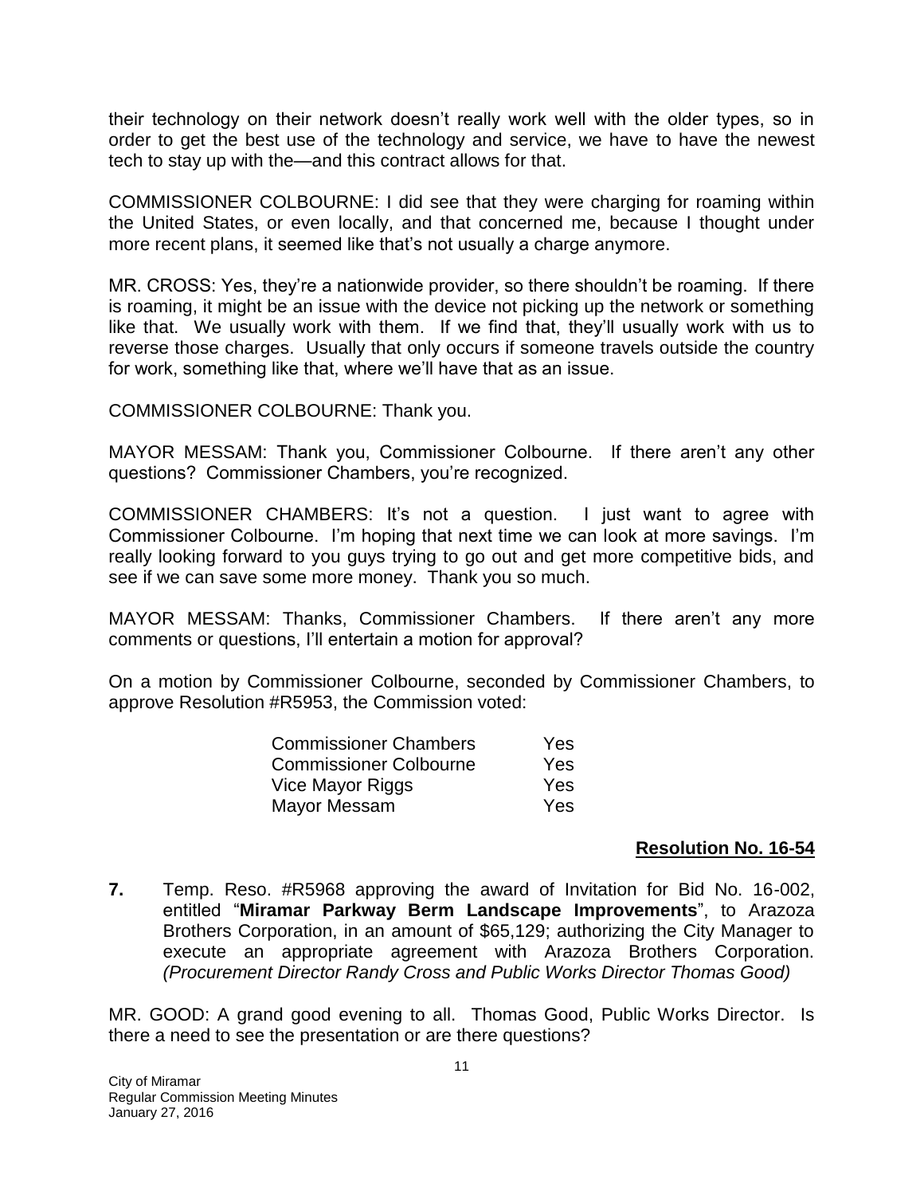their technology on their network doesn't really work well with the older types, so in order to get the best use of the technology and service, we have to have the newest tech to stay up with the—and this contract allows for that.

COMMISSIONER COLBOURNE: I did see that they were charging for roaming within the United States, or even locally, and that concerned me, because I thought under more recent plans, it seemed like that's not usually a charge anymore.

MR. CROSS: Yes, they're a nationwide provider, so there shouldn't be roaming. If there is roaming, it might be an issue with the device not picking up the network or something like that. We usually work with them. If we find that, they'll usually work with us to reverse those charges. Usually that only occurs if someone travels outside the country for work, something like that, where we'll have that as an issue.

COMMISSIONER COLBOURNE: Thank you.

MAYOR MESSAM: Thank you, Commissioner Colbourne. If there aren't any other questions? Commissioner Chambers, you're recognized.

COMMISSIONER CHAMBERS: It's not a question. I just want to agree with Commissioner Colbourne. I'm hoping that next time we can look at more savings. I'm really looking forward to you guys trying to go out and get more competitive bids, and see if we can save some more money. Thank you so much.

MAYOR MESSAM: Thanks, Commissioner Chambers. If there aren't any more comments or questions, I'll entertain a motion for approval?

On a motion by Commissioner Colbourne, seconded by Commissioner Chambers, to approve Resolution #R5953, the Commission voted:

| | |
|---|---|
| Commissioner Chambers | Yes |
| Commissioner Colbourne | Yes |
| Vice Mayor Riggs | Yes |
| Mayor Messam | Yes |

**Resolution No. 16-54**

**7.** Temp. Reso. #R5968 approving the award of Invitation for Bid No. 16-002, entitled "**Miramar Parkway Berm Landscape Improvements**", to Arazoza Brothers Corporation, in an amount of $65,129; authorizing the City Manager to execute an appropriate agreement with Arazoza Brothers Corporation. *(Procurement Director Randy Cross and Public Works Director Thomas Good)*

MR. GOOD: A grand good evening to all. Thomas Good, Public Works Director. Is there a need to see the presentation or are there questions?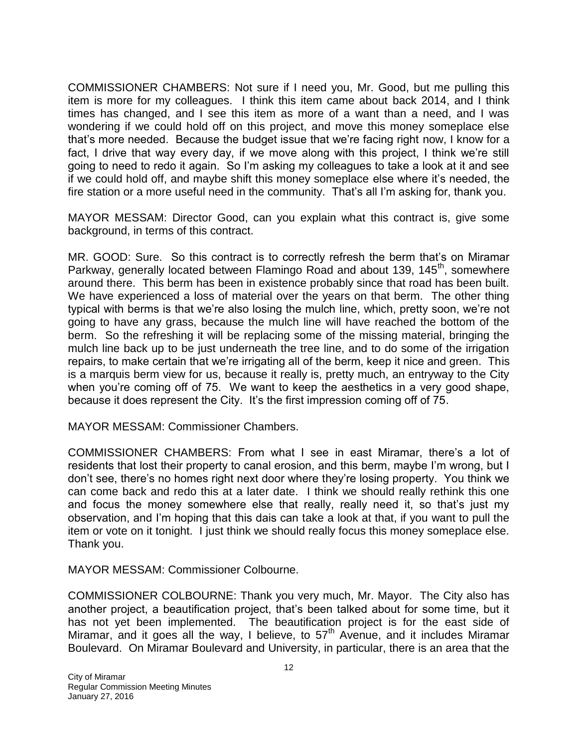COMMISSIONER CHAMBERS: Not sure if I need you, Mr. Good, but me pulling this item is more for my colleagues. I think this item came about back 2014, and I think times has changed, and I see this item as more of a want than a need, and I was wondering if we could hold off on this project, and move this money someplace else that's more needed. Because the budget issue that we're facing right now, I know for a fact, I drive that way every day, if we move along with this project, I think we're still going to need to redo it again. So I'm asking my colleagues to take a look at it and see if we could hold off, and maybe shift this money someplace else where it's needed, the fire station or a more useful need in the community. That's all I'm asking for, thank you.

MAYOR MESSAM: Director Good, can you explain what this contract is, give some background, in terms of this contract.

MR. GOOD: Sure. So this contract is to correctly refresh the berm that's on Miramar Parkway, generally located between Flamingo Road and about 139, 145th, somewhere around there. This berm has been in existence probably since that road has been built. We have experienced a loss of material over the years on that berm. The other thing typical with berms is that we're also losing the mulch line, which, pretty soon, we're not going to have any grass, because the mulch line will have reached the bottom of the berm. So the refreshing it will be replacing some of the missing material, bringing the mulch line back up to be just underneath the tree line, and to do some of the irrigation repairs, to make certain that we're irrigating all of the berm, keep it nice and green. This is a marquis berm view for us, because it really is, pretty much, an entryway to the City when you're coming off of 75. We want to keep the aesthetics in a very good shape, because it does represent the City. It's the first impression coming off of 75.

MAYOR MESSAM: Commissioner Chambers.

COMMISSIONER CHAMBERS: From what I see in east Miramar, there's a lot of residents that lost their property to canal erosion, and this berm, maybe I'm wrong, but I don't see, there's no homes right next door where they're losing property. You think we can come back and redo this at a later date. I think we should really rethink this one and focus the money somewhere else that really, really need it, so that's just my observation, and I'm hoping that this dais can take a look at that, if you want to pull the item or vote on it tonight. I just think we should really focus this money someplace else. Thank you.

MAYOR MESSAM: Commissioner Colbourne.

COMMISSIONER COLBOURNE: Thank you very much, Mr. Mayor. The City also has another project, a beautification project, that's been talked about for some time, but it has not yet been implemented. The beautification project is for the east side of Miramar, and it goes all the way, I believe, to 57th Avenue, and it includes Miramar Boulevard. On Miramar Boulevard and University, in particular, there is an area that the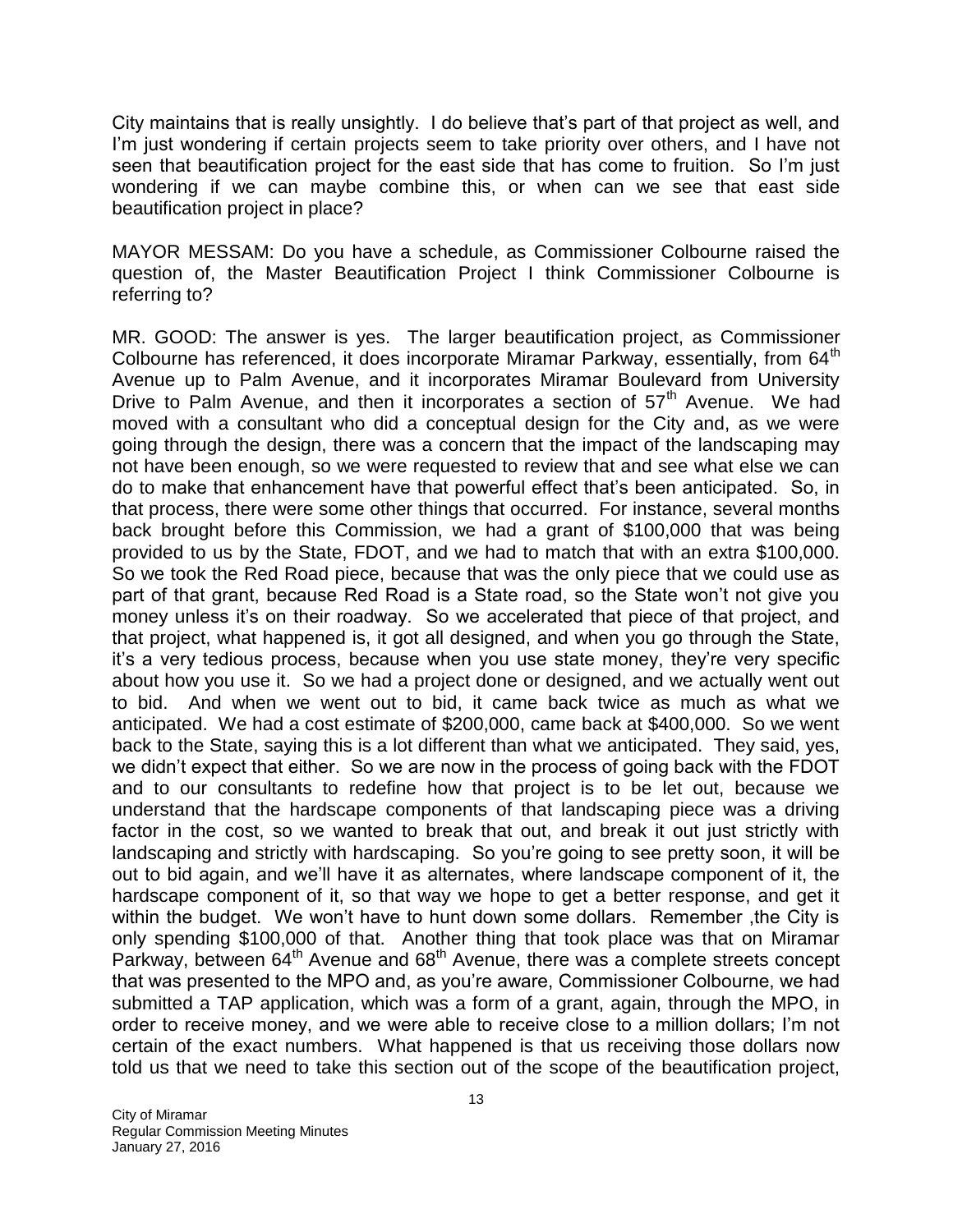City maintains that is really unsightly. I do believe that's part of that project as well, and I'm just wondering if certain projects seem to take priority over others, and I have not seen that beautification project for the east side that has come to fruition. So I'm just wondering if we can maybe combine this, or when can we see that east side beautification project in place?

MAYOR MESSAM: Do you have a schedule, as Commissioner Colbourne raised the question of, the Master Beautification Project I think Commissioner Colbourne is referring to?

MR. GOOD: The answer is yes. The larger beautification project, as Commissioner Colbourne has referenced, it does incorporate Miramar Parkway, essentially, from 64th Avenue up to Palm Avenue, and it incorporates Miramar Boulevard from University Drive to Palm Avenue, and then it incorporates a section of 57th Avenue. We had moved with a consultant who did a conceptual design for the City and, as we were going through the design, there was a concern that the impact of the landscaping may not have been enough, so we were requested to review that and see what else we can do to make that enhancement have that powerful effect that's been anticipated. So, in that process, there were some other things that occurred. For instance, several months back brought before this Commission, we had a grant of $100,000 that was being provided to us by the State, FDOT, and we had to match that with an extra $100,000. So we took the Red Road piece, because that was the only piece that we could use as part of that grant, because Red Road is a State road, so the State won't not give you money unless it's on their roadway. So we accelerated that piece of that project, and that project, what happened is, it got all designed, and when you go through the State, it's a very tedious process, because when you use state money, they're very specific about how you use it. So we had a project done or designed, and we actually went out to bid. And when we went out to bid, it came back twice as much as what we anticipated. We had a cost estimate of $200,000, came back at $400,000. So we went back to the State, saying this is a lot different than what we anticipated. They said, yes, we didn't expect that either. So we are now in the process of going back with the FDOT and to our consultants to redefine how that project is to be let out, because we understand that the hardscape components of that landscaping piece was a driving factor in the cost, so we wanted to break that out, and break it out just strictly with landscaping and strictly with hardscaping. So you're going to see pretty soon, it will be out to bid again, and we'll have it as alternates, where landscape component of it, the hardscape component of it, so that way we hope to get a better response, and get it within the budget. We won't have to hunt down some dollars. Remember ,the City is only spending $100,000 of that. Another thing that took place was that on Miramar Parkway, between 64th Avenue and 68th Avenue, there was a complete streets concept that was presented to the MPO and, as you're aware, Commissioner Colbourne, we had submitted a TAP application, which was a form of a grant, again, through the MPO, in order to receive money, and we were able to receive close to a million dollars; I'm not certain of the exact numbers. What happened is that us receiving those dollars now told us that we need to take this section out of the scope of the beautification project,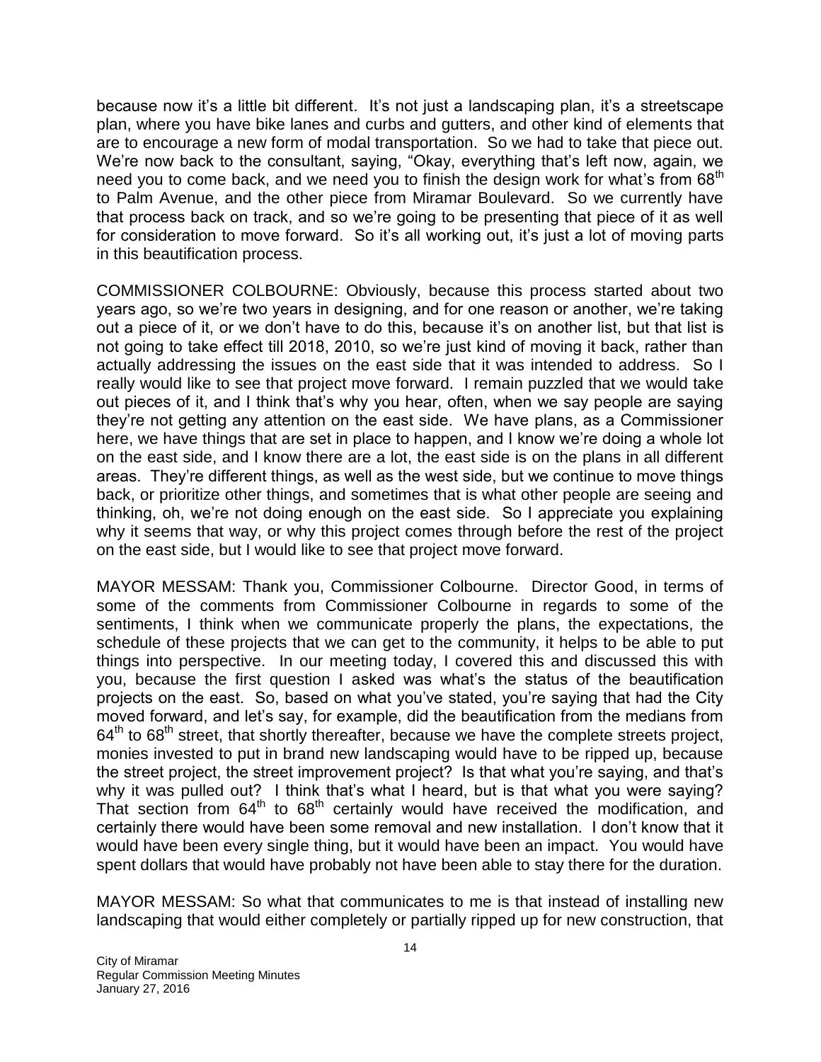because now it's a little bit different. It's not just a landscaping plan, it's a streetscape plan, where you have bike lanes and curbs and gutters, and other kind of elements that are to encourage a new form of modal transportation. So we had to take that piece out. We're now back to the consultant, saying, "Okay, everything that's left now, again, we need you to come back, and we need you to finish the design work for what's from 68th to Palm Avenue, and the other piece from Miramar Boulevard. So we currently have that process back on track, and so we're going to be presenting that piece of it as well for consideration to move forward. So it's all working out, it's just a lot of moving parts in this beautification process.

COMMISSIONER COLBOURNE: Obviously, because this process started about two years ago, so we're two years in designing, and for one reason or another, we're taking out a piece of it, or we don't have to do this, because it's on another list, but that list is not going to take effect till 2018, 2010, so we're just kind of moving it back, rather than actually addressing the issues on the east side that it was intended to address. So I really would like to see that project move forward. I remain puzzled that we would take out pieces of it, and I think that's why you hear, often, when we say people are saying they're not getting any attention on the east side. We have plans, as a Commissioner here, we have things that are set in place to happen, and I know we're doing a whole lot on the east side, and I know there are a lot, the east side is on the plans in all different areas. They're different things, as well as the west side, but we continue to move things back, or prioritize other things, and sometimes that is what other people are seeing and thinking, oh, we're not doing enough on the east side. So I appreciate you explaining why it seems that way, or why this project comes through before the rest of the project on the east side, but I would like to see that project move forward.

MAYOR MESSAM: Thank you, Commissioner Colbourne. Director Good, in terms of some of the comments from Commissioner Colbourne in regards to some of the sentiments, I think when we communicate properly the plans, the expectations, the schedule of these projects that we can get to the community, it helps to be able to put things into perspective. In our meeting today, I covered this and discussed this with you, because the first question I asked was what's the status of the beautification projects on the east. So, based on what you've stated, you're saying that had the City moved forward, and let's say, for example, did the beautification from the medians from 64th to 68th street, that shortly thereafter, because we have the complete streets project, monies invested to put in brand new landscaping would have to be ripped up, because the street project, the street improvement project? Is that what you're saying, and that's why it was pulled out? I think that's what I heard, but is that what you were saying? That section from 64th to 68th certainly would have received the modification, and certainly there would have been some removal and new installation. I don't know that it would have been every single thing, but it would have been an impact. You would have spent dollars that would have probably not have been able to stay there for the duration.

MAYOR MESSAM: So what that communicates to me is that instead of installing new landscaping that would either completely or partially ripped up for new construction, that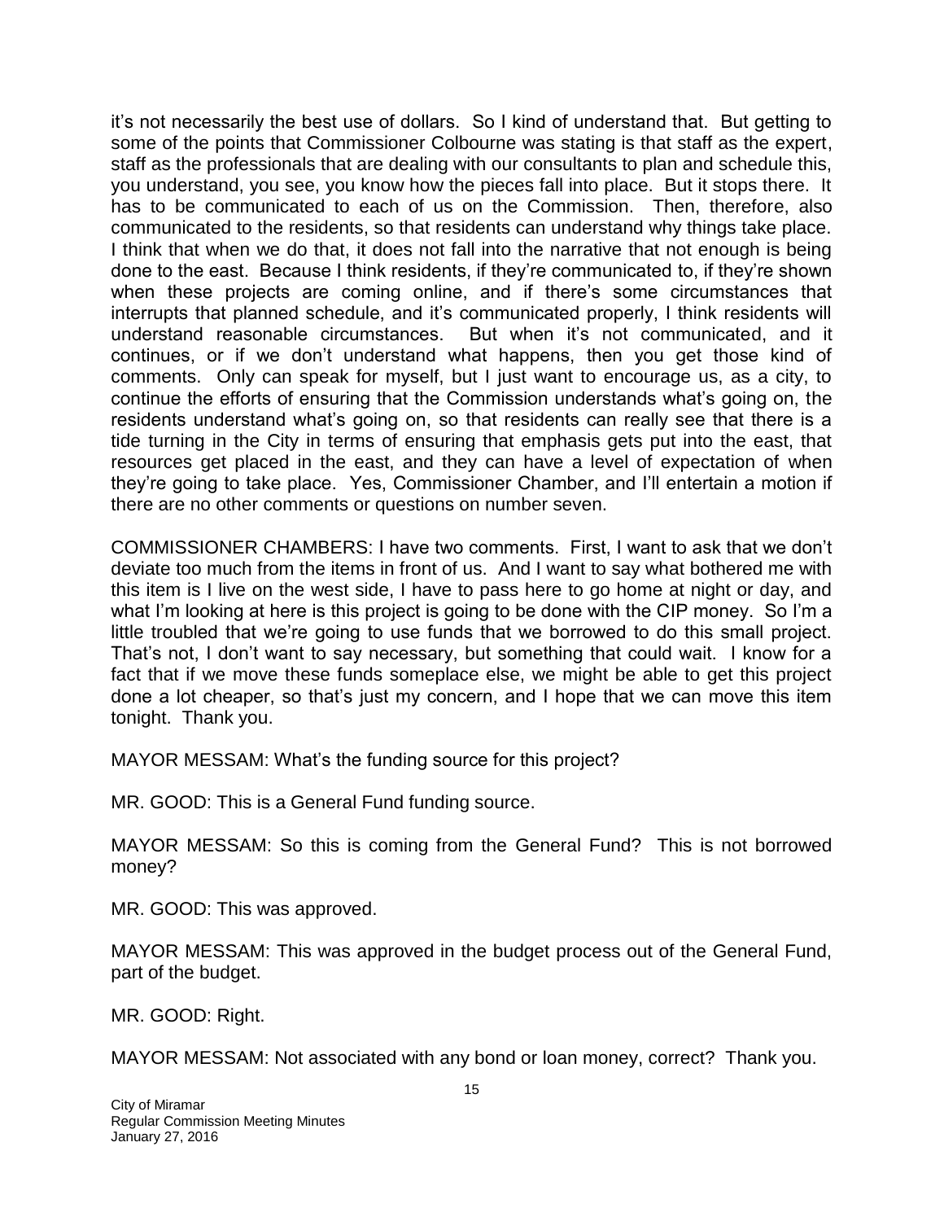it's not necessarily the best use of dollars. So I kind of understand that. But getting to some of the points that Commissioner Colbourne was stating is that staff as the expert, staff as the professionals that are dealing with our consultants to plan and schedule this, you understand, you see, you know how the pieces fall into place. But it stops there. It has to be communicated to each of us on the Commission. Then, therefore, also communicated to the residents, so that residents can understand why things take place. I think that when we do that, it does not fall into the narrative that not enough is being done to the east. Because I think residents, if they're communicated to, if they're shown when these projects are coming online, and if there's some circumstances that interrupts that planned schedule, and it's communicated properly, I think residents will understand reasonable circumstances. But when it's not communicated, and it continues, or if we don't understand what happens, then you get those kind of comments. Only can speak for myself, but I just want to encourage us, as a city, to continue the efforts of ensuring that the Commission understands what's going on, the residents understand what's going on, so that residents can really see that there is a tide turning in the City in terms of ensuring that emphasis gets put into the east, that resources get placed in the east, and they can have a level of expectation of when they're going to take place. Yes, Commissioner Chamber, and I'll entertain a motion if there are no other comments or questions on number seven.

COMMISSIONER CHAMBERS: I have two comments. First, I want to ask that we don't deviate too much from the items in front of us. And I want to say what bothered me with this item is I live on the west side, I have to pass here to go home at night or day, and what I'm looking at here is this project is going to be done with the CIP money. So I'm a little troubled that we're going to use funds that we borrowed to do this small project. That's not, I don't want to say necessary, but something that could wait. I know for a fact that if we move these funds someplace else, we might be able to get this project done a lot cheaper, so that's just my concern, and I hope that we can move this item tonight. Thank you.

MAYOR MESSAM: What's the funding source for this project?

MR. GOOD: This is a General Fund funding source.

MAYOR MESSAM: So this is coming from the General Fund? This is not borrowed money?

MR. GOOD: This was approved.

MAYOR MESSAM: This was approved in the budget process out of the General Fund, part of the budget.

MR. GOOD: Right.

MAYOR MESSAM: Not associated with any bond or loan money, correct? Thank you.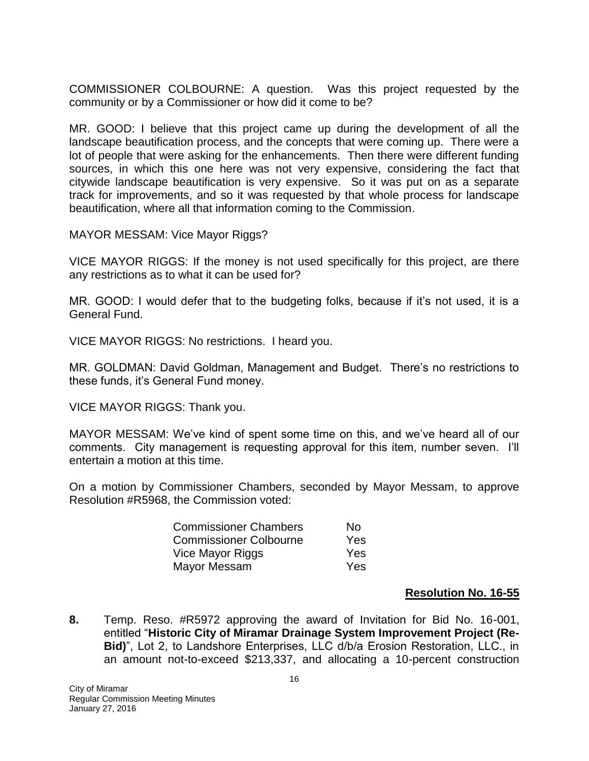COMMISSIONER COLBOURNE: A question. Was this project requested by the community or by a Commissioner or how did it come to be?

MR. GOOD: I believe that this project came up during the development of all the landscape beautification process, and the concepts that were coming up. There were a lot of people that were asking for the enhancements. Then there were different funding sources, in which this one here was not very expensive, considering the fact that citywide landscape beautification is very expensive. So it was put on as a separate track for improvements, and so it was requested by that whole process for landscape beautification, where all that information coming to the Commission.

MAYOR MESSAM: Vice Mayor Riggs?

VICE MAYOR RIGGS: If the money is not used specifically for this project, are there any restrictions as to what it can be used for?

MR. GOOD: I would defer that to the budgeting folks, because if it's not used, it is a General Fund.

VICE MAYOR RIGGS: No restrictions. I heard you.

MR. GOLDMAN: David Goldman, Management and Budget. There's no restrictions to these funds, it's General Fund money.

VICE MAYOR RIGGS: Thank you.

MAYOR MESSAM: We've kind of spent some time on this, and we've heard all of our comments. City management is requesting approval for this item, number seven. I'll entertain a motion at this time.

On a motion by Commissioner Chambers, seconded by Mayor Messam, to approve Resolution #R5968, the Commission voted:

| | |
|---|---|
| Commissioner Chambers | No |
| Commissioner Colbourne | Yes |
| Vice Mayor Riggs | Yes |
| Mayor Messam | Yes |

**Resolution No. 16-55**

**8.** Temp. Reso. #R5972 approving the award of Invitation for Bid No. 16-001, entitled "**Historic City of Miramar Drainage System Improvement Project (Re-Bid)**", Lot 2, to Landshore Enterprises, LLC d/b/a Erosion Restoration, LLC., in an amount not-to-exceed $213,337, and allocating a 10-percent construction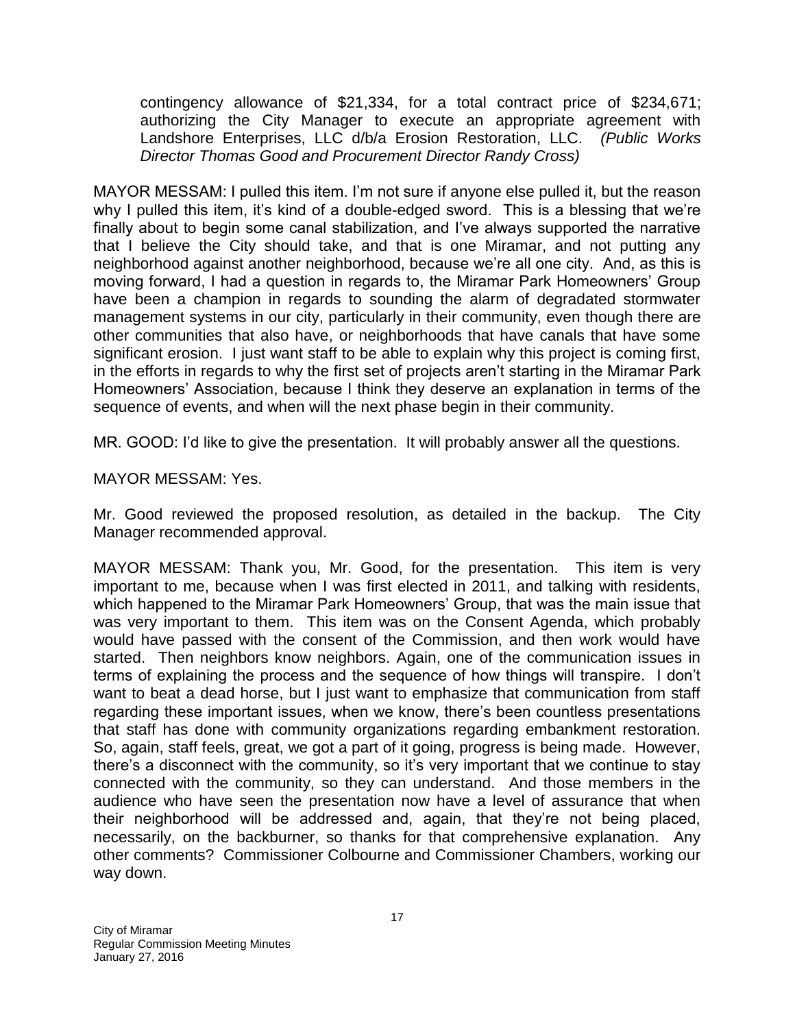contingency allowance of $21,334, for a total contract price of $234,671; authorizing the City Manager to execute an appropriate agreement with Landshore Enterprises, LLC d/b/a Erosion Restoration, LLC. *(Public Works Director Thomas Good and Procurement Director Randy Cross)*

MAYOR MESSAM: I pulled this item. I'm not sure if anyone else pulled it, but the reason why I pulled this item, it's kind of a double-edged sword. This is a blessing that we're finally about to begin some canal stabilization, and I've always supported the narrative that I believe the City should take, and that is one Miramar, and not putting any neighborhood against another neighborhood, because we're all one city. And, as this is moving forward, I had a question in regards to, the Miramar Park Homeowners' Group have been a champion in regards to sounding the alarm of degradated stormwater management systems in our city, particularly in their community, even though there are other communities that also have, or neighborhoods that have canals that have some significant erosion. I just want staff to be able to explain why this project is coming first, in the efforts in regards to why the first set of projects aren't starting in the Miramar Park Homeowners' Association, because I think they deserve an explanation in terms of the sequence of events, and when will the next phase begin in their community.

MR. GOOD: I'd like to give the presentation. It will probably answer all the questions.

MAYOR MESSAM: Yes.

Mr. Good reviewed the proposed resolution, as detailed in the backup. The City Manager recommended approval.

MAYOR MESSAM: Thank you, Mr. Good, for the presentation. This item is very important to me, because when I was first elected in 2011, and talking with residents, which happened to the Miramar Park Homeowners' Group, that was the main issue that was very important to them. This item was on the Consent Agenda, which probably would have passed with the consent of the Commission, and then work would have started. Then neighbors know neighbors. Again, one of the communication issues in terms of explaining the process and the sequence of how things will transpire. I don't want to beat a dead horse, but I just want to emphasize that communication from staff regarding these important issues, when we know, there's been countless presentations that staff has done with community organizations regarding embankment restoration. So, again, staff feels, great, we got a part of it going, progress is being made. However, there's a disconnect with the community, so it's very important that we continue to stay connected with the community, so they can understand. And those members in the audience who have seen the presentation now have a level of assurance that when their neighborhood will be addressed and, again, that they're not being placed, necessarily, on the backburner, so thanks for that comprehensive explanation. Any other comments? Commissioner Colbourne and Commissioner Chambers, working our way down.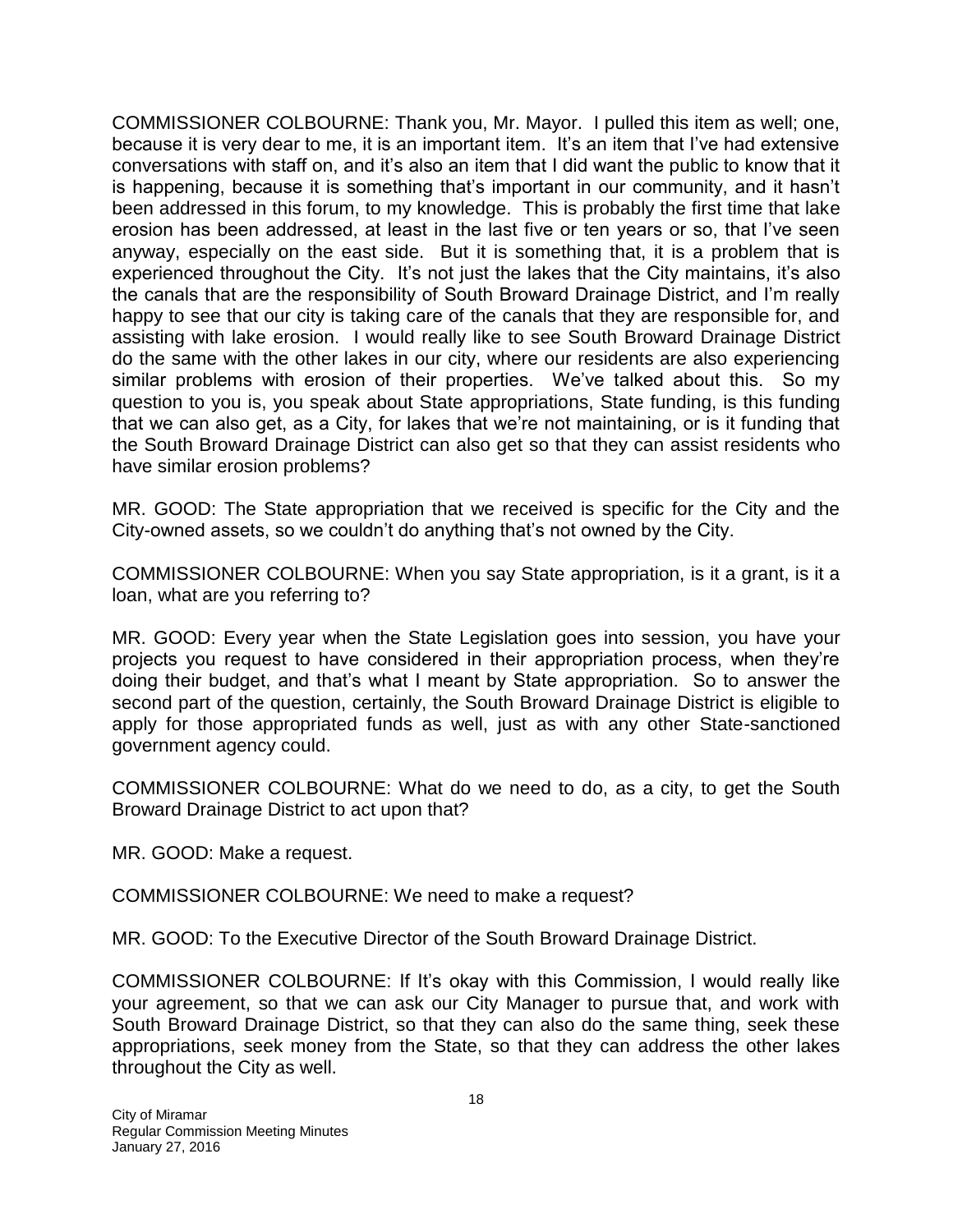COMMISSIONER COLBOURNE: Thank you, Mr. Mayor. I pulled this item as well; one, because it is very dear to me, it is an important item. It's an item that I've had extensive conversations with staff on, and it's also an item that I did want the public to know that it is happening, because it is something that's important in our community, and it hasn't been addressed in this forum, to my knowledge. This is probably the first time that lake erosion has been addressed, at least in the last five or ten years or so, that I've seen anyway, especially on the east side. But it is something that, it is a problem that is experienced throughout the City. It's not just the lakes that the City maintains, it's also the canals that are the responsibility of South Broward Drainage District, and I'm really happy to see that our city is taking care of the canals that they are responsible for, and assisting with lake erosion. I would really like to see South Broward Drainage District do the same with the other lakes in our city, where our residents are also experiencing similar problems with erosion of their properties. We've talked about this. So my question to you is, you speak about State appropriations, State funding, is this funding that we can also get, as a City, for lakes that we're not maintaining, or is it funding that the South Broward Drainage District can also get so that they can assist residents who have similar erosion problems?

MR. GOOD: The State appropriation that we received is specific for the City and the City-owned assets, so we couldn't do anything that's not owned by the City.

COMMISSIONER COLBOURNE: When you say State appropriation, is it a grant, is it a loan, what are you referring to?

MR. GOOD: Every year when the State Legislation goes into session, you have your projects you request to have considered in their appropriation process, when they're doing their budget, and that's what I meant by State appropriation. So to answer the second part of the question, certainly, the South Broward Drainage District is eligible to apply for those appropriated funds as well, just as with any other State-sanctioned government agency could.

COMMISSIONER COLBOURNE: What do we need to do, as a city, to get the South Broward Drainage District to act upon that?

MR. GOOD: Make a request.

COMMISSIONER COLBOURNE: We need to make a request?

MR. GOOD: To the Executive Director of the South Broward Drainage District.

COMMISSIONER COLBOURNE: If It's okay with this Commission, I would really like your agreement, so that we can ask our City Manager to pursue that, and work with South Broward Drainage District, so that they can also do the same thing, seek these appropriations, seek money from the State, so that they can address the other lakes throughout the City as well.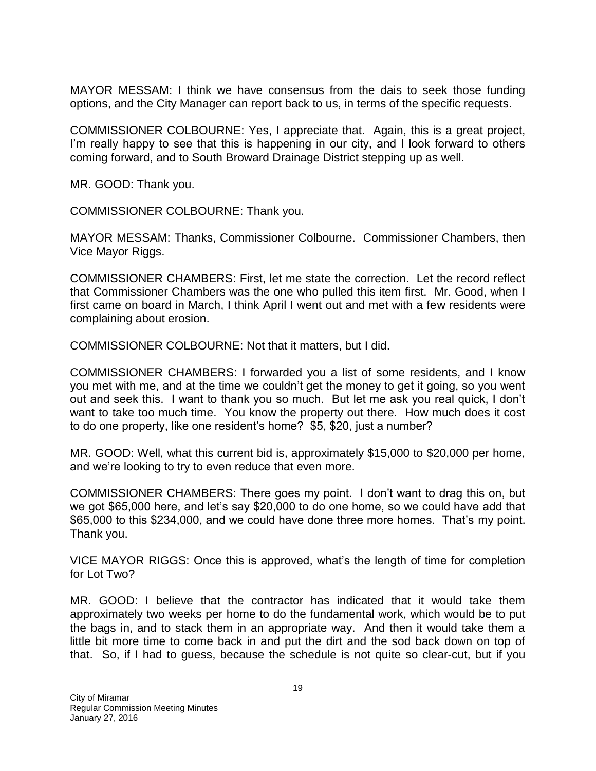MAYOR MESSAM: I think we have consensus from the dais to seek those funding options, and the City Manager can report back to us, in terms of the specific requests.

COMMISSIONER COLBOURNE: Yes, I appreciate that. Again, this is a great project, I'm really happy to see that this is happening in our city, and I look forward to others coming forward, and to South Broward Drainage District stepping up as well.

MR. GOOD: Thank you.

COMMISSIONER COLBOURNE: Thank you.

MAYOR MESSAM: Thanks, Commissioner Colbourne. Commissioner Chambers, then Vice Mayor Riggs.

COMMISSIONER CHAMBERS: First, let me state the correction. Let the record reflect that Commissioner Chambers was the one who pulled this item first. Mr. Good, when I first came on board in March, I think April I went out and met with a few residents were complaining about erosion.

COMMISSIONER COLBOURNE: Not that it matters, but I did.

COMMISSIONER CHAMBERS: I forwarded you a list of some residents, and I know you met with me, and at the time we couldn't get the money to get it going, so you went out and seek this. I want to thank you so much. But let me ask you real quick, I don't want to take too much time. You know the property out there. How much does it cost to do one property, like one resident's home? $5, $20, just a number?

MR. GOOD: Well, what this current bid is, approximately $15,000 to $20,000 per home, and we're looking to try to even reduce that even more.

COMMISSIONER CHAMBERS: There goes my point. I don't want to drag this on, but we got $65,000 here, and let's say $20,000 to do one home, so we could have add that $65,000 to this $234,000, and we could have done three more homes. That's my point. Thank you.

VICE MAYOR RIGGS: Once this is approved, what's the length of time for completion for Lot Two?

MR. GOOD: I believe that the contractor has indicated that it would take them approximately two weeks per home to do the fundamental work, which would be to put the bags in, and to stack them in an appropriate way. And then it would take them a little bit more time to come back in and put the dirt and the sod back down on top of that. So, if I had to guess, because the schedule is not quite so clear-cut, but if you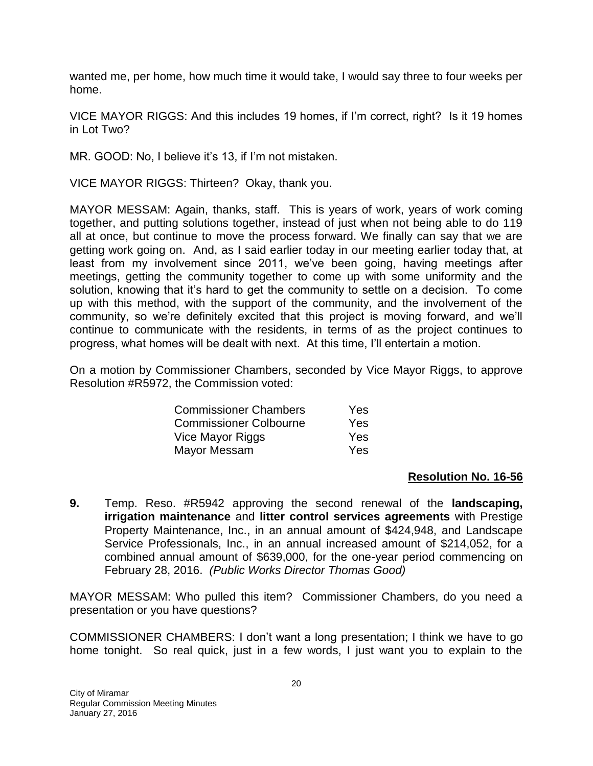wanted me, per home, how much time it would take, I would say three to four weeks per home.

VICE MAYOR RIGGS: And this includes 19 homes, if I'm correct, right? Is it 19 homes in Lot Two?

MR. GOOD: No, I believe it's 13, if I'm not mistaken.

VICE MAYOR RIGGS: Thirteen? Okay, thank you.

MAYOR MESSAM: Again, thanks, staff. This is years of work, years of work coming together, and putting solutions together, instead of just when not being able to do 119 all at once, but continue to move the process forward. We finally can say that we are getting work going on. And, as I said earlier today in our meeting earlier today that, at least from my involvement since 2011, we've been going, having meetings after meetings, getting the community together to come up with some uniformity and the solution, knowing that it's hard to get the community to settle on a decision. To come up with this method, with the support of the community, and the involvement of the community, so we're definitely excited that this project is moving forward, and we'll continue to communicate with the residents, in terms of as the project continues to progress, what homes will be dealt with next. At this time, I'll entertain a motion.

On a motion by Commissioner Chambers, seconded by Vice Mayor Riggs, to approve Resolution #R5972, the Commission voted:

| | |
|---|---|
| Commissioner Chambers | Yes |
| Commissioner Colbourne | Yes |
| Vice Mayor Riggs | Yes |
| Mayor Messam | Yes |

**Resolution No. 16-56**

**9.** Temp. Reso. #R5942 approving the second renewal of the **landscaping, irrigation maintenance** and **litter control services agreements** with Prestige Property Maintenance, Inc., in an annual amount of $424,948, and Landscape Service Professionals, Inc., in an annual increased amount of $214,052, for a combined annual amount of $639,000, for the one-year period commencing on February 28, 2016. *(Public Works Director Thomas Good)*

MAYOR MESSAM: Who pulled this item? Commissioner Chambers, do you need a presentation or you have questions?

COMMISSIONER CHAMBERS: I don't want a long presentation; I think we have to go home tonight. So real quick, just in a few words, I just want you to explain to the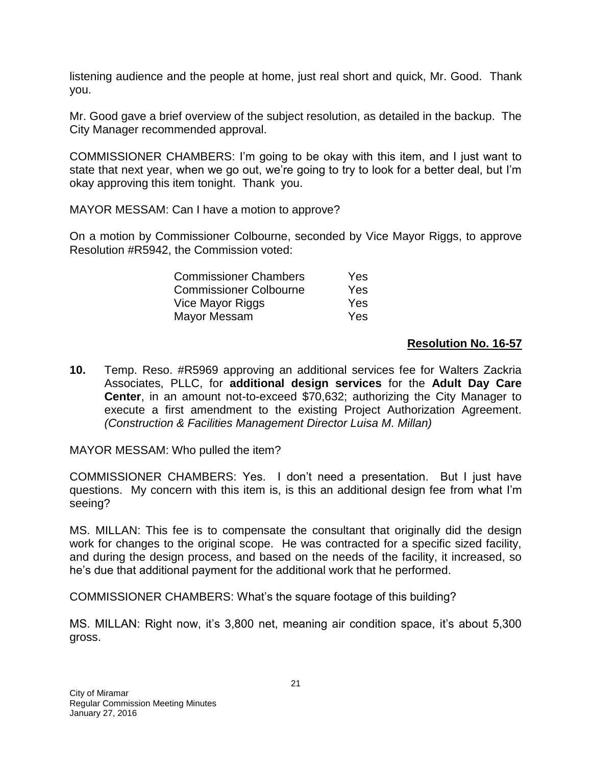listening audience and the people at home, just real short and quick, Mr. Good. Thank you.

Mr. Good gave a brief overview of the subject resolution, as detailed in the backup. The City Manager recommended approval.

COMMISSIONER CHAMBERS: I'm going to be okay with this item, and I just want to state that next year, when we go out, we're going to try to look for a better deal, but I'm okay approving this item tonight. Thank you.

MAYOR MESSAM: Can I have a motion to approve?

On a motion by Commissioner Colbourne, seconded by Vice Mayor Riggs, to approve Resolution #R5942, the Commission voted:

| | |
|---|---|
| Commissioner Chambers | Yes |
| Commissioner Colbourne | Yes |
| Vice Mayor Riggs | Yes |
| Mayor Messam | Yes |

**Resolution No. 16-57**

**10.** Temp. Reso. #R5969 approving an additional services fee for Walters Zackria Associates, PLLC, for **additional design services** for the **Adult Day Care Center**, in an amount not-to-exceed $70,632; authorizing the City Manager to execute a first amendment to the existing Project Authorization Agreement. *(Construction & Facilities Management Director Luisa M. Millan)*

MAYOR MESSAM: Who pulled the item?

COMMISSIONER CHAMBERS: Yes. I don't need a presentation. But I just have questions. My concern with this item is, is this an additional design fee from what I'm seeing?

MS. MILLAN: This fee is to compensate the consultant that originally did the design work for changes to the original scope. He was contracted for a specific sized facility, and during the design process, and based on the needs of the facility, it increased, so he's due that additional payment for the additional work that he performed.

COMMISSIONER CHAMBERS: What's the square footage of this building?

MS. MILLAN: Right now, it's 3,800 net, meaning air condition space, it's about 5,300 gross.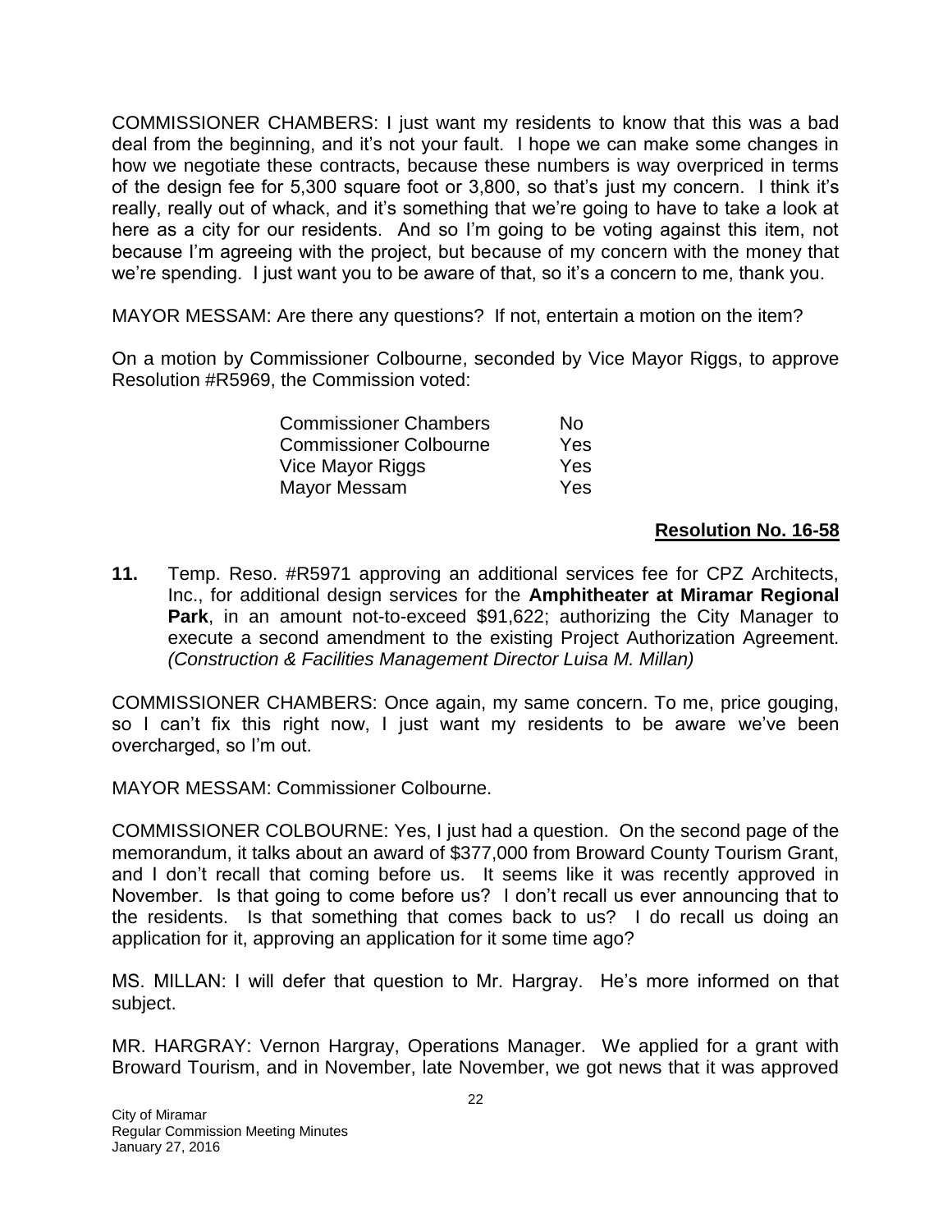COMMISSIONER CHAMBERS: I just want my residents to know that this was a bad deal from the beginning, and it's not your fault. I hope we can make some changes in how we negotiate these contracts, because these numbers is way overpriced in terms of the design fee for 5,300 square foot or 3,800, so that's just my concern. I think it's really, really out of whack, and it's something that we're going to have to take a look at here as a city for our residents. And so I'm going to be voting against this item, not because I'm agreeing with the project, but because of my concern with the money that we're spending. I just want you to be aware of that, so it's a concern to me, thank you.

MAYOR MESSAM: Are there any questions? If not, entertain a motion on the item?

On a motion by Commissioner Colbourne, seconded by Vice Mayor Riggs, to approve Resolution #R5969, the Commission voted:

| | |
|---|---|
| Commissioner Chambers | No |
| Commissioner Colbourne | Yes |
| Vice Mayor Riggs | Yes |
| Mayor Messam | Yes |

**Resolution No. 16-58**

**11.** Temp. Reso. #R5971 approving an additional services fee for CPZ Architects, Inc., for additional design services for the **Amphitheater at Miramar Regional Park**, in an amount not-to-exceed $91,622; authorizing the City Manager to execute a second amendment to the existing Project Authorization Agreement. *(Construction & Facilities Management Director Luisa M. Millan)*

COMMISSIONER CHAMBERS: Once again, my same concern. To me, price gouging, so I can't fix this right now, I just want my residents to be aware we've been overcharged, so I'm out.

MAYOR MESSAM: Commissioner Colbourne.

COMMISSIONER COLBOURNE: Yes, I just had a question. On the second page of the memorandum, it talks about an award of $377,000 from Broward County Tourism Grant, and I don't recall that coming before us. It seems like it was recently approved in November. Is that going to come before us? I don't recall us ever announcing that to the residents. Is that something that comes back to us? I do recall us doing an application for it, approving an application for it some time ago?

MS. MILLAN: I will defer that question to Mr. Hargray. He's more informed on that subject.

MR. HARGRAY: Vernon Hargray, Operations Manager. We applied for a grant with Broward Tourism, and in November, late November, we got news that it was approved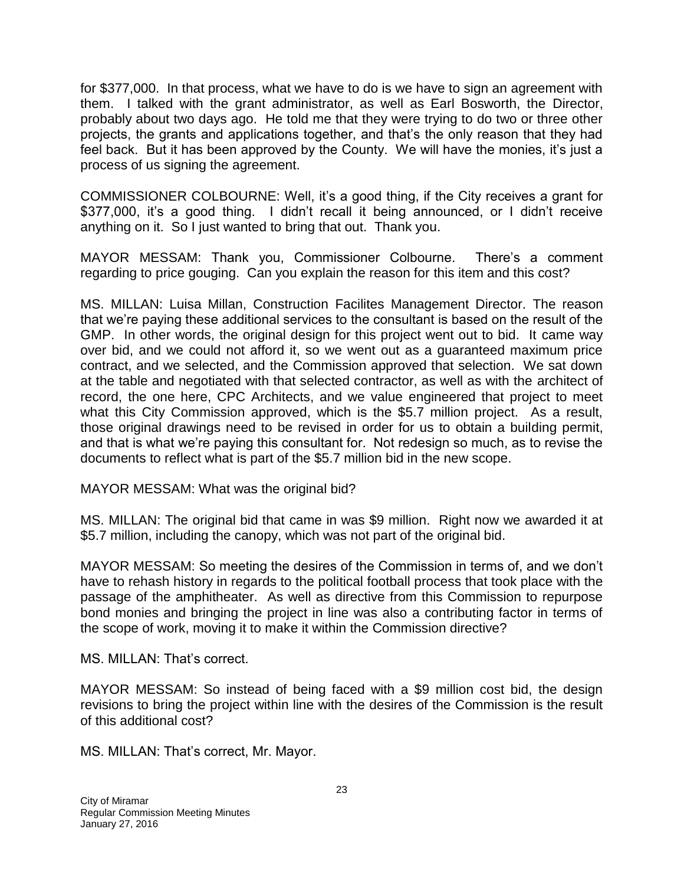for $377,000. In that process, what we have to do is we have to sign an agreement with them. I talked with the grant administrator, as well as Earl Bosworth, the Director, probably about two days ago. He told me that they were trying to do two or three other projects, the grants and applications together, and that's the only reason that they had feel back. But it has been approved by the County. We will have the monies, it's just a process of us signing the agreement.

COMMISSIONER COLBOURNE: Well, it's a good thing, if the City receives a grant for $377,000, it's a good thing. I didn't recall it being announced, or I didn't receive anything on it. So I just wanted to bring that out. Thank you.

MAYOR MESSAM: Thank you, Commissioner Colbourne. There's a comment regarding to price gouging. Can you explain the reason for this item and this cost?

MS. MILLAN: Luisa Millan, Construction Facilites Management Director. The reason that we're paying these additional services to the consultant is based on the result of the GMP. In other words, the original design for this project went out to bid. It came way over bid, and we could not afford it, so we went out as a guaranteed maximum price contract, and we selected, and the Commission approved that selection. We sat down at the table and negotiated with that selected contractor, as well as with the architect of record, the one here, CPC Architects, and we value engineered that project to meet what this City Commission approved, which is the $5.7 million project. As a result, those original drawings need to be revised in order for us to obtain a building permit, and that is what we're paying this consultant for. Not redesign so much, as to revise the documents to reflect what is part of the $5.7 million bid in the new scope.

MAYOR MESSAM: What was the original bid?

MS. MILLAN: The original bid that came in was $9 million. Right now we awarded it at $5.7 million, including the canopy, which was not part of the original bid.

MAYOR MESSAM: So meeting the desires of the Commission in terms of, and we don't have to rehash history in regards to the political football process that took place with the passage of the amphitheater. As well as directive from this Commission to repurpose bond monies and bringing the project in line was also a contributing factor in terms of the scope of work, moving it to make it within the Commission directive?

MS. MILLAN: That's correct.

MAYOR MESSAM: So instead of being faced with a $9 million cost bid, the design revisions to bring the project within line with the desires of the Commission is the result of this additional cost?

MS. MILLAN: That's correct, Mr. Mayor.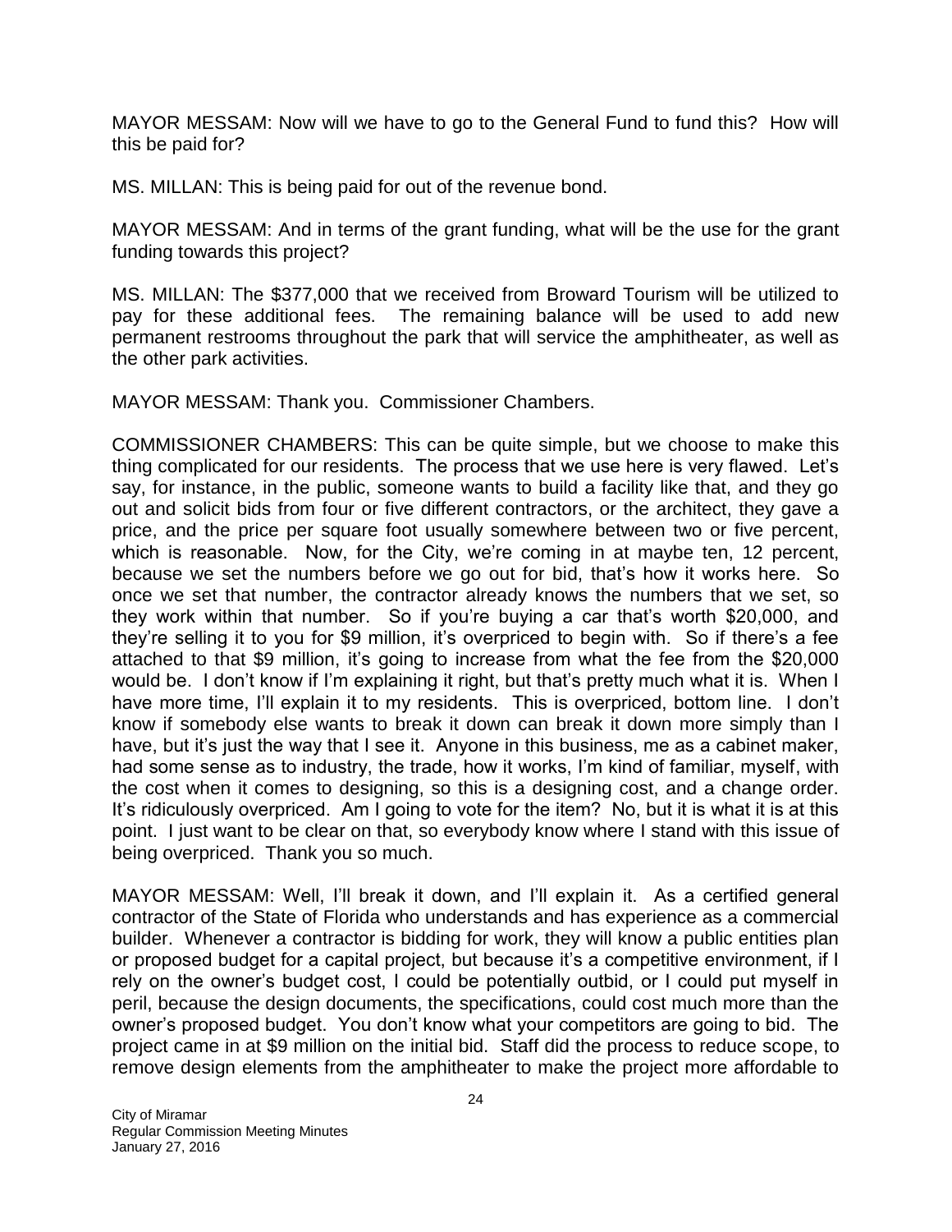MAYOR MESSAM: Now will we have to go to the General Fund to fund this? How will this be paid for?

MS. MILLAN: This is being paid for out of the revenue bond.

MAYOR MESSAM: And in terms of the grant funding, what will be the use for the grant funding towards this project?

MS. MILLAN: The $377,000 that we received from Broward Tourism will be utilized to pay for these additional fees. The remaining balance will be used to add new permanent restrooms throughout the park that will service the amphitheater, as well as the other park activities.

MAYOR MESSAM: Thank you. Commissioner Chambers.

COMMISSIONER CHAMBERS: This can be quite simple, but we choose to make this thing complicated for our residents. The process that we use here is very flawed. Let's say, for instance, in the public, someone wants to build a facility like that, and they go out and solicit bids from four or five different contractors, or the architect, they gave a price, and the price per square foot usually somewhere between two or five percent, which is reasonable. Now, for the City, we're coming in at maybe ten, 12 percent, because we set the numbers before we go out for bid, that's how it works here. So once we set that number, the contractor already knows the numbers that we set, so they work within that number. So if you're buying a car that's worth $20,000, and they're selling it to you for $9 million, it's overpriced to begin with. So if there's a fee attached to that $9 million, it's going to increase from what the fee from the $20,000 would be. I don't know if I'm explaining it right, but that's pretty much what it is. When I have more time, I'll explain it to my residents. This is overpriced, bottom line. I don't know if somebody else wants to break it down can break it down more simply than I have, but it's just the way that I see it. Anyone in this business, me as a cabinet maker, had some sense as to industry, the trade, how it works, I'm kind of familiar, myself, with the cost when it comes to designing, so this is a designing cost, and a change order. It's ridiculously overpriced. Am I going to vote for the item? No, but it is what it is at this point. I just want to be clear on that, so everybody know where I stand with this issue of being overpriced. Thank you so much.

MAYOR MESSAM: Well, I'll break it down, and I'll explain it. As a certified general contractor of the State of Florida who understands and has experience as a commercial builder. Whenever a contractor is bidding for work, they will know a public entities plan or proposed budget for a capital project, but because it's a competitive environment, if I rely on the owner's budget cost, I could be potentially outbid, or I could put myself in peril, because the design documents, the specifications, could cost much more than the owner's proposed budget. You don't know what your competitors are going to bid. The project came in at $9 million on the initial bid. Staff did the process to reduce scope, to remove design elements from the amphitheater to make the project more affordable to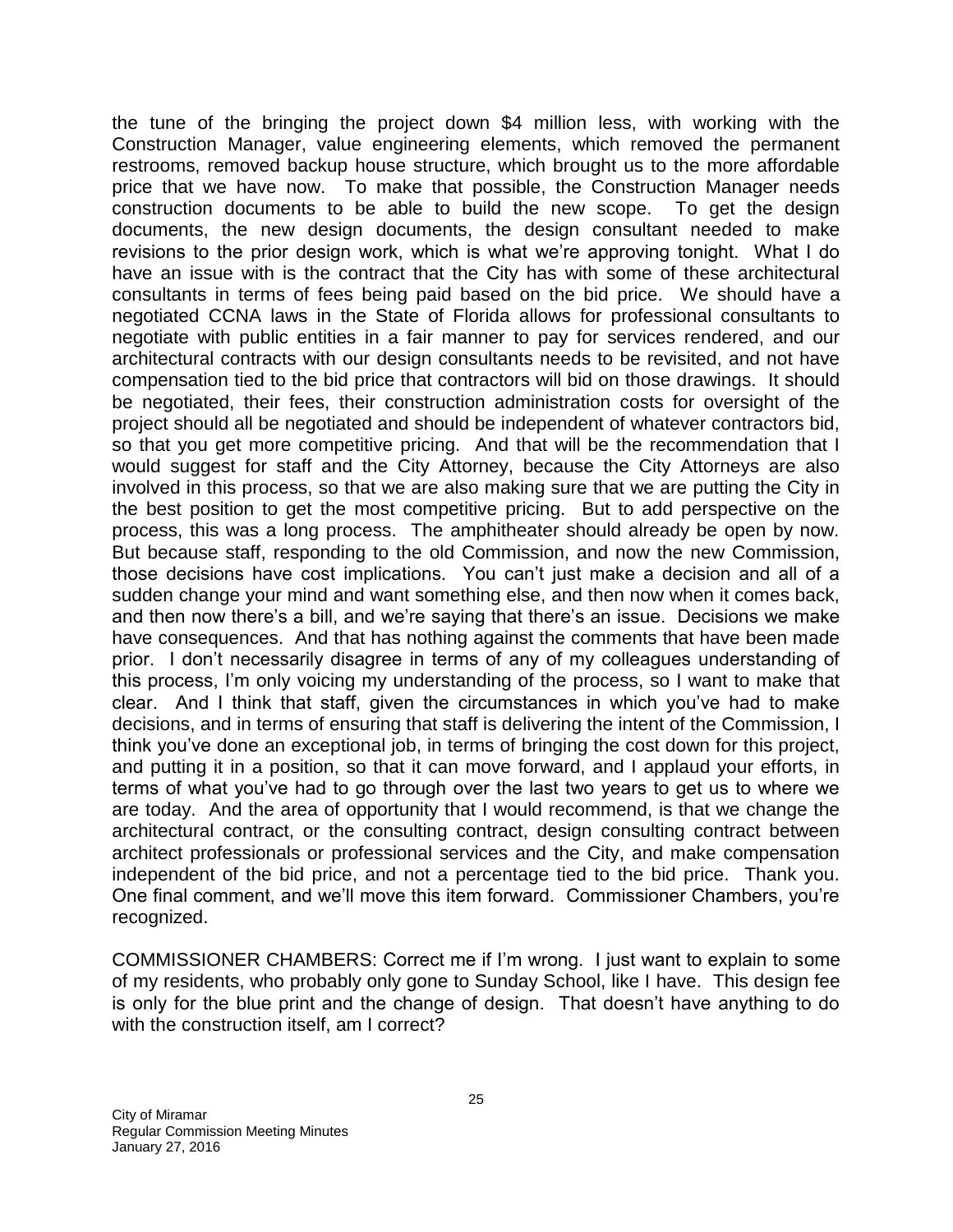the tune of the bringing the project down $4 million less, with working with the Construction Manager, value engineering elements, which removed the permanent restrooms, removed backup house structure, which brought us to the more affordable price that we have now. To make that possible, the Construction Manager needs construction documents to be able to build the new scope. To get the design documents, the new design documents, the design consultant needed to make revisions to the prior design work, which is what we're approving tonight. What I do have an issue with is the contract that the City has with some of these architectural consultants in terms of fees being paid based on the bid price. We should have a negotiated CCNA laws in the State of Florida allows for professional consultants to negotiate with public entities in a fair manner to pay for services rendered, and our architectural contracts with our design consultants needs to be revisited, and not have compensation tied to the bid price that contractors will bid on those drawings. It should be negotiated, their fees, their construction administration costs for oversight of the project should all be negotiated and should be independent of whatever contractors bid, so that you get more competitive pricing. And that will be the recommendation that I would suggest for staff and the City Attorney, because the City Attorneys are also involved in this process, so that we are also making sure that we are putting the City in the best position to get the most competitive pricing. But to add perspective on the process, this was a long process. The amphitheater should already be open by now. But because staff, responding to the old Commission, and now the new Commission, those decisions have cost implications. You can't just make a decision and all of a sudden change your mind and want something else, and then now when it comes back, and then now there's a bill, and we're saying that there's an issue. Decisions we make have consequences. And that has nothing against the comments that have been made prior. I don't necessarily disagree in terms of any of my colleagues understanding of this process, I'm only voicing my understanding of the process, so I want to make that clear. And I think that staff, given the circumstances in which you've had to make decisions, and in terms of ensuring that staff is delivering the intent of the Commission, I think you've done an exceptional job, in terms of bringing the cost down for this project, and putting it in a position, so that it can move forward, and I applaud your efforts, in terms of what you've had to go through over the last two years to get us to where we are today. And the area of opportunity that I would recommend, is that we change the architectural contract, or the consulting contract, design consulting contract between architect professionals or professional services and the City, and make compensation independent of the bid price, and not a percentage tied to the bid price. Thank you. One final comment, and we'll move this item forward. Commissioner Chambers, you're recognized.

COMMISSIONER CHAMBERS: Correct me if I'm wrong. I just want to explain to some of my residents, who probably only gone to Sunday School, like I have. This design fee is only for the blue print and the change of design. That doesn't have anything to do with the construction itself, am I correct?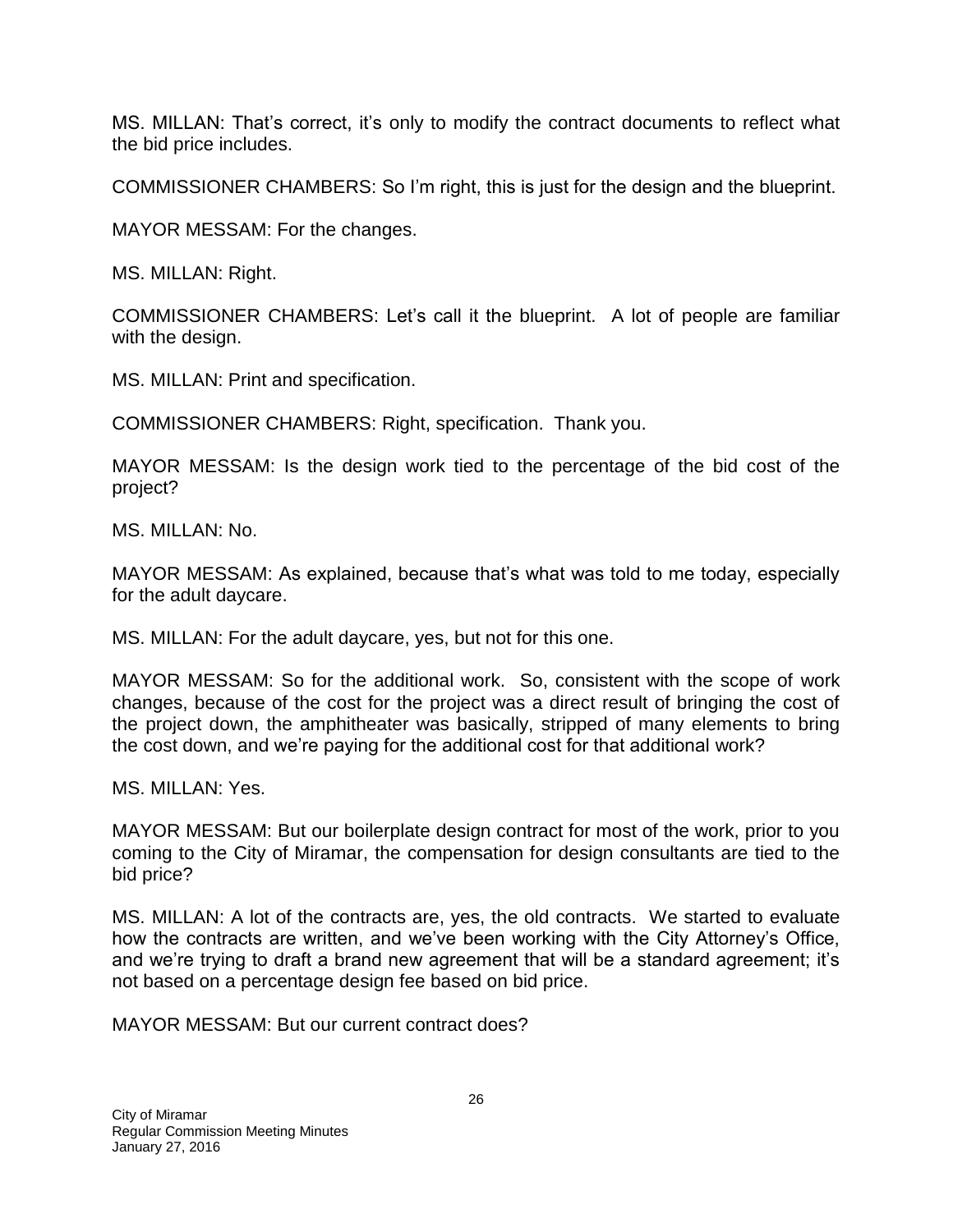MS. MILLAN: That's correct, it's only to modify the contract documents to reflect what the bid price includes.

COMMISSIONER CHAMBERS: So I'm right, this is just for the design and the blueprint.

MAYOR MESSAM: For the changes.

MS. MILLAN: Right.

COMMISSIONER CHAMBERS: Let's call it the blueprint. A lot of people are familiar with the design.

MS. MILLAN: Print and specification.

COMMISSIONER CHAMBERS: Right, specification. Thank you.

MAYOR MESSAM: Is the design work tied to the percentage of the bid cost of the project?

MS. MILLAN: No.

MAYOR MESSAM: As explained, because that's what was told to me today, especially for the adult daycare.

MS. MILLAN: For the adult daycare, yes, but not for this one.

MAYOR MESSAM: So for the additional work. So, consistent with the scope of work changes, because of the cost for the project was a direct result of bringing the cost of the project down, the amphitheater was basically, stripped of many elements to bring the cost down, and we're paying for the additional cost for that additional work?

MS. MILLAN: Yes.

MAYOR MESSAM: But our boilerplate design contract for most of the work, prior to you coming to the City of Miramar, the compensation for design consultants are tied to the bid price?

MS. MILLAN: A lot of the contracts are, yes, the old contracts. We started to evaluate how the contracts are written, and we've been working with the City Attorney's Office, and we're trying to draft a brand new agreement that will be a standard agreement; it's not based on a percentage design fee based on bid price.

MAYOR MESSAM: But our current contract does?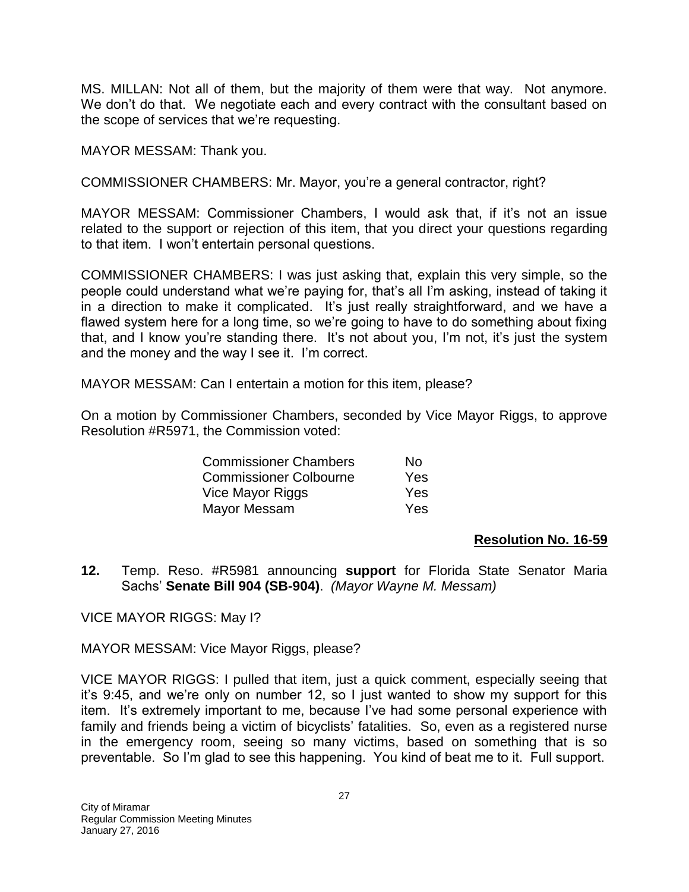MS. MILLAN: Not all of them, but the majority of them were that way. Not anymore. We don't do that. We negotiate each and every contract with the consultant based on the scope of services that we're requesting.

MAYOR MESSAM: Thank you.

COMMISSIONER CHAMBERS: Mr. Mayor, you're a general contractor, right?

MAYOR MESSAM: Commissioner Chambers, I would ask that, if it's not an issue related to the support or rejection of this item, that you direct your questions regarding to that item. I won't entertain personal questions.

COMMISSIONER CHAMBERS: I was just asking that, explain this very simple, so the people could understand what we're paying for, that's all I'm asking, instead of taking it in a direction to make it complicated. It's just really straightforward, and we have a flawed system here for a long time, so we're going to have to do something about fixing that, and I know you're standing there. It's not about you, I'm not, it's just the system and the money and the way I see it. I'm correct.

MAYOR MESSAM: Can I entertain a motion for this item, please?

On a motion by Commissioner Chambers, seconded by Vice Mayor Riggs, to approve Resolution #R5971, the Commission voted:

| | |
|---|---|
| Commissioner Chambers | No |
| Commissioner Colbourne | Yes |
| Vice Mayor Riggs | Yes |
| Mayor Messam | Yes |

**Resolution No. 16-59**

**12.** Temp. Reso. #R5981 announcing **support** for Florida State Senator Maria Sachs' **Senate Bill 904 (SB-904)**. *(Mayor Wayne M. Messam)*

VICE MAYOR RIGGS: May I?

MAYOR MESSAM: Vice Mayor Riggs, please?

VICE MAYOR RIGGS: I pulled that item, just a quick comment, especially seeing that it's 9:45, and we're only on number 12, so I just wanted to show my support for this item. It's extremely important to me, because I've had some personal experience with family and friends being a victim of bicyclists' fatalities. So, even as a registered nurse in the emergency room, seeing so many victims, based on something that is so preventable. So I'm glad to see this happening. You kind of beat me to it. Full support.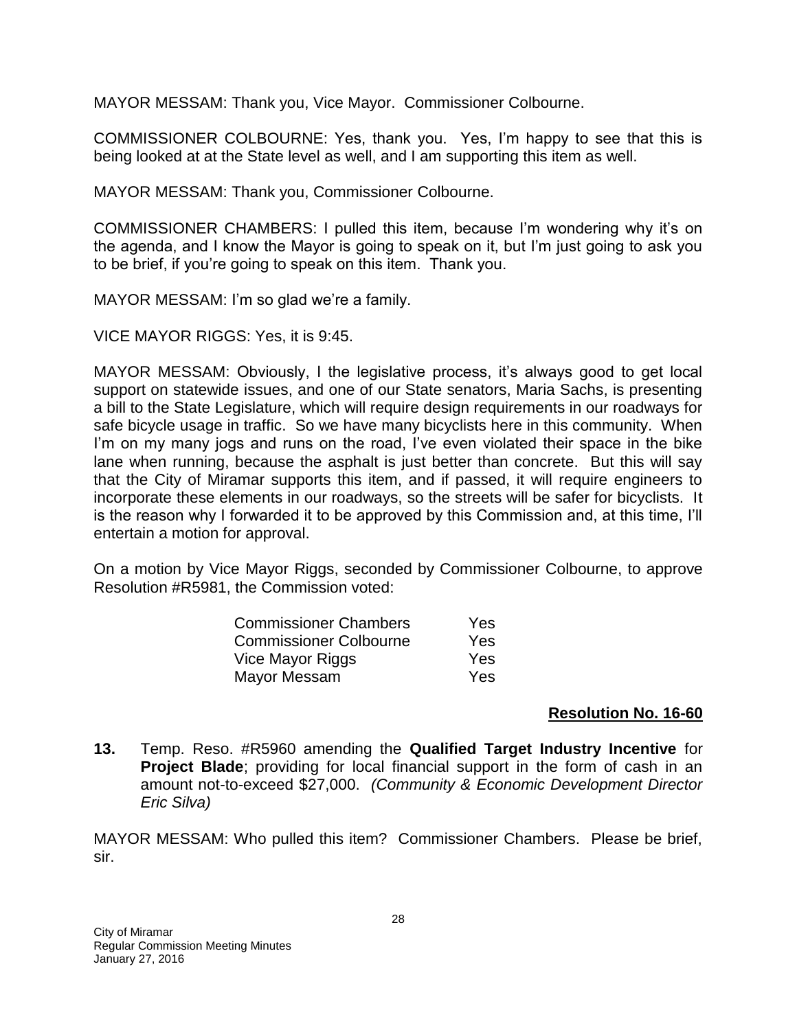MAYOR MESSAM: Thank you, Vice Mayor. Commissioner Colbourne.

COMMISSIONER COLBOURNE: Yes, thank you. Yes, I'm happy to see that this is being looked at at the State level as well, and I am supporting this item as well.

MAYOR MESSAM: Thank you, Commissioner Colbourne.

COMMISSIONER CHAMBERS: I pulled this item, because I'm wondering why it's on the agenda, and I know the Mayor is going to speak on it, but I'm just going to ask you to be brief, if you're going to speak on this item. Thank you.

MAYOR MESSAM: I'm so glad we're a family.

VICE MAYOR RIGGS: Yes, it is 9:45.

MAYOR MESSAM: Obviously, I the legislative process, it's always good to get local support on statewide issues, and one of our State senators, Maria Sachs, is presenting a bill to the State Legislature, which will require design requirements in our roadways for safe bicycle usage in traffic. So we have many bicyclists here in this community. When I'm on my many jogs and runs on the road, I've even violated their space in the bike lane when running, because the asphalt is just better than concrete. But this will say that the City of Miramar supports this item, and if passed, it will require engineers to incorporate these elements in our roadways, so the streets will be safer for bicyclists. It is the reason why I forwarded it to be approved by this Commission and, at this time, I'll entertain a motion for approval.

On a motion by Vice Mayor Riggs, seconded by Commissioner Colbourne, to approve Resolution #R5981, the Commission voted:

| | |
|---|---|
| Commissioner Chambers | Yes |
| Commissioner Colbourne | Yes |
| Vice Mayor Riggs | Yes |
| Mayor Messam | Yes |

**Resolution No. 16-60**

**13.** Temp. Reso. #R5960 amending the **Qualified Target Industry Incentive** for **Project Blade**; providing for local financial support in the form of cash in an amount not-to-exceed $27,000. *(Community & Economic Development Director Eric Silva)*

MAYOR MESSAM: Who pulled this item? Commissioner Chambers. Please be brief, sir.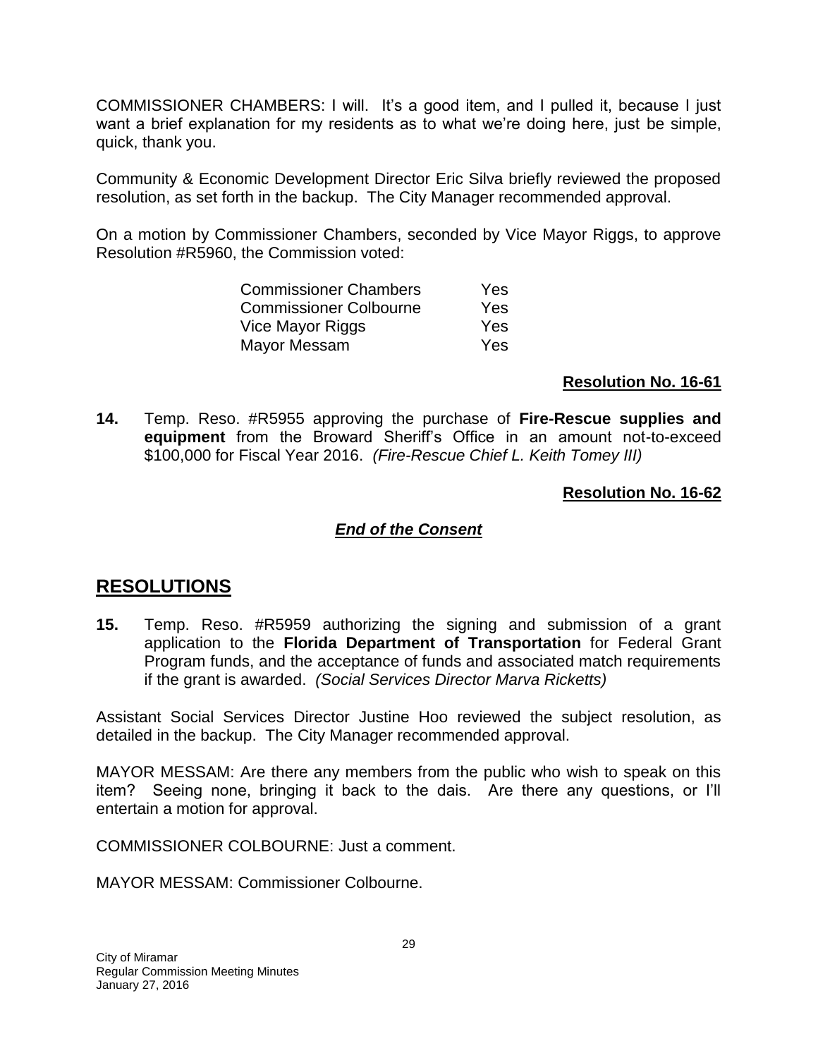COMMISSIONER CHAMBERS: I will. It's a good item, and I pulled it, because I just want a brief explanation for my residents as to what we're doing here, just be simple, quick, thank you.

Community & Economic Development Director Eric Silva briefly reviewed the proposed resolution, as set forth in the backup. The City Manager recommended approval.

On a motion by Commissioner Chambers, seconded by Vice Mayor Riggs, to approve Resolution #R5960, the Commission voted:

| | |
|---|---|
| Commissioner Chambers | Yes |
| Commissioner Colbourne | Yes |
| Vice Mayor Riggs | Yes |
| Mayor Messam | Yes |

**Resolution No. 16-61**

**14.** Temp. Reso. #R5955 approving the purchase of **Fire-Rescue supplies and equipment** from the Broward Sheriff's Office in an amount not-to-exceed $100,000 for Fiscal Year 2016. *(Fire-Rescue Chief L. Keith Tomey III)*

**Resolution No. 16-62**

***End of the Consent***

## RESOLUTIONS

**15.** Temp. Reso. #R5959 authorizing the signing and submission of a grant application to the **Florida Department of Transportation** for Federal Grant Program funds, and the acceptance of funds and associated match requirements if the grant is awarded. *(Social Services Director Marva Ricketts)*

Assistant Social Services Director Justine Hoo reviewed the subject resolution, as detailed in the backup. The City Manager recommended approval.

MAYOR MESSAM: Are there any members from the public who wish to speak on this item? Seeing none, bringing it back to the dais. Are there any questions, or I'll entertain a motion for approval.

COMMISSIONER COLBOURNE: Just a comment.

MAYOR MESSAM: Commissioner Colbourne.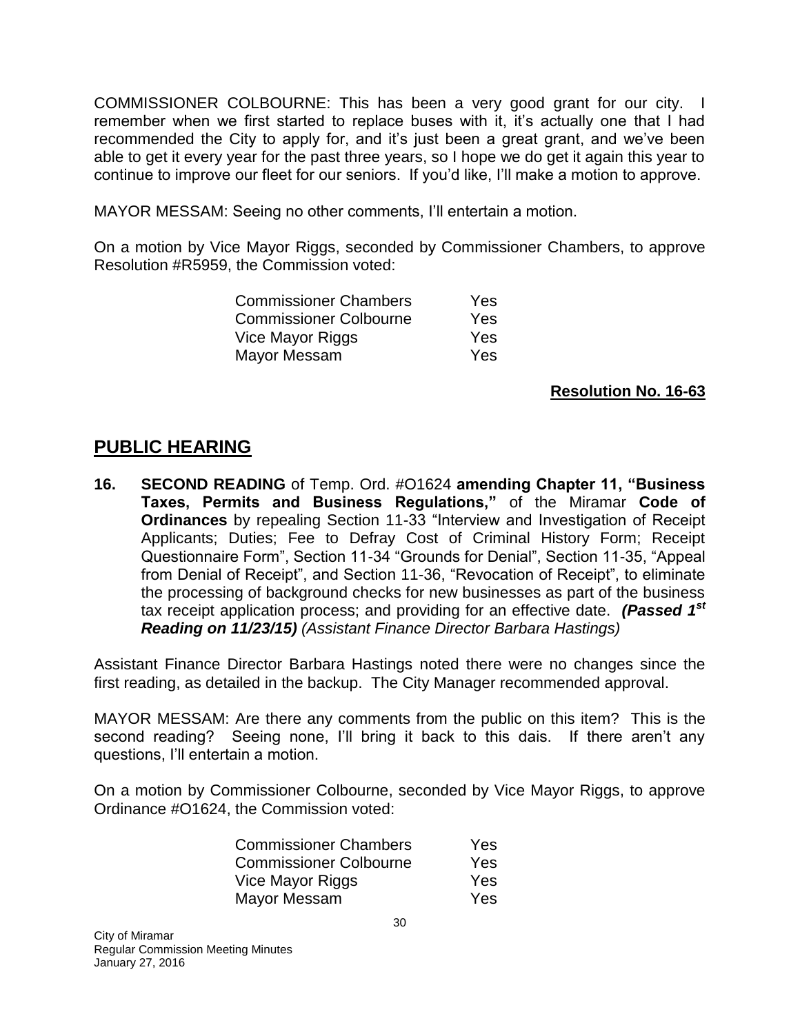COMMISSIONER COLBOURNE: This has been a very good grant for our city. I remember when we first started to replace buses with it, it's actually one that I had recommended the City to apply for, and it's just been a great grant, and we've been able to get it every year for the past three years, so I hope we do get it again this year to continue to improve our fleet for our seniors. If you'd like, I'll make a motion to approve.

MAYOR MESSAM: Seeing no other comments, I'll entertain a motion.

On a motion by Vice Mayor Riggs, seconded by Commissioner Chambers, to approve Resolution #R5959, the Commission voted:

| | |
|---|---|
| Commissioner Chambers | Yes |
| Commissioner Colbourne | Yes |
| Vice Mayor Riggs | Yes |
| Mayor Messam | Yes |

**Resolution No. 16-63**

## PUBLIC HEARING

**16. SECOND READING** of Temp. Ord. #O1624 **amending Chapter 11, "Business Taxes, Permits and Business Regulations,"** of the Miramar **Code of Ordinances** by repealing Section 11-33 "Interview and Investigation of Receipt Applicants; Duties; Fee to Defray Cost of Criminal History Form; Receipt Questionnaire Form", Section 11-34 "Grounds for Denial", Section 11-35, "Appeal from Denial of Receipt", and Section 11-36, "Revocation of Receipt", to eliminate the processing of background checks for new businesses as part of the business tax receipt application process; and providing for an effective date. ***(Passed 1st Reading on 11/23/15)*** *(Assistant Finance Director Barbara Hastings)*

Assistant Finance Director Barbara Hastings noted there were no changes since the first reading, as detailed in the backup. The City Manager recommended approval.

MAYOR MESSAM: Are there any comments from the public on this item? This is the second reading? Seeing none, I'll bring it back to this dais. If there aren't any questions, I'll entertain a motion.

On a motion by Commissioner Colbourne, seconded by Vice Mayor Riggs, to approve Ordinance #O1624, the Commission voted:

| | |
|---|---|
| Commissioner Chambers | Yes |
| Commissioner Colbourne | Yes |
| Vice Mayor Riggs | Yes |
| Mayor Messam | Yes |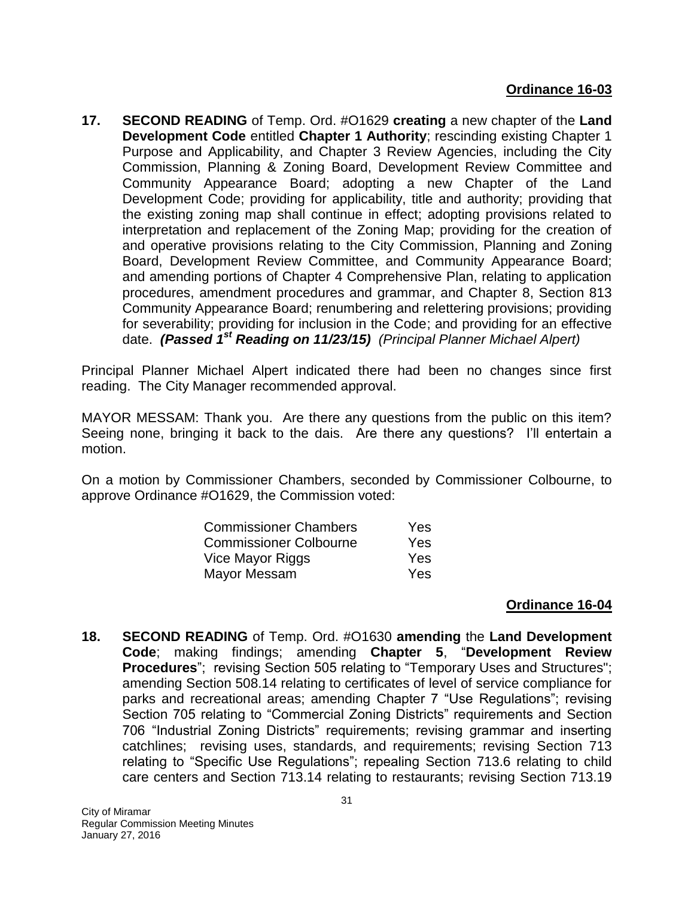**Ordinance 16-03**

**17. SECOND READING** of Temp. Ord. #O1629 **creating** a new chapter of the **Land Development Code** entitled **Chapter 1 Authority**; rescinding existing Chapter 1 Purpose and Applicability, and Chapter 3 Review Agencies, including the City Commission, Planning & Zoning Board, Development Review Committee and Community Appearance Board; adopting a new Chapter of the Land Development Code; providing for applicability, title and authority; providing that the existing zoning map shall continue in effect; adopting provisions related to interpretation and replacement of the Zoning Map; providing for the creation of and operative provisions relating to the City Commission, Planning and Zoning Board, Development Review Committee, and Community Appearance Board; and amending portions of Chapter 4 Comprehensive Plan, relating to application procedures, amendment procedures and grammar, and Chapter 8, Section 813 Community Appearance Board; renumbering and relettering provisions; providing for severability; providing for inclusion in the Code; and providing for an effective date. ***(Passed 1st Reading on 11/23/15)*** *(Principal Planner Michael Alpert)*

Principal Planner Michael Alpert indicated there had been no changes since first reading. The City Manager recommended approval.

MAYOR MESSAM: Thank you. Are there any questions from the public on this item? Seeing none, bringing it back to the dais. Are there any questions? I'll entertain a motion.

On a motion by Commissioner Chambers, seconded by Commissioner Colbourne, to approve Ordinance #O1629, the Commission voted:

| | |
|---|---|
| Commissioner Chambers | Yes |
| Commissioner Colbourne | Yes |
| Vice Mayor Riggs | Yes |
| Mayor Messam | Yes |

**Ordinance 16-04**

**18. SECOND READING** of Temp. Ord. #O1630 **amending** the **Land Development Code**; making findings; amending **Chapter 5**, "**Development Review Procedures**"; revising Section 505 relating to "Temporary Uses and Structures"; amending Section 508.14 relating to certificates of level of service compliance for parks and recreational areas; amending Chapter 7 "Use Regulations"; revising Section 705 relating to "Commercial Zoning Districts" requirements and Section 706 "Industrial Zoning Districts" requirements; revising grammar and inserting catchlines; revising uses, standards, and requirements; revising Section 713 relating to "Specific Use Regulations"; repealing Section 713.6 relating to child care centers and Section 713.14 relating to restaurants; revising Section 713.19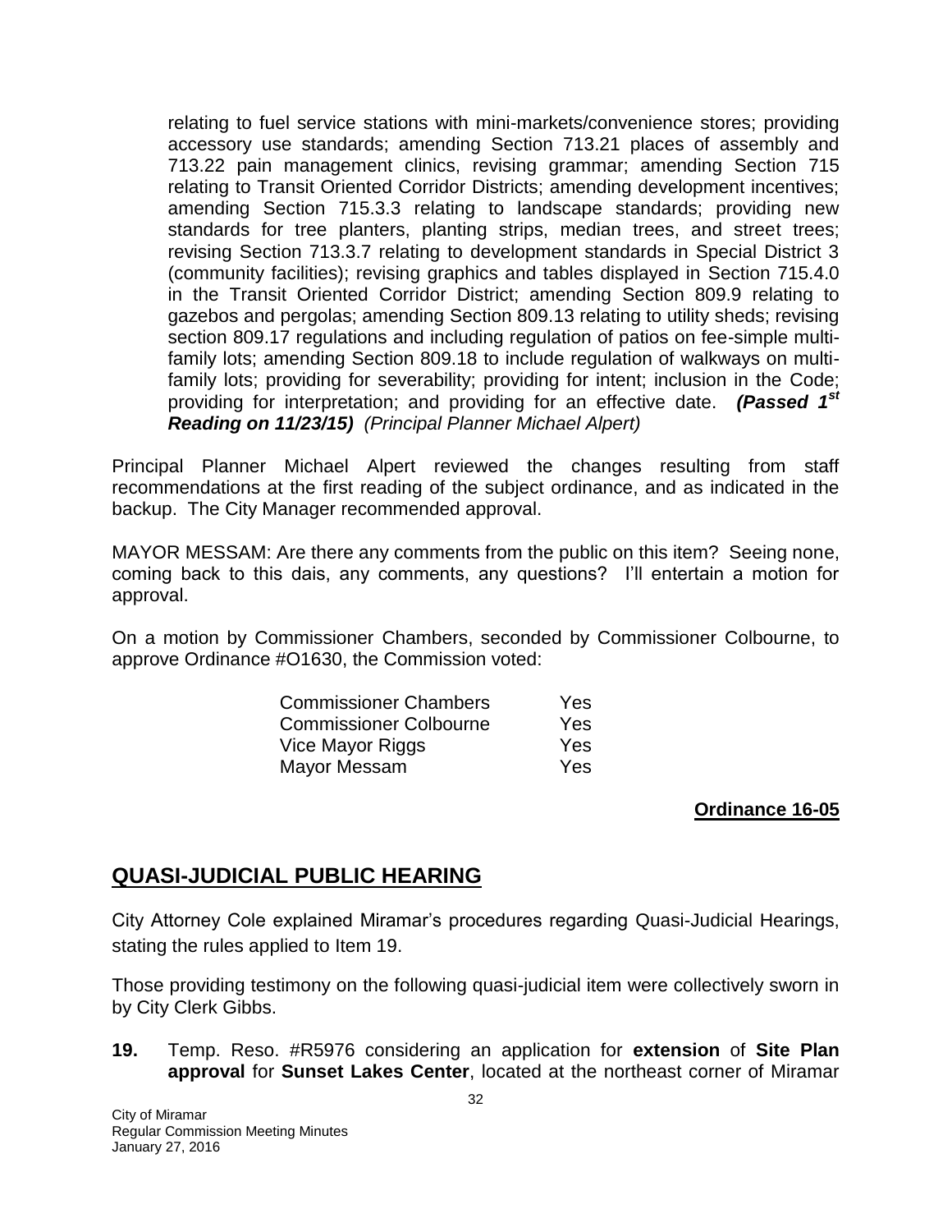relating to fuel service stations with mini-markets/convenience stores; providing accessory use standards; amending Section 713.21 places of assembly and 713.22 pain management clinics, revising grammar; amending Section 715 relating to Transit Oriented Corridor Districts; amending development incentives; amending Section 715.3.3 relating to landscape standards; providing new standards for tree planters, planting strips, median trees, and street trees; revising Section 713.3.7 relating to development standards in Special District 3 (community facilities); revising graphics and tables displayed in Section 715.4.0 in the Transit Oriented Corridor District; amending Section 809.9 relating to gazebos and pergolas; amending Section 809.13 relating to utility sheds; revising section 809.17 regulations and including regulation of patios on fee-simple multi-family lots; amending Section 809.18 to include regulation of walkways on multi-family lots; providing for severability; providing for intent; inclusion in the Code; providing for interpretation; and providing for an effective date. ***(Passed 1st Reading on 11/23/15)*** *(Principal Planner Michael Alpert)*

Principal Planner Michael Alpert reviewed the changes resulting from staff recommendations at the first reading of the subject ordinance, and as indicated in the backup. The City Manager recommended approval.

MAYOR MESSAM: Are there any comments from the public on this item? Seeing none, coming back to this dais, any comments, any questions? I'll entertain a motion for approval.

On a motion by Commissioner Chambers, seconded by Commissioner Colbourne, to approve Ordinance #O1630, the Commission voted:

| | |
|---|---|
| Commissioner Chambers | Yes |
| Commissioner Colbourne | Yes |
| Vice Mayor Riggs | Yes |
| Mayor Messam | Yes |

**Ordinance 16-05**

## QUASI-JUDICIAL PUBLIC HEARING

City Attorney Cole explained Miramar's procedures regarding Quasi-Judicial Hearings, stating the rules applied to Item 19.

Those providing testimony on the following quasi-judicial item were collectively sworn in by City Clerk Gibbs.

**19.** Temp. Reso. #R5976 considering an application for **extension** of **Site Plan approval** for **Sunset Lakes Center**, located at the northeast corner of Miramar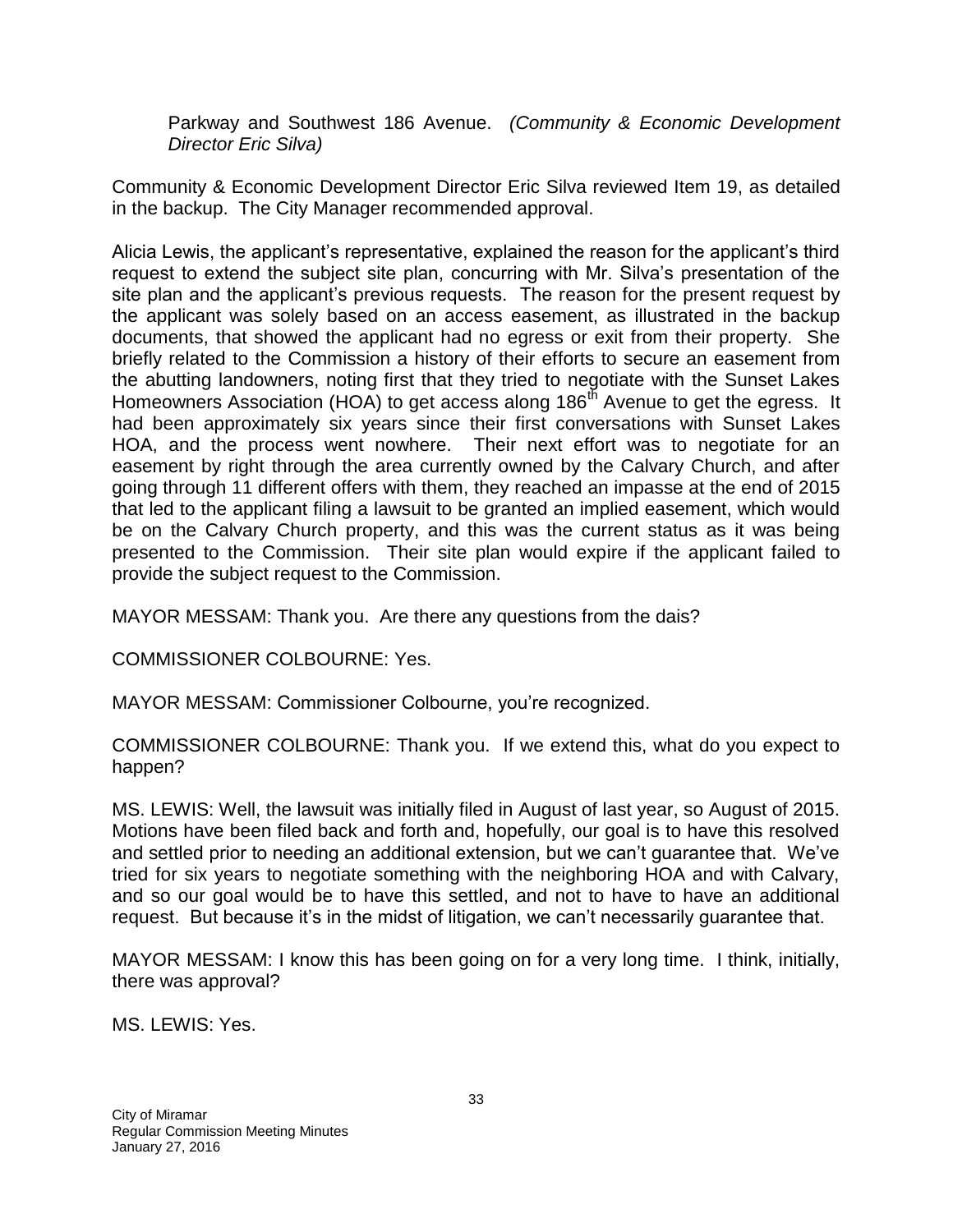Parkway and Southwest 186 Avenue. *(Community & Economic Development Director Eric Silva)*

Community & Economic Development Director Eric Silva reviewed Item 19, as detailed in the backup. The City Manager recommended approval.

Alicia Lewis, the applicant's representative, explained the reason for the applicant's third request to extend the subject site plan, concurring with Mr. Silva's presentation of the site plan and the applicant's previous requests. The reason for the present request by the applicant was solely based on an access easement, as illustrated in the backup documents, that showed the applicant had no egress or exit from their property. She briefly related to the Commission a history of their efforts to secure an easement from the abutting landowners, noting first that they tried to negotiate with the Sunset Lakes Homeowners Association (HOA) to get access along 186th Avenue to get the egress. It had been approximately six years since their first conversations with Sunset Lakes HOA, and the process went nowhere. Their next effort was to negotiate for an easement by right through the area currently owned by the Calvary Church, and after going through 11 different offers with them, they reached an impasse at the end of 2015 that led to the applicant filing a lawsuit to be granted an implied easement, which would be on the Calvary Church property, and this was the current status as it was being presented to the Commission. Their site plan would expire if the applicant failed to provide the subject request to the Commission.

MAYOR MESSAM: Thank you. Are there any questions from the dais?

COMMISSIONER COLBOURNE: Yes.

MAYOR MESSAM: Commissioner Colbourne, you're recognized.

COMMISSIONER COLBOURNE: Thank you. If we extend this, what do you expect to happen?

MS. LEWIS: Well, the lawsuit was initially filed in August of last year, so August of 2015. Motions have been filed back and forth and, hopefully, our goal is to have this resolved and settled prior to needing an additional extension, but we can't guarantee that. We've tried for six years to negotiate something with the neighboring HOA and with Calvary, and so our goal would be to have this settled, and not to have to have an additional request. But because it's in the midst of litigation, we can't necessarily guarantee that.

MAYOR MESSAM: I know this has been going on for a very long time. I think, initially, there was approval?

MS. LEWIS: Yes.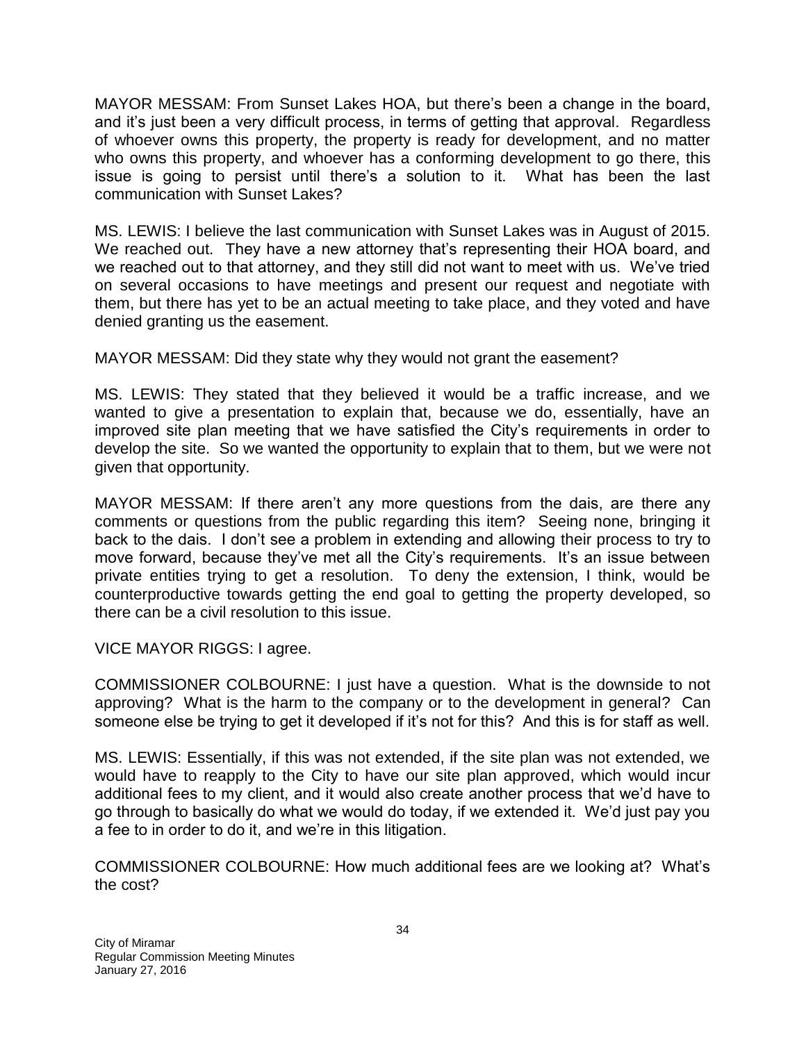MAYOR MESSAM: From Sunset Lakes HOA, but there's been a change in the board, and it's just been a very difficult process, in terms of getting that approval. Regardless of whoever owns this property, the property is ready for development, and no matter who owns this property, and whoever has a conforming development to go there, this issue is going to persist until there's a solution to it. What has been the last communication with Sunset Lakes?

MS. LEWIS: I believe the last communication with Sunset Lakes was in August of 2015. We reached out. They have a new attorney that's representing their HOA board, and we reached out to that attorney, and they still did not want to meet with us. We've tried on several occasions to have meetings and present our request and negotiate with them, but there has yet to be an actual meeting to take place, and they voted and have denied granting us the easement.

MAYOR MESSAM: Did they state why they would not grant the easement?

MS. LEWIS: They stated that they believed it would be a traffic increase, and we wanted to give a presentation to explain that, because we do, essentially, have an improved site plan meeting that we have satisfied the City's requirements in order to develop the site. So we wanted the opportunity to explain that to them, but we were not given that opportunity.

MAYOR MESSAM: If there aren't any more questions from the dais, are there any comments or questions from the public regarding this item? Seeing none, bringing it back to the dais. I don't see a problem in extending and allowing their process to try to move forward, because they've met all the City's requirements. It's an issue between private entities trying to get a resolution. To deny the extension, I think, would be counterproductive towards getting the end goal to getting the property developed, so there can be a civil resolution to this issue.

VICE MAYOR RIGGS: I agree.

COMMISSIONER COLBOURNE: I just have a question. What is the downside to not approving? What is the harm to the company or to the development in general? Can someone else be trying to get it developed if it's not for this? And this is for staff as well.

MS. LEWIS: Essentially, if this was not extended, if the site plan was not extended, we would have to reapply to the City to have our site plan approved, which would incur additional fees to my client, and it would also create another process that we'd have to go through to basically do what we would do today, if we extended it. We'd just pay you a fee to in order to do it, and we're in this litigation.

COMMISSIONER COLBOURNE: How much additional fees are we looking at? What's the cost?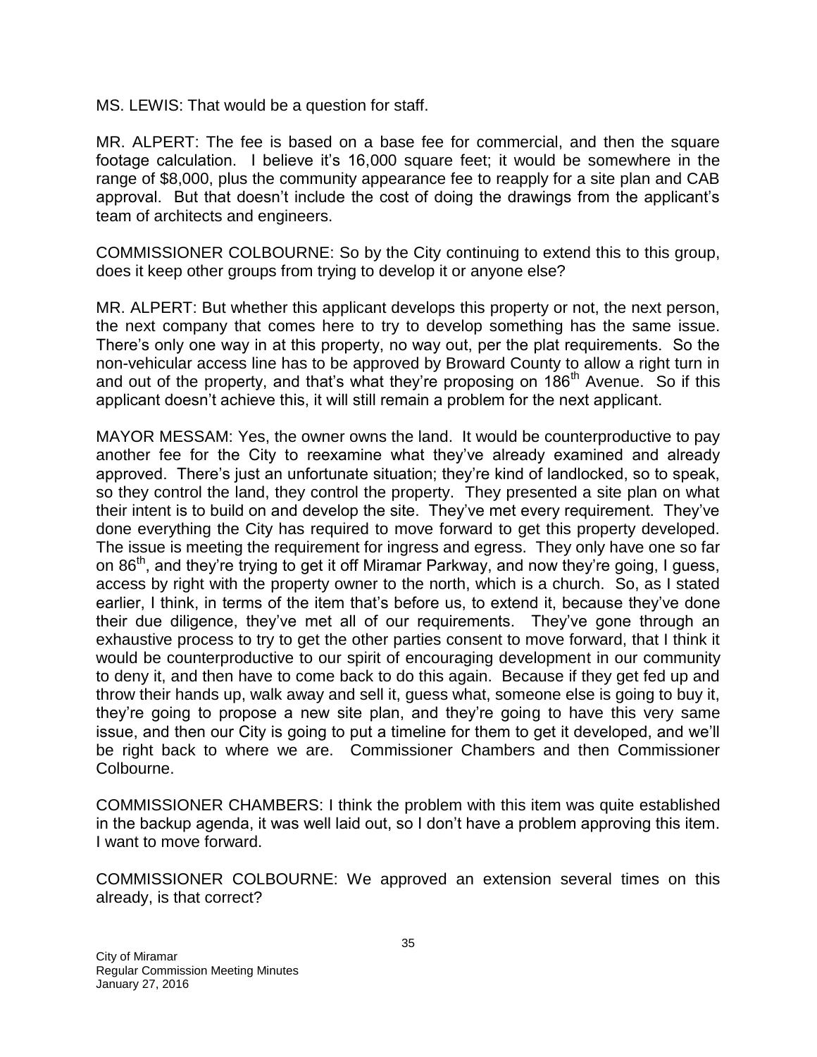MS. LEWIS: That would be a question for staff.

MR. ALPERT: The fee is based on a base fee for commercial, and then the square footage calculation. I believe it's 16,000 square feet; it would be somewhere in the range of $8,000, plus the community appearance fee to reapply for a site plan and CAB approval. But that doesn't include the cost of doing the drawings from the applicant's team of architects and engineers.

COMMISSIONER COLBOURNE: So by the City continuing to extend this to this group, does it keep other groups from trying to develop it or anyone else?

MR. ALPERT: But whether this applicant develops this property or not, the next person, the next company that comes here to try to develop something has the same issue. There's only one way in at this property, no way out, per the plat requirements. So the non-vehicular access line has to be approved by Broward County to allow a right turn in and out of the property, and that's what they're proposing on 186th Avenue. So if this applicant doesn't achieve this, it will still remain a problem for the next applicant.

MAYOR MESSAM: Yes, the owner owns the land. It would be counterproductive to pay another fee for the City to reexamine what they've already examined and already approved. There's just an unfortunate situation; they're kind of landlocked, so to speak, so they control the land, they control the property. They presented a site plan on what their intent is to build on and develop the site. They've met every requirement. They've done everything the City has required to move forward to get this property developed. The issue is meeting the requirement for ingress and egress. They only have one so far on 86th, and they're trying to get it off Miramar Parkway, and now they're going, I guess, access by right with the property owner to the north, which is a church. So, as I stated earlier, I think, in terms of the item that's before us, to extend it, because they've done their due diligence, they've met all of our requirements. They've gone through an exhaustive process to try to get the other parties consent to move forward, that I think it would be counterproductive to our spirit of encouraging development in our community to deny it, and then have to come back to do this again. Because if they get fed up and throw their hands up, walk away and sell it, guess what, someone else is going to buy it, they're going to propose a new site plan, and they're going to have this very same issue, and then our City is going to put a timeline for them to get it developed, and we'll be right back to where we are. Commissioner Chambers and then Commissioner Colbourne.

COMMISSIONER CHAMBERS: I think the problem with this item was quite established in the backup agenda, it was well laid out, so I don't have a problem approving this item. I want to move forward.

COMMISSIONER COLBOURNE: We approved an extension several times on this already, is that correct?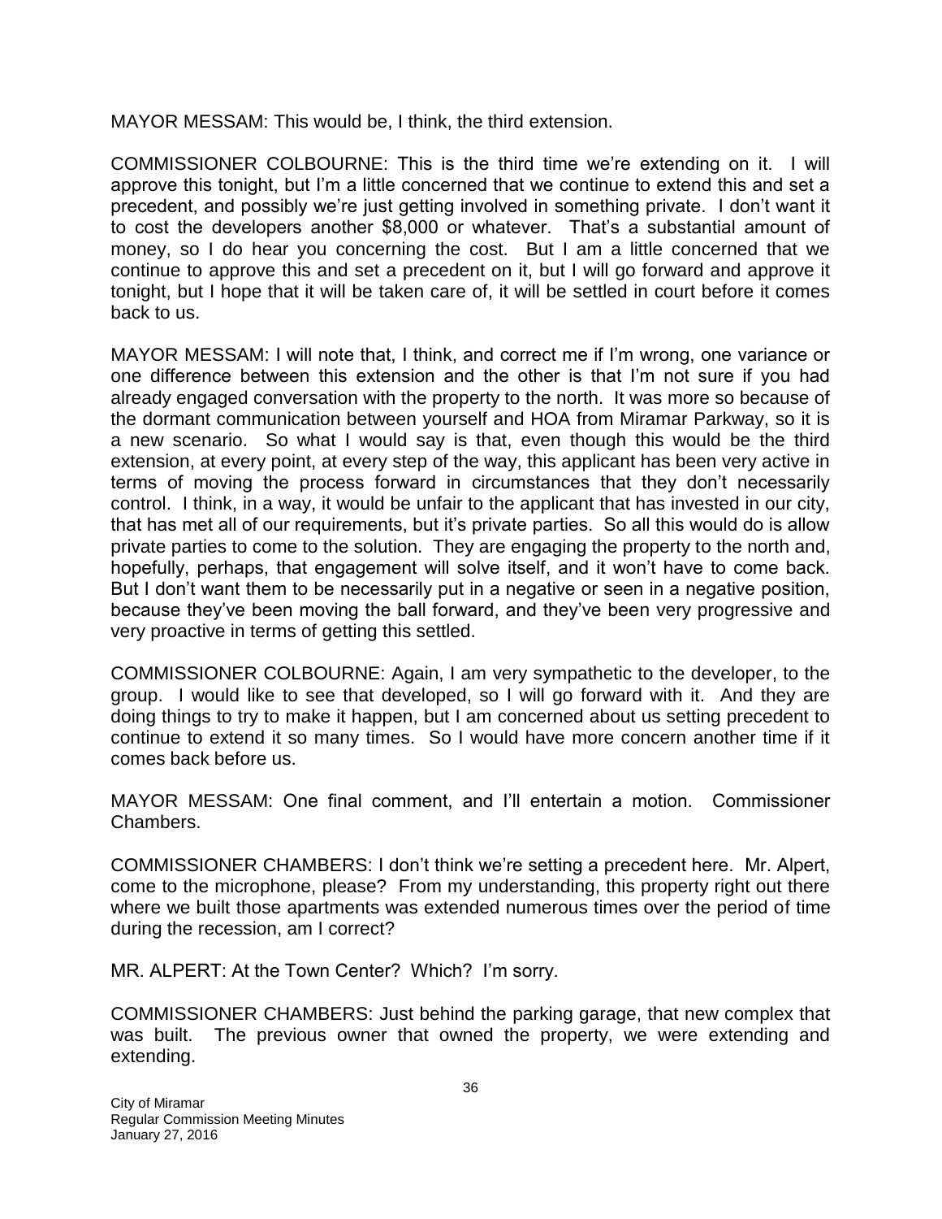MAYOR MESSAM: This would be, I think, the third extension.

COMMISSIONER COLBOURNE: This is the third time we're extending on it. I will approve this tonight, but I'm a little concerned that we continue to extend this and set a precedent, and possibly we're just getting involved in something private. I don't want it to cost the developers another $8,000 or whatever. That's a substantial amount of money, so I do hear you concerning the cost. But I am a little concerned that we continue to approve this and set a precedent on it, but I will go forward and approve it tonight, but I hope that it will be taken care of, it will be settled in court before it comes back to us.

MAYOR MESSAM: I will note that, I think, and correct me if I'm wrong, one variance or one difference between this extension and the other is that I'm not sure if you had already engaged conversation with the property to the north. It was more so because of the dormant communication between yourself and HOA from Miramar Parkway, so it is a new scenario. So what I would say is that, even though this would be the third extension, at every point, at every step of the way, this applicant has been very active in terms of moving the process forward in circumstances that they don't necessarily control. I think, in a way, it would be unfair to the applicant that has invested in our city, that has met all of our requirements, but it's private parties. So all this would do is allow private parties to come to the solution. They are engaging the property to the north and, hopefully, perhaps, that engagement will solve itself, and it won't have to come back. But I don't want them to be necessarily put in a negative or seen in a negative position, because they've been moving the ball forward, and they've been very progressive and very proactive in terms of getting this settled.

COMMISSIONER COLBOURNE: Again, I am very sympathetic to the developer, to the group. I would like to see that developed, so I will go forward with it. And they are doing things to try to make it happen, but I am concerned about us setting precedent to continue to extend it so many times. So I would have more concern another time if it comes back before us.

MAYOR MESSAM: One final comment, and I'll entertain a motion. Commissioner Chambers.

COMMISSIONER CHAMBERS: I don't think we're setting a precedent here. Mr. Alpert, come to the microphone, please? From my understanding, this property right out there where we built those apartments was extended numerous times over the period of time during the recession, am I correct?

MR. ALPERT: At the Town Center? Which? I'm sorry.

COMMISSIONER CHAMBERS: Just behind the parking garage, that new complex that was built. The previous owner that owned the property, we were extending and extending.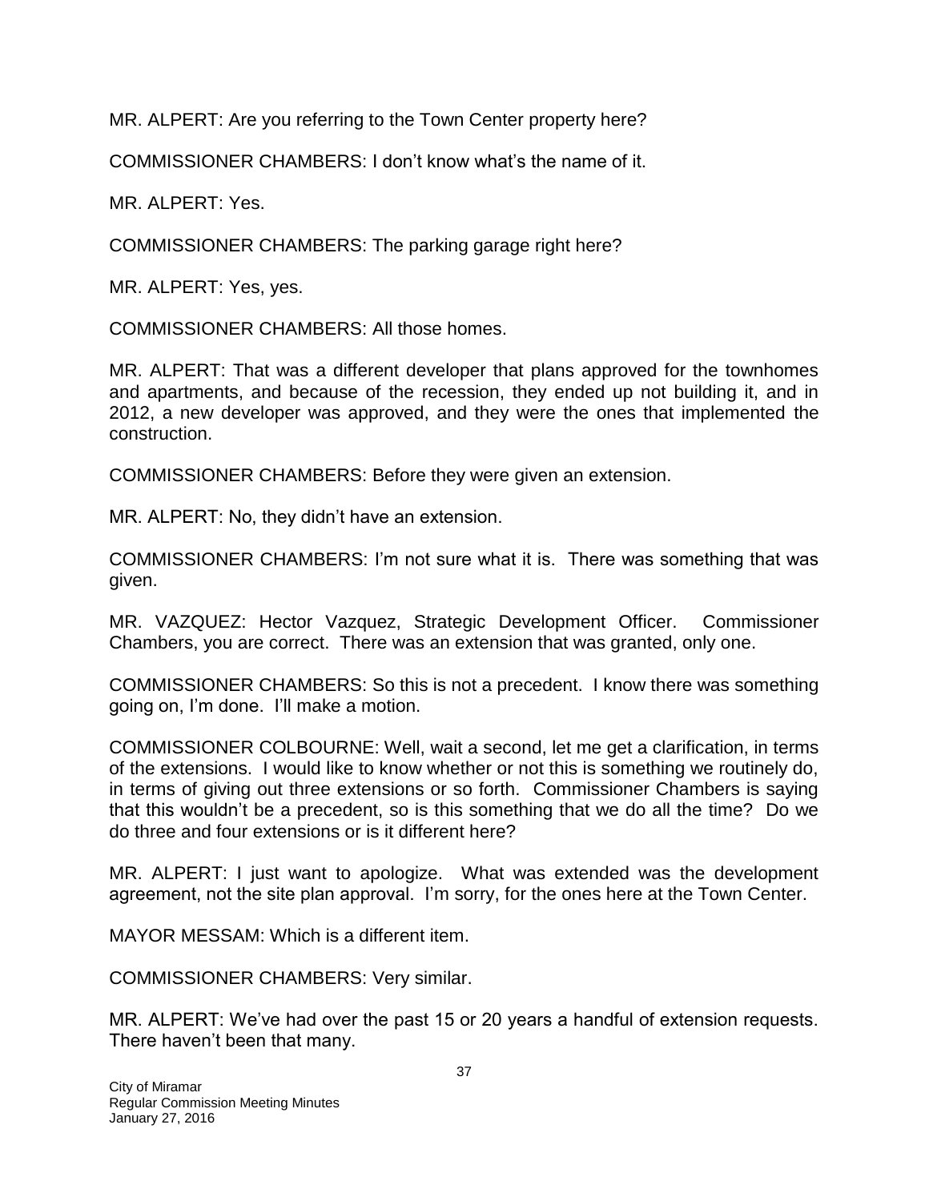MR. ALPERT: Are you referring to the Town Center property here?

COMMISSIONER CHAMBERS: I don't know what's the name of it.

MR. ALPERT: Yes.

COMMISSIONER CHAMBERS: The parking garage right here?

MR. ALPERT: Yes, yes.

COMMISSIONER CHAMBERS: All those homes.

MR. ALPERT: That was a different developer that plans approved for the townhomes and apartments, and because of the recession, they ended up not building it, and in 2012, a new developer was approved, and they were the ones that implemented the construction.

COMMISSIONER CHAMBERS: Before they were given an extension.

MR. ALPERT: No, they didn't have an extension.

COMMISSIONER CHAMBERS: I'm not sure what it is. There was something that was given.

MR. VAZQUEZ: Hector Vazquez, Strategic Development Officer. Commissioner Chambers, you are correct. There was an extension that was granted, only one.

COMMISSIONER CHAMBERS: So this is not a precedent. I know there was something going on, I'm done. I'll make a motion.

COMMISSIONER COLBOURNE: Well, wait a second, let me get a clarification, in terms of the extensions. I would like to know whether or not this is something we routinely do, in terms of giving out three extensions or so forth. Commissioner Chambers is saying that this wouldn't be a precedent, so is this something that we do all the time? Do we do three and four extensions or is it different here?

MR. ALPERT: I just want to apologize. What was extended was the development agreement, not the site plan approval. I'm sorry, for the ones here at the Town Center.

MAYOR MESSAM: Which is a different item.

COMMISSIONER CHAMBERS: Very similar.

MR. ALPERT: We've had over the past 15 or 20 years a handful of extension requests. There haven't been that many.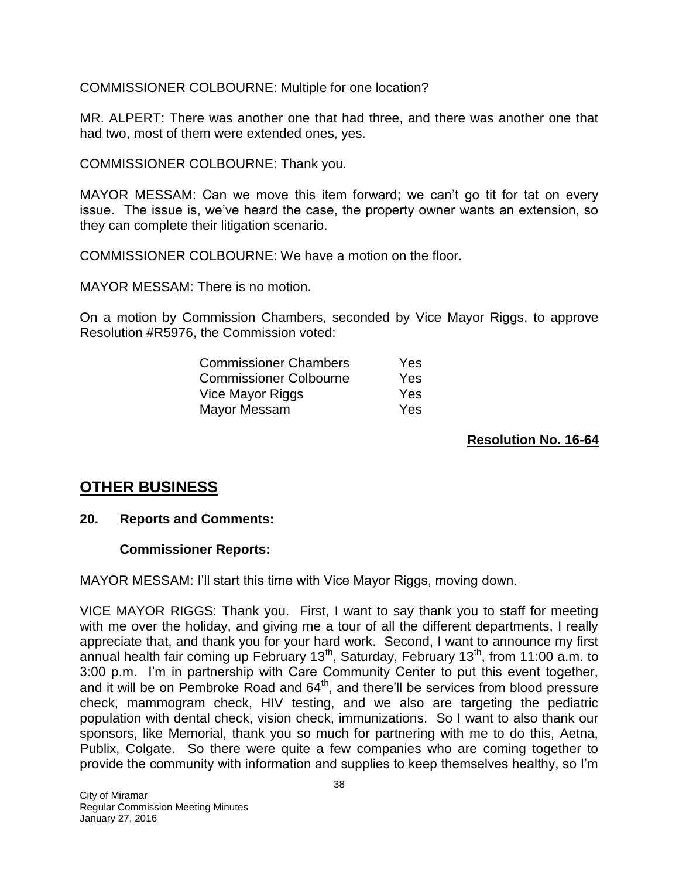COMMISSIONER COLBOURNE: Multiple for one location?

MR. ALPERT: There was another one that had three, and there was another one that had two, most of them were extended ones, yes.

COMMISSIONER COLBOURNE: Thank you.

MAYOR MESSAM: Can we move this item forward; we can't go tit for tat on every issue. The issue is, we've heard the case, the property owner wants an extension, so they can complete their litigation scenario.

COMMISSIONER COLBOURNE: We have a motion on the floor.

MAYOR MESSAM: There is no motion.

On a motion by Commission Chambers, seconded by Vice Mayor Riggs, to approve Resolution #R5976, the Commission voted:

| | |
|---|---|
| Commissioner Chambers | Yes |
| Commissioner Colbourne | Yes |
| Vice Mayor Riggs | Yes |
| Mayor Messam | Yes |

**Resolution No. 16-64**

## OTHER BUSINESS

### 20. Reports and Comments:

**Commissioner Reports:**

MAYOR MESSAM: I'll start this time with Vice Mayor Riggs, moving down.

VICE MAYOR RIGGS: Thank you. First, I want to say thank you to staff for meeting with me over the holiday, and giving me a tour of all the different departments, I really appreciate that, and thank you for your hard work. Second, I want to announce my first annual health fair coming up February 13th, Saturday, February 13th, from 11:00 a.m. to 3:00 p.m. I'm in partnership with Care Community Center to put this event together, and it will be on Pembroke Road and 64th, and there'll be services from blood pressure check, mammogram check, HIV testing, and we also are targeting the pediatric population with dental check, vision check, immunizations. So I want to also thank our sponsors, like Memorial, thank you so much for partnering with me to do this, Aetna, Publix, Colgate. So there were quite a few companies who are coming together to provide the community with information and supplies to keep themselves healthy, so I'm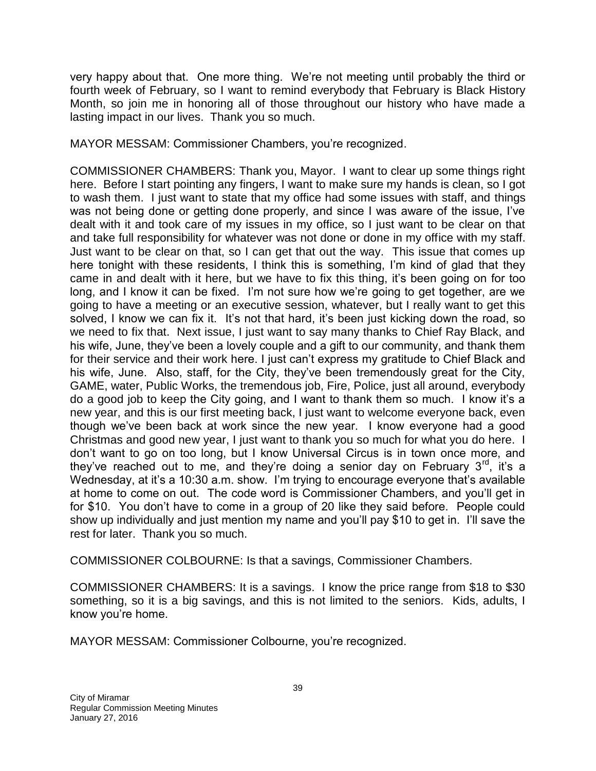very happy about that. One more thing. We're not meeting until probably the third or fourth week of February, so I want to remind everybody that February is Black History Month, so join me in honoring all of those throughout our history who have made a lasting impact in our lives. Thank you so much.

MAYOR MESSAM: Commissioner Chambers, you're recognized.

COMMISSIONER CHAMBERS: Thank you, Mayor. I want to clear up some things right here. Before I start pointing any fingers, I want to make sure my hands is clean, so I got to wash them. I just want to state that my office had some issues with staff, and things was not being done or getting done properly, and since I was aware of the issue, I've dealt with it and took care of my issues in my office, so I just want to be clear on that and take full responsibility for whatever was not done or done in my office with my staff. Just want to be clear on that, so I can get that out the way. This issue that comes up here tonight with these residents, I think this is something, I'm kind of glad that they came in and dealt with it here, but we have to fix this thing, it's been going on for too long, and I know it can be fixed. I'm not sure how we're going to get together, are we going to have a meeting or an executive session, whatever, but I really want to get this solved, I know we can fix it. It's not that hard, it's been just kicking down the road, so we need to fix that. Next issue, I just want to say many thanks to Chief Ray Black, and his wife, June, they've been a lovely couple and a gift to our community, and thank them for their service and their work here. I just can't express my gratitude to Chief Black and his wife, June. Also, staff, for the City, they've been tremendously great for the City, GAME, water, Public Works, the tremendous job, Fire, Police, just all around, everybody do a good job to keep the City going, and I want to thank them so much. I know it's a new year, and this is our first meeting back, I just want to welcome everyone back, even though we've been back at work since the new year. I know everyone had a good Christmas and good new year, I just want to thank you so much for what you do here. I don't want to go on too long, but I know Universal Circus is in town once more, and they've reached out to me, and they're doing a senior day on February 3rd, it's a Wednesday, at it's a 10:30 a.m. show. I'm trying to encourage everyone that's available at home to come on out. The code word is Commissioner Chambers, and you'll get in for $10. You don't have to come in a group of 20 like they said before. People could show up individually and just mention my name and you'll pay $10 to get in. I'll save the rest for later. Thank you so much.

COMMISSIONER COLBOURNE: Is that a savings, Commissioner Chambers.

COMMISSIONER CHAMBERS: It is a savings. I know the price range from $18 to $30 something, so it is a big savings, and this is not limited to the seniors. Kids, adults, I know you're home.

MAYOR MESSAM: Commissioner Colbourne, you're recognized.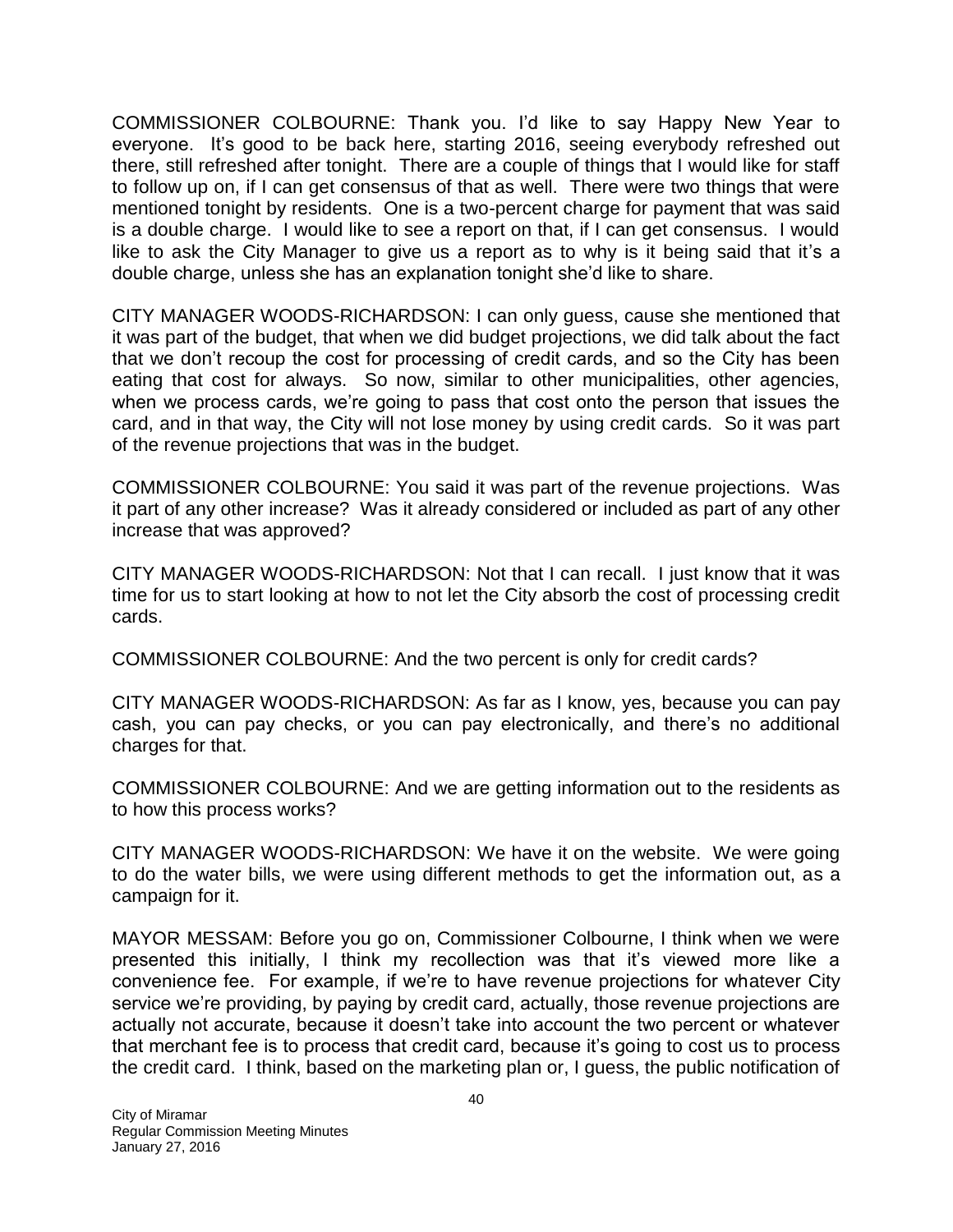COMMISSIONER COLBOURNE: Thank you. I'd like to say Happy New Year to everyone. It's good to be back here, starting 2016, seeing everybody refreshed out there, still refreshed after tonight. There are a couple of things that I would like for staff to follow up on, if I can get consensus of that as well. There were two things that were mentioned tonight by residents. One is a two-percent charge for payment that was said is a double charge. I would like to see a report on that, if I can get consensus. I would like to ask the City Manager to give us a report as to why is it being said that it's a double charge, unless she has an explanation tonight she'd like to share.

CITY MANAGER WOODS-RICHARDSON: I can only guess, cause she mentioned that it was part of the budget, that when we did budget projections, we did talk about the fact that we don't recoup the cost for processing of credit cards, and so the City has been eating that cost for always. So now, similar to other municipalities, other agencies, when we process cards, we're going to pass that cost onto the person that issues the card, and in that way, the City will not lose money by using credit cards. So it was part of the revenue projections that was in the budget.

COMMISSIONER COLBOURNE: You said it was part of the revenue projections. Was it part of any other increase? Was it already considered or included as part of any other increase that was approved?

CITY MANAGER WOODS-RICHARDSON: Not that I can recall. I just know that it was time for us to start looking at how to not let the City absorb the cost of processing credit cards.

COMMISSIONER COLBOURNE: And the two percent is only for credit cards?

CITY MANAGER WOODS-RICHARDSON: As far as I know, yes, because you can pay cash, you can pay checks, or you can pay electronically, and there's no additional charges for that.

COMMISSIONER COLBOURNE: And we are getting information out to the residents as to how this process works?

CITY MANAGER WOODS-RICHARDSON: We have it on the website. We were going to do the water bills, we were using different methods to get the information out, as a campaign for it.

MAYOR MESSAM: Before you go on, Commissioner Colbourne, I think when we were presented this initially, I think my recollection was that it's viewed more like a convenience fee. For example, if we're to have revenue projections for whatever City service we're providing, by paying by credit card, actually, those revenue projections are actually not accurate, because it doesn't take into account the two percent or whatever that merchant fee is to process that credit card, because it's going to cost us to process the credit card. I think, based on the marketing plan or, I guess, the public notification of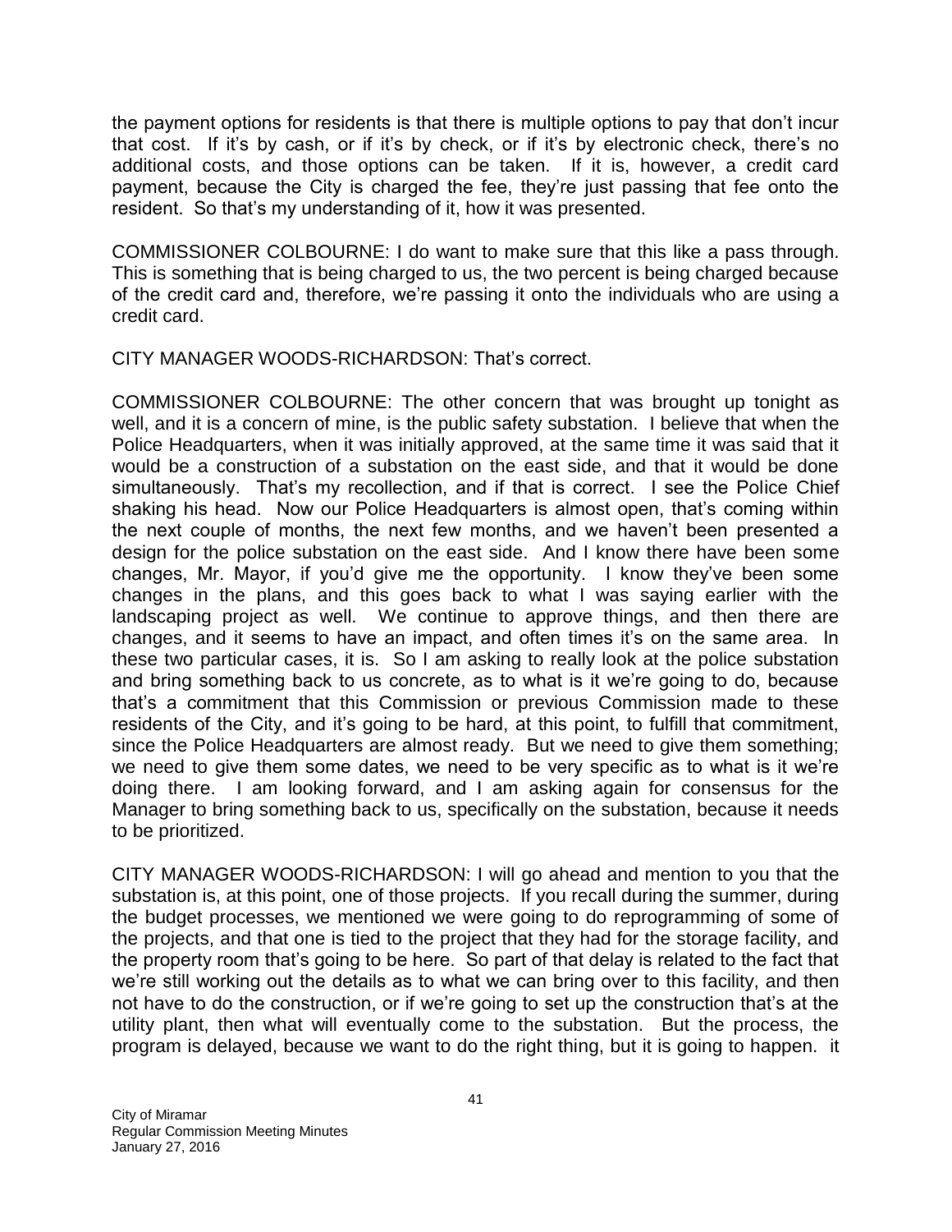the payment options for residents is that there is multiple options to pay that don't incur that cost. If it's by cash, or if it's by check, or if it's by electronic check, there's no additional costs, and those options can be taken. If it is, however, a credit card payment, because the City is charged the fee, they're just passing that fee onto the resident. So that's my understanding of it, how it was presented.

COMMISSIONER COLBOURNE: I do want to make sure that this like a pass through. This is something that is being charged to us, the two percent is being charged because of the credit card and, therefore, we're passing it onto the individuals who are using a credit card.

CITY MANAGER WOODS-RICHARDSON: That's correct.

COMMISSIONER COLBOURNE: The other concern that was brought up tonight as well, and it is a concern of mine, is the public safety substation. I believe that when the Police Headquarters, when it was initially approved, at the same time it was said that it would be a construction of a substation on the east side, and that it would be done simultaneously. That's my recollection, and if that is correct. I see the Police Chief shaking his head. Now our Police Headquarters is almost open, that's coming within the next couple of months, the next few months, and we haven't been presented a design for the police substation on the east side. And I know there have been some changes, Mr. Mayor, if you'd give me the opportunity. I know they've been some changes in the plans, and this goes back to what I was saying earlier with the landscaping project as well. We continue to approve things, and then there are changes, and it seems to have an impact, and often times it's on the same area. In these two particular cases, it is. So I am asking to really look at the police substation and bring something back to us concrete, as to what is it we're going to do, because that's a commitment that this Commission or previous Commission made to these residents of the City, and it's going to be hard, at this point, to fulfill that commitment, since the Police Headquarters are almost ready. But we need to give them something; we need to give them some dates, we need to be very specific as to what is it we're doing there. I am looking forward, and I am asking again for consensus for the Manager to bring something back to us, specifically on the substation, because it needs to be prioritized.

CITY MANAGER WOODS-RICHARDSON: I will go ahead and mention to you that the substation is, at this point, one of those projects. If you recall during the summer, during the budget processes, we mentioned we were going to do reprogramming of some of the projects, and that one is tied to the project that they had for the storage facility, and the property room that's going to be here. So part of that delay is related to the fact that we're still working out the details as to what we can bring over to this facility, and then not have to do the construction, or if we're going to set up the construction that's at the utility plant, then what will eventually come to the substation. But the process, the program is delayed, because we want to do the right thing, but it is going to happen. it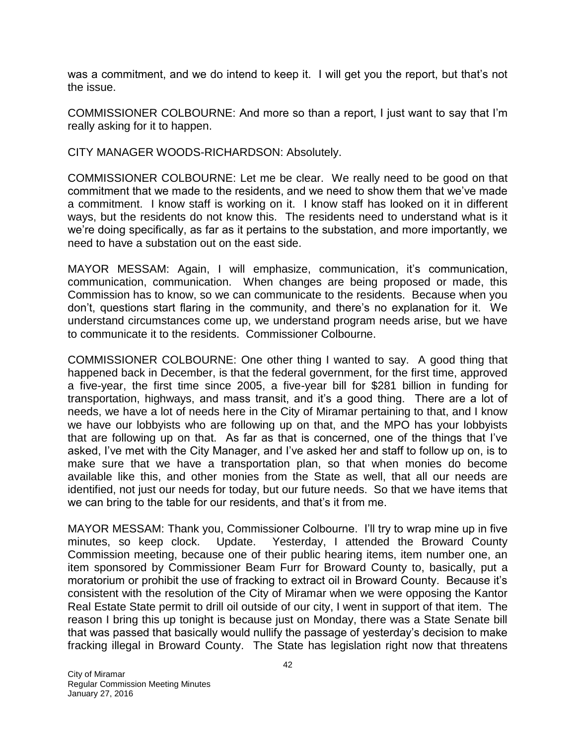was a commitment, and we do intend to keep it. I will get you the report, but that's not the issue.

COMMISSIONER COLBOURNE: And more so than a report, I just want to say that I'm really asking for it to happen.

CITY MANAGER WOODS-RICHARDSON: Absolutely.

COMMISSIONER COLBOURNE: Let me be clear. We really need to be good on that commitment that we made to the residents, and we need to show them that we've made a commitment. I know staff is working on it. I know staff has looked on it in different ways, but the residents do not know this. The residents need to understand what is it we're doing specifically, as far as it pertains to the substation, and more importantly, we need to have a substation out on the east side.

MAYOR MESSAM: Again, I will emphasize, communication, it's communication, communication, communication. When changes are being proposed or made, this Commission has to know, so we can communicate to the residents. Because when you don't, questions start flaring in the community, and there's no explanation for it. We understand circumstances come up, we understand program needs arise, but we have to communicate it to the residents. Commissioner Colbourne.

COMMISSIONER COLBOURNE: One other thing I wanted to say. A good thing that happened back in December, is that the federal government, for the first time, approved a five-year, the first time since 2005, a five-year bill for $281 billion in funding for transportation, highways, and mass transit, and it's a good thing. There are a lot of needs, we have a lot of needs here in the City of Miramar pertaining to that, and I know we have our lobbyists who are following up on that, and the MPO has your lobbyists that are following up on that. As far as that is concerned, one of the things that I've asked, I've met with the City Manager, and I've asked her and staff to follow up on, is to make sure that we have a transportation plan, so that when monies do become available like this, and other monies from the State as well, that all our needs are identified, not just our needs for today, but our future needs. So that we have items that we can bring to the table for our residents, and that's it from me.

MAYOR MESSAM: Thank you, Commissioner Colbourne. I'll try to wrap mine up in five minutes, so keep clock. Update. Yesterday, I attended the Broward County Commission meeting, because one of their public hearing items, item number one, an item sponsored by Commissioner Beam Furr for Broward County to, basically, put a moratorium or prohibit the use of fracking to extract oil in Broward County. Because it's consistent with the resolution of the City of Miramar when we were opposing the Kantor Real Estate State permit to drill oil outside of our city, I went in support of that item. The reason I bring this up tonight is because just on Monday, there was a State Senate bill that was passed that basically would nullify the passage of yesterday's decision to make fracking illegal in Broward County. The State has legislation right now that threatens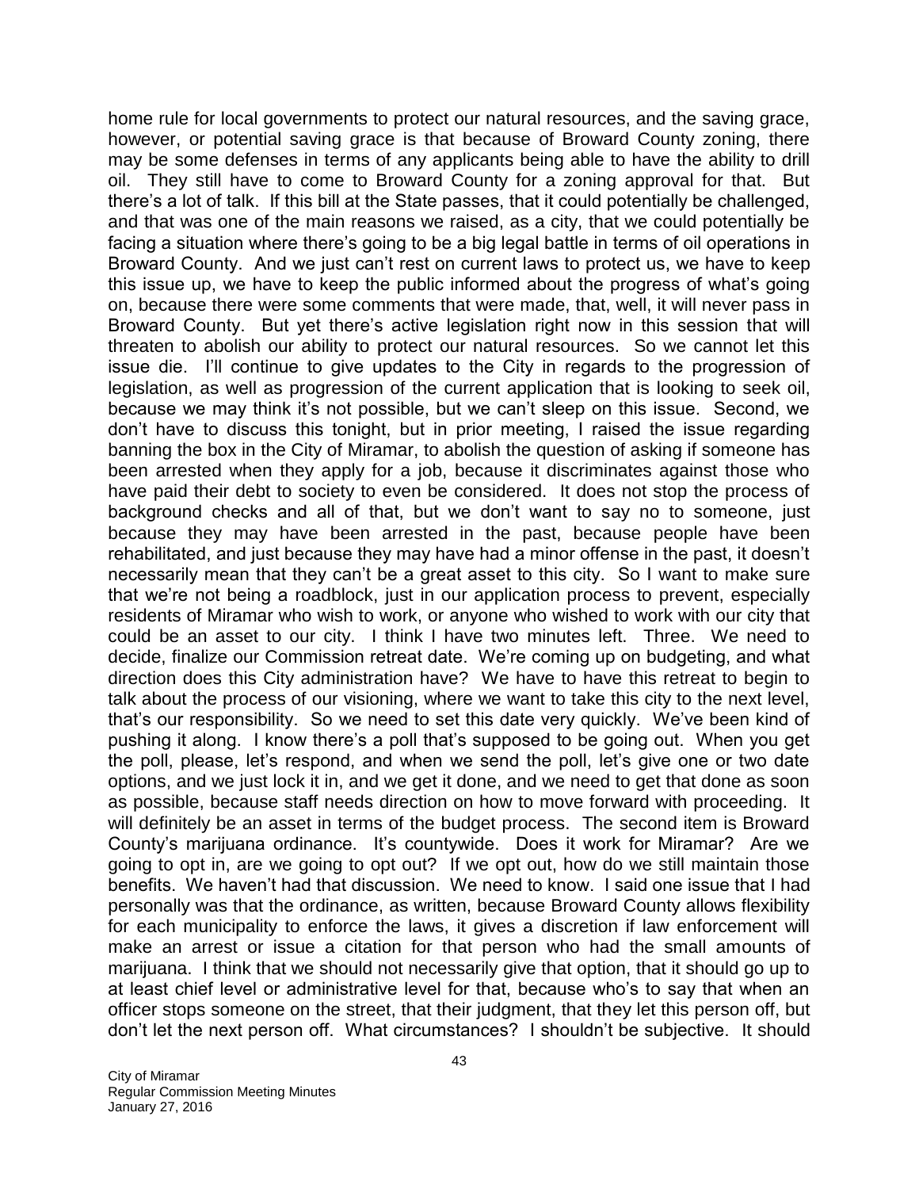home rule for local governments to protect our natural resources, and the saving grace, however, or potential saving grace is that because of Broward County zoning, there may be some defenses in terms of any applicants being able to have the ability to drill oil. They still have to come to Broward County for a zoning approval for that. But there's a lot of talk. If this bill at the State passes, that it could potentially be challenged, and that was one of the main reasons we raised, as a city, that we could potentially be facing a situation where there's going to be a big legal battle in terms of oil operations in Broward County. And we just can't rest on current laws to protect us, we have to keep this issue up, we have to keep the public informed about the progress of what's going on, because there were some comments that were made, that, well, it will never pass in Broward County. But yet there's active legislation right now in this session that will threaten to abolish our ability to protect our natural resources. So we cannot let this issue die. I'll continue to give updates to the City in regards to the progression of legislation, as well as progression of the current application that is looking to seek oil, because we may think it's not possible, but we can't sleep on this issue. Second, we don't have to discuss this tonight, but in prior meeting, I raised the issue regarding banning the box in the City of Miramar, to abolish the question of asking if someone has been arrested when they apply for a job, because it discriminates against those who have paid their debt to society to even be considered. It does not stop the process of background checks and all of that, but we don't want to say no to someone, just because they may have been arrested in the past, because people have been rehabilitated, and just because they may have had a minor offense in the past, it doesn't necessarily mean that they can't be a great asset to this city. So I want to make sure that we're not being a roadblock, just in our application process to prevent, especially residents of Miramar who wish to work, or anyone who wished to work with our city that could be an asset to our city. I think I have two minutes left. Three. We need to decide, finalize our Commission retreat date. We're coming up on budgeting, and what direction does this City administration have? We have to have this retreat to begin to talk about the process of our visioning, where we want to take this city to the next level, that's our responsibility. So we need to set this date very quickly. We've been kind of pushing it along. I know there's a poll that's supposed to be going out. When you get the poll, please, let's respond, and when we send the poll, let's give one or two date options, and we just lock it in, and we get it done, and we need to get that done as soon as possible, because staff needs direction on how to move forward with proceeding. It will definitely be an asset in terms of the budget process. The second item is Broward County's marijuana ordinance. It's countywide. Does it work for Miramar? Are we going to opt in, are we going to opt out? If we opt out, how do we still maintain those benefits. We haven't had that discussion. We need to know. I said one issue that I had personally was that the ordinance, as written, because Broward County allows flexibility for each municipality to enforce the laws, it gives a discretion if law enforcement will make an arrest or issue a citation for that person who had the small amounts of marijuana. I think that we should not necessarily give that option, that it should go up to at least chief level or administrative level for that, because who's to say that when an officer stops someone on the street, that their judgment, that they let this person off, but don't let the next person off. What circumstances? I shouldn't be subjective. It should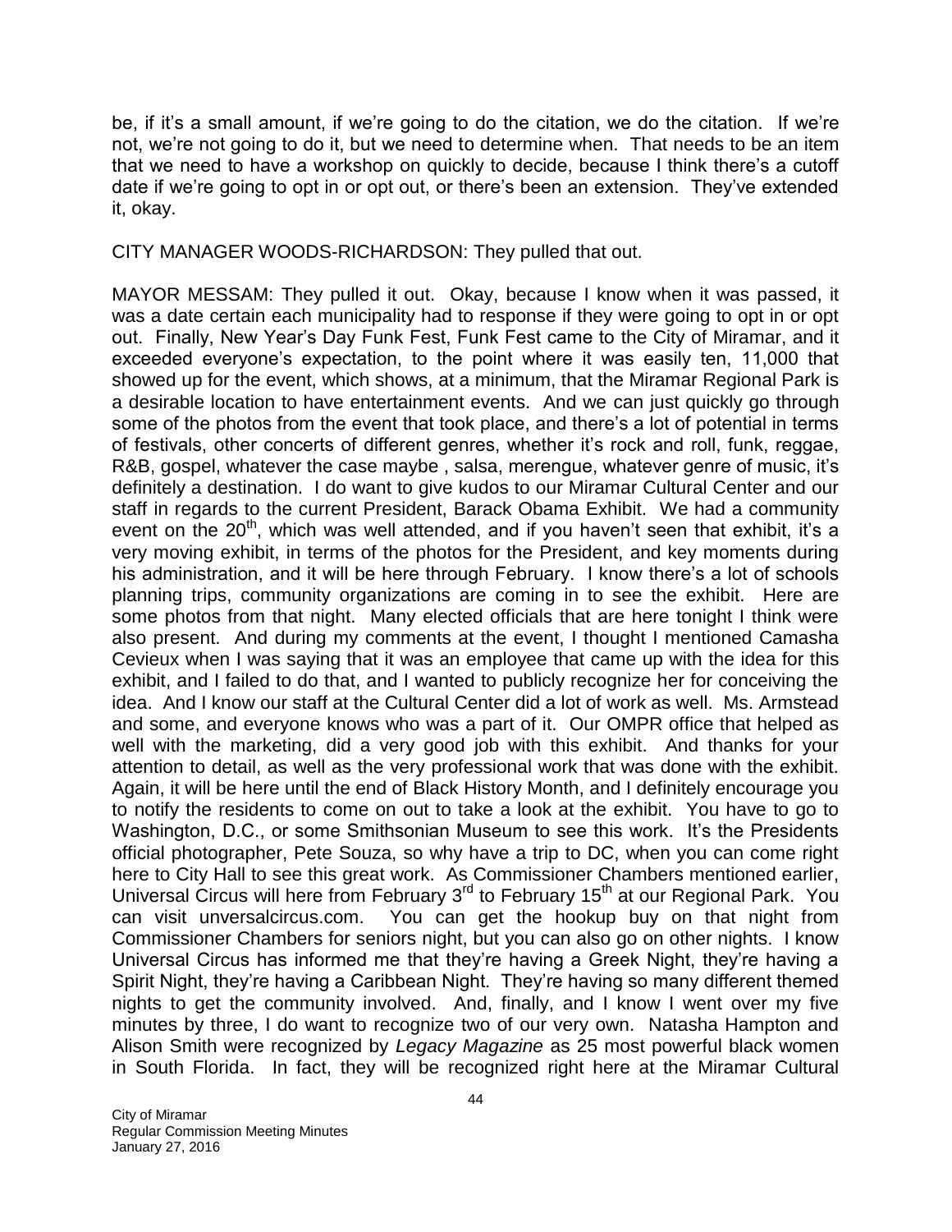be, if it's a small amount, if we're going to do the citation, we do the citation. If we're not, we're not going to do it, but we need to determine when. That needs to be an item that we need to have a workshop on quickly to decide, because I think there's a cutoff date if we're going to opt in or opt out, or there's been an extension. They've extended it, okay.

CITY MANAGER WOODS-RICHARDSON: They pulled that out.

MAYOR MESSAM: They pulled it out. Okay, because I know when it was passed, it was a date certain each municipality had to response if they were going to opt in or opt out. Finally, New Year's Day Funk Fest, Funk Fest came to the City of Miramar, and it exceeded everyone's expectation, to the point where it was easily ten, 11,000 that showed up for the event, which shows, at a minimum, that the Miramar Regional Park is a desirable location to have entertainment events. And we can just quickly go through some of the photos from the event that took place, and there's a lot of potential in terms of festivals, other concerts of different genres, whether it's rock and roll, funk, reggae, R&B, gospel, whatever the case maybe , salsa, merengue, whatever genre of music, it's definitely a destination. I do want to give kudos to our Miramar Cultural Center and our staff in regards to the current President, Barack Obama Exhibit. We had a community event on the 20th, which was well attended, and if you haven't seen that exhibit, it's a very moving exhibit, in terms of the photos for the President, and key moments during his administration, and it will be here through February. I know there's a lot of schools planning trips, community organizations are coming in to see the exhibit. Here are some photos from that night. Many elected officials that are here tonight I think were also present. And during my comments at the event, I thought I mentioned Camasha Cevieux when I was saying that it was an employee that came up with the idea for this exhibit, and I failed to do that, and I wanted to publicly recognize her for conceiving the idea. And I know our staff at the Cultural Center did a lot of work as well. Ms. Armstead and some, and everyone knows who was a part of it. Our OMPR office that helped as well with the marketing, did a very good job with this exhibit. And thanks for your attention to detail, as well as the very professional work that was done with the exhibit. Again, it will be here until the end of Black History Month, and I definitely encourage you to notify the residents to come on out to take a look at the exhibit. You have to go to Washington, D.C., or some Smithsonian Museum to see this work. It's the Presidents official photographer, Pete Souza, so why have a trip to DC, when you can come right here to City Hall to see this great work. As Commissioner Chambers mentioned earlier, Universal Circus will here from February 3rd to February 15th at our Regional Park. You can visit unversalcircus.com. You can get the hookup buy on that night from Commissioner Chambers for seniors night, but you can also go on other nights. I know Universal Circus has informed me that they're having a Greek Night, they're having a Spirit Night, they're having a Caribbean Night. They're having so many different themed nights to get the community involved. And, finally, and I know I went over my five minutes by three, I do want to recognize two of our very own. Natasha Hampton and Alison Smith were recognized by *Legacy Magazine* as 25 most powerful black women in South Florida. In fact, they will be recognized right here at the Miramar Cultural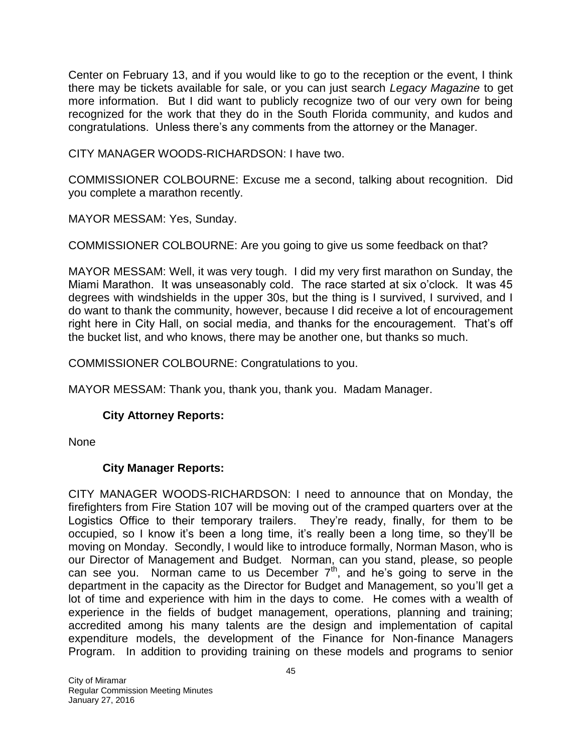Center on February 13, and if you would like to go to the reception or the event, I think there may be tickets available for sale, or you can just search *Legacy Magazine* to get more information. But I did want to publicly recognize two of our very own for being recognized for the work that they do in the South Florida community, and kudos and congratulations. Unless there's any comments from the attorney or the Manager.

CITY MANAGER WOODS-RICHARDSON: I have two.

COMMISSIONER COLBOURNE: Excuse me a second, talking about recognition. Did you complete a marathon recently.

MAYOR MESSAM: Yes, Sunday.

COMMISSIONER COLBOURNE: Are you going to give us some feedback on that?

MAYOR MESSAM: Well, it was very tough. I did my very first marathon on Sunday, the Miami Marathon. It was unseasonably cold. The race started at six o'clock. It was 45 degrees with windshields in the upper 30s, but the thing is I survived, I survived, and I do want to thank the community, however, because I did receive a lot of encouragement right here in City Hall, on social media, and thanks for the encouragement. That's off the bucket list, and who knows, there may be another one, but thanks so much.

COMMISSIONER COLBOURNE: Congratulations to you.

MAYOR MESSAM: Thank you, thank you, thank you. Madam Manager.

**City Attorney Reports:**

None

**City Manager Reports:**

CITY MANAGER WOODS-RICHARDSON: I need to announce that on Monday, the firefighters from Fire Station 107 will be moving out of the cramped quarters over at the Logistics Office to their temporary trailers. They're ready, finally, for them to be occupied, so I know it's been a long time, it's really been a long time, so they'll be moving on Monday. Secondly, I would like to introduce formally, Norman Mason, who is our Director of Management and Budget. Norman, can you stand, please, so people can see you. Norman came to us December 7th, and he's going to serve in the department in the capacity as the Director for Budget and Management, so you'll get a lot of time and experience with him in the days to come. He comes with a wealth of experience in the fields of budget management, operations, planning and training; accredited among his many talents are the design and implementation of capital expenditure models, the development of the Finance for Non-finance Managers Program. In addition to providing training on these models and programs to senior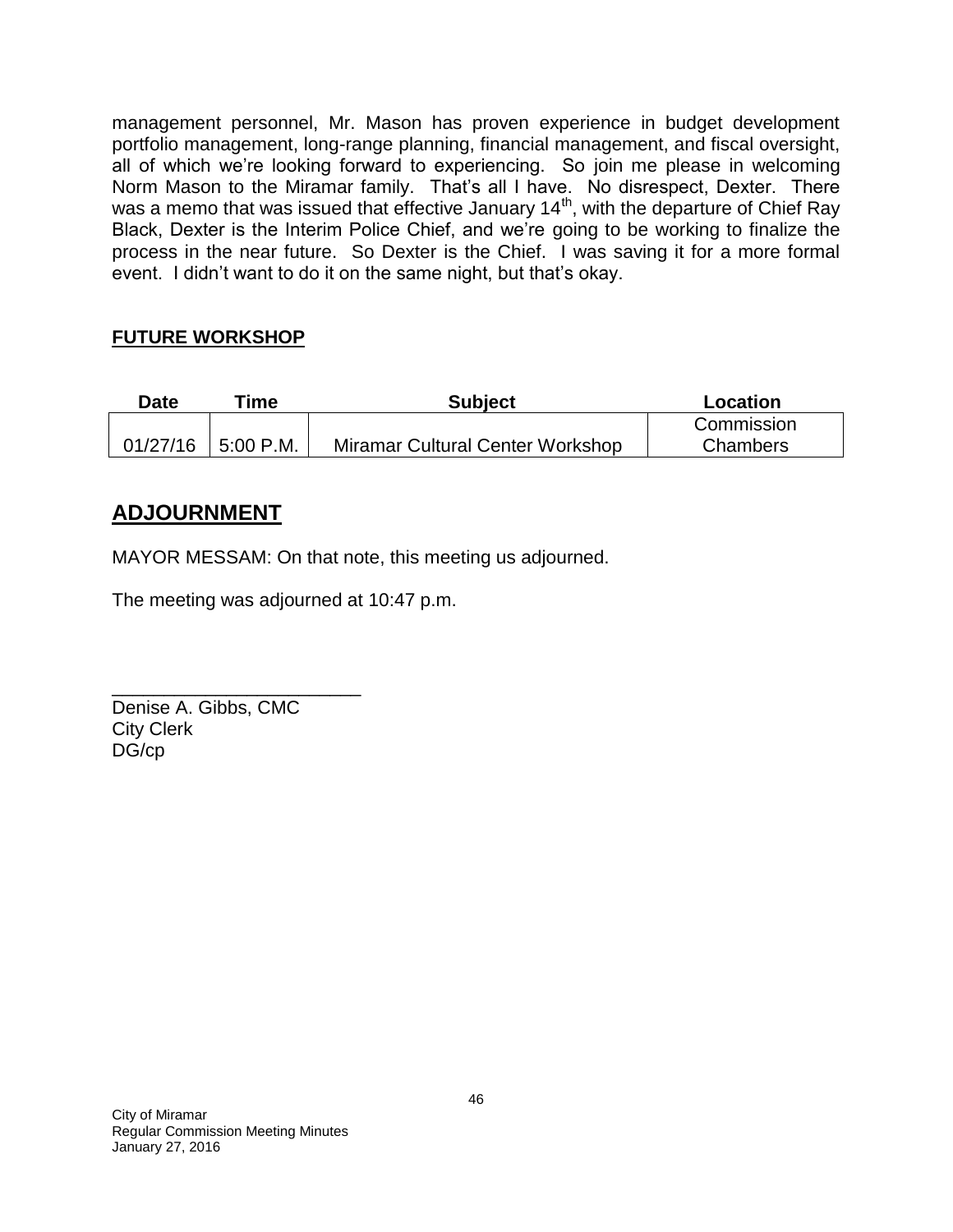management personnel, Mr. Mason has proven experience in budget development portfolio management, long-range planning, financial management, and fiscal oversight, all of which we're looking forward to experiencing. So join me please in welcoming Norm Mason to the Miramar family. That's all I have. No disrespect, Dexter. There was a memo that was issued that effective January 14th, with the departure of Chief Ray Black, Dexter is the Interim Police Chief, and we're going to be working to finalize the process in the near future. So Dexter is the Chief. I was saving it for a more formal event. I didn't want to do it on the same night, but that's okay.

**FUTURE WORKSHOP**

| Date | Time | Subject | Location |
| --- | --- | --- | --- |
| 01/27/16 | 5:00 P.M. | Miramar Cultural Center Workshop | Commission Chambers |

## ADJOURNMENT

MAYOR MESSAM: On that note, this meeting us adjourned.

The meeting was adjourned at 10:47 p.m.

________________________
Denise A. Gibbs, CMC
City Clerk
DG/cp